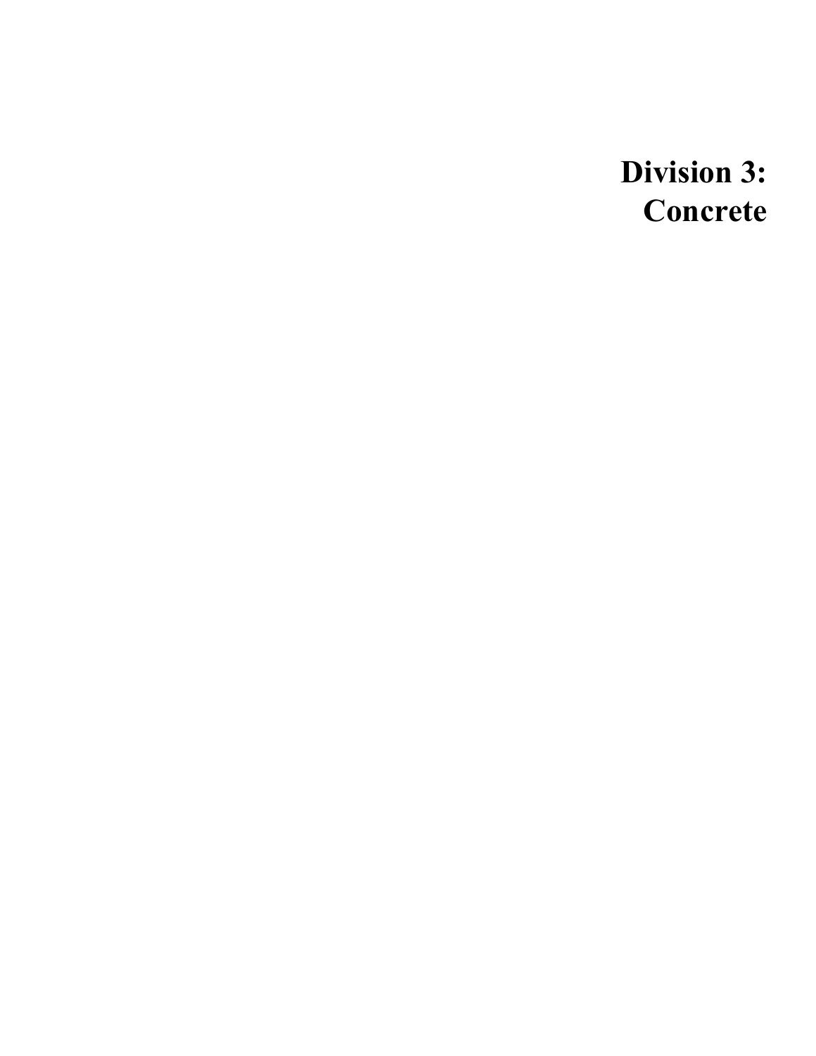# Division 3: Concrete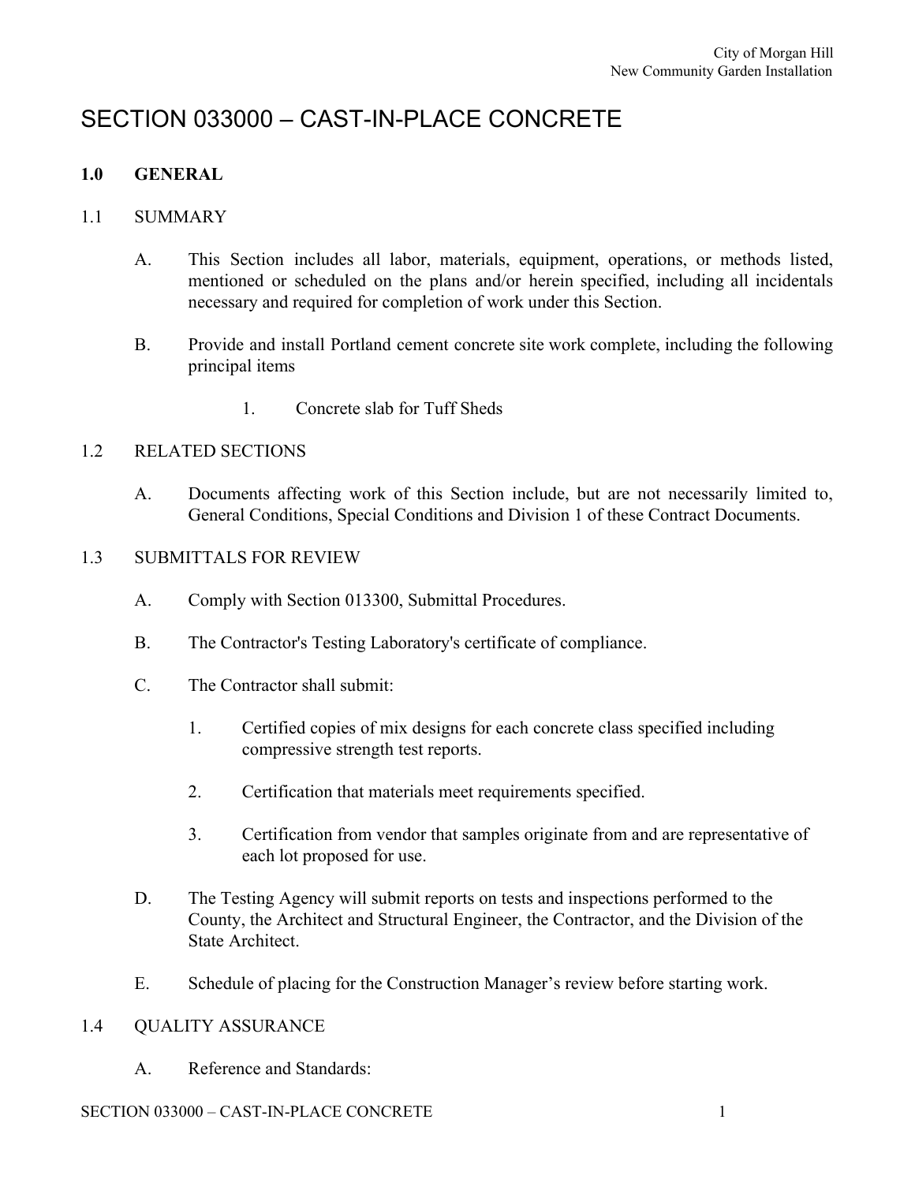# SECTION 033000 – CAST-IN-PLACE CONCRETE

## 1.0 GENERAL

### 1.1 SUMMARY

A. This Section includes all labor, materials, equipment, operations, or methods listed, mentioned or scheduled on the plans and/or herein specified, including all incidentals necessary and required for completion of work under this Section.

B. Provide and install Portland cement concrete site work complete, including the following principal items

1. Concrete slab for Tuff Sheds

### 1.2 RELATED SECTIONS

A. Documents affecting work of this Section include, but are not necessarily limited to, General Conditions, Special Conditions and Division 1 of these Contract Documents.

### 1.3 SUBMITTALS FOR REVIEW

A. Comply with Section 013300, Submittal Procedures.

B. The Contractor's Testing Laboratory's certificate of compliance.

C. The Contractor shall submit:

1. Certified copies of mix designs for each concrete class specified including compressive strength test reports.
2. Certification that materials meet requirements specified.
3. Certification from vendor that samples originate from and are representative of each lot proposed for use.

D. The Testing Agency will submit reports on tests and inspections performed to the County, the Architect and Structural Engineer, the Contractor, and the Division of the State Architect.

E. Schedule of placing for the Construction Manager's review before starting work.

### 1.4 QUALITY ASSURANCE

A. Reference and Standards: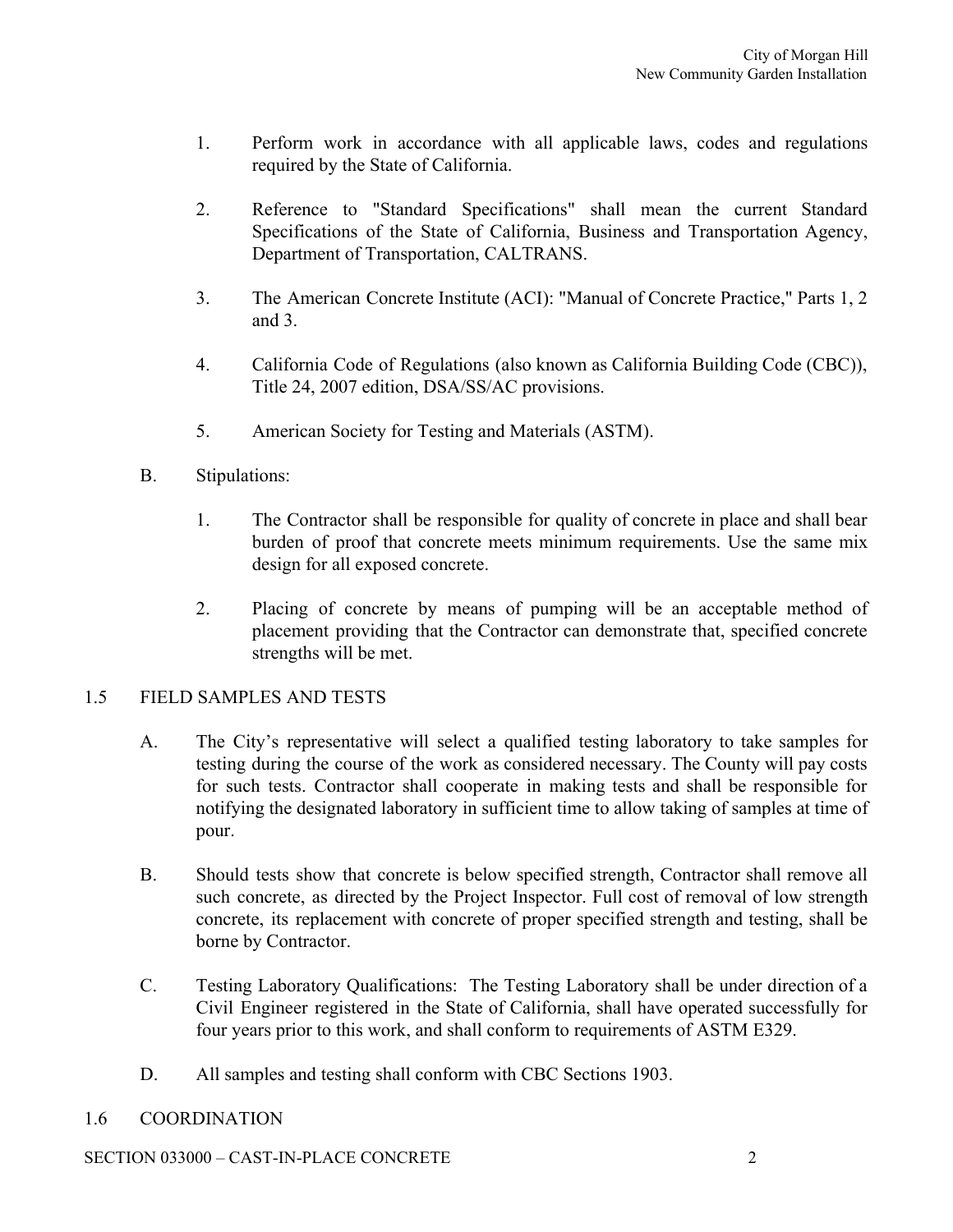1. Perform work in accordance with all applicable laws, codes and regulations required by the State of California.

2. Reference to "Standard Specifications" shall mean the current Standard Specifications of the State of California, Business and Transportation Agency, Department of Transportation, CALTRANS.

3. The American Concrete Institute (ACI): "Manual of Concrete Practice," Parts 1, 2 and 3.

4. California Code of Regulations (also known as California Building Code (CBC)), Title 24, 2007 edition, DSA/SS/AC provisions.

5. American Society for Testing and Materials (ASTM).

B. Stipulations:

1. The Contractor shall be responsible for quality of concrete in place and shall bear burden of proof that concrete meets minimum requirements. Use the same mix design for all exposed concrete.

2. Placing of concrete by means of pumping will be an acceptable method of placement providing that the Contractor can demonstrate that, specified concrete strengths will be met.

## 1.5 FIELD SAMPLES AND TESTS

A. The City's representative will select a qualified testing laboratory to take samples for testing during the course of the work as considered necessary. The County will pay costs for such tests. Contractor shall cooperate in making tests and shall be responsible for notifying the designated laboratory in sufficient time to allow taking of samples at time of pour.

B. Should tests show that concrete is below specified strength, Contractor shall remove all such concrete, as directed by the Project Inspector. Full cost of removal of low strength concrete, its replacement with concrete of proper specified strength and testing, shall be borne by Contractor.

C. Testing Laboratory Qualifications: The Testing Laboratory shall be under direction of a Civil Engineer registered in the State of California, shall have operated successfully for four years prior to this work, and shall conform to requirements of ASTM E329.

D. All samples and testing shall conform with CBC Sections 1903.

## 1.6 COORDINATION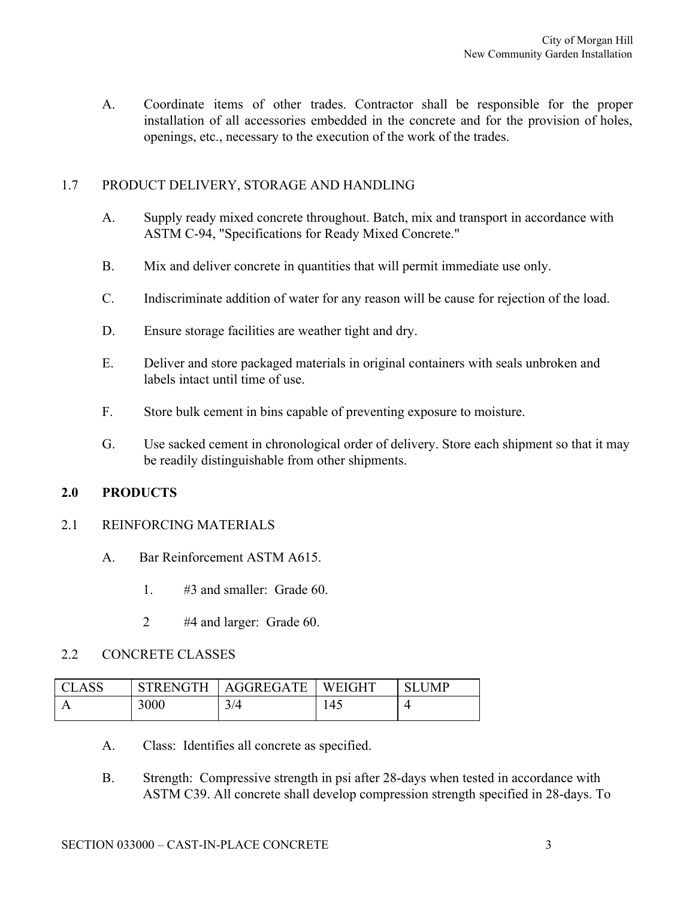A. Coordinate items of other trades. Contractor shall be responsible for the proper installation of all accessories embedded in the concrete and for the provision of holes, openings, etc., necessary to the execution of the work of the trades.

1.7 PRODUCT DELIVERY, STORAGE AND HANDLING

A. Supply ready mixed concrete throughout. Batch, mix and transport in accordance with ASTM C-94, "Specifications for Ready Mixed Concrete."

B. Mix and deliver concrete in quantities that will permit immediate use only.

C. Indiscriminate addition of water for any reason will be cause for rejection of the load.

D. Ensure storage facilities are weather tight and dry.

E. Deliver and store packaged materials in original containers with seals unbroken and labels intact until time of use.

F. Store bulk cement in bins capable of preventing exposure to moisture.

G. Use sacked cement in chronological order of delivery. Store each shipment so that it may be readily distinguishable from other shipments.

## 2.0 PRODUCTS

2.1 REINFORCING MATERIALS

A. Bar Reinforcement ASTM A615.

1. #3 and smaller: Grade 60.

2 #4 and larger: Grade 60.

2.2 CONCRETE CLASSES

| CLASS | STRENGTH | AGGREGATE | WEIGHT | SLUMP |
|---|---|---|---|---|
| A | 3000 | 3/4 | 145 | 4 |

A. Class: Identifies all concrete as specified.

B. Strength: Compressive strength in psi after 28-days when tested in accordance with ASTM C39. All concrete shall develop compression strength specified in 28-days. To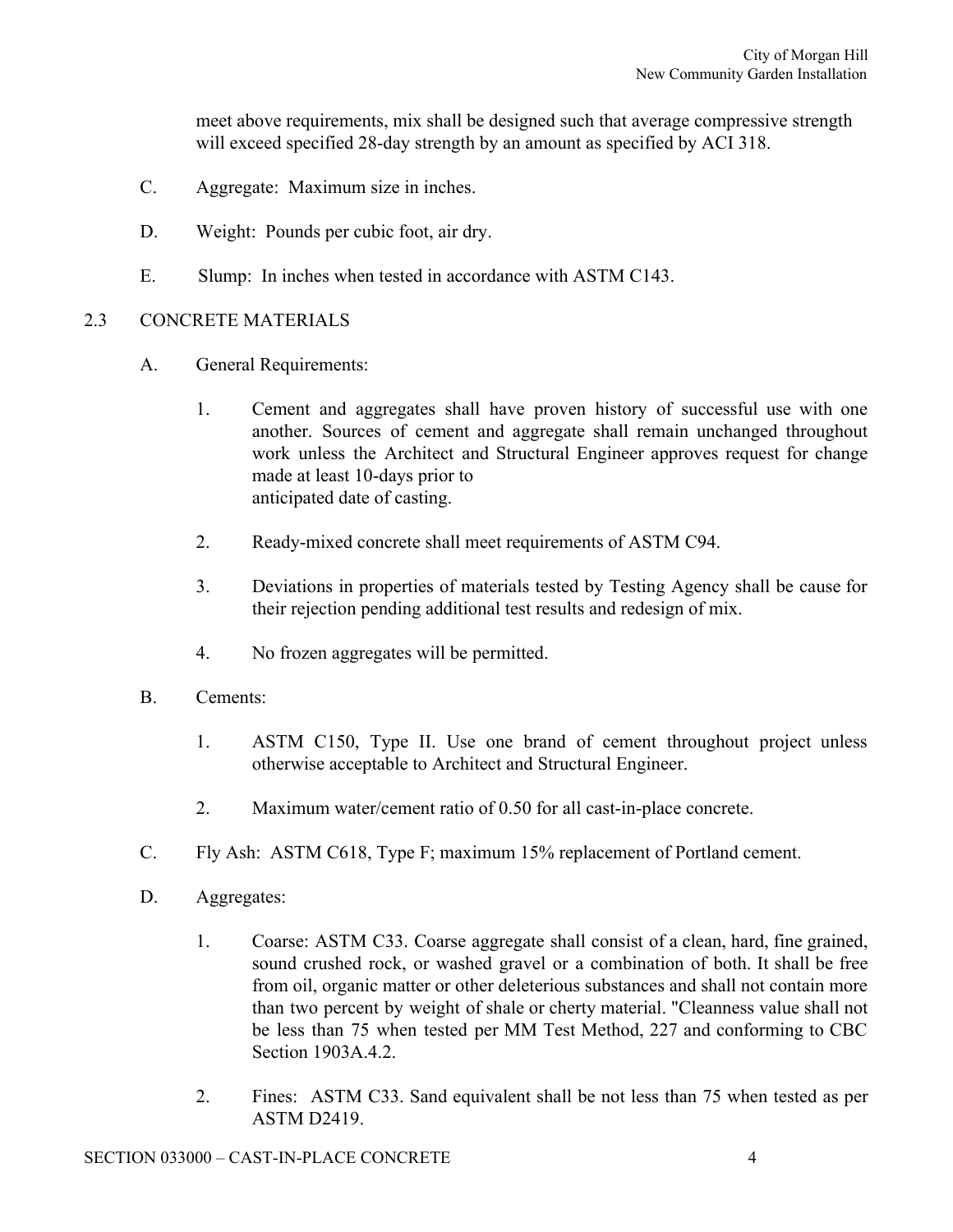meet above requirements, mix shall be designed such that average compressive strength will exceed specified 28-day strength by an amount as specified by ACI 318.

C. Aggregate: Maximum size in inches.

D. Weight: Pounds per cubic foot, air dry.

E. Slump: In inches when tested in accordance with ASTM C143.

## 2.3 CONCRETE MATERIALS

A. General Requirements:

1. Cement and aggregates shall have proven history of successful use with one another. Sources of cement and aggregate shall remain unchanged throughout work unless the Architect and Structural Engineer approves request for change made at least 10-days prior to anticipated date of casting.

2. Ready-mixed concrete shall meet requirements of ASTM C94.

3. Deviations in properties of materials tested by Testing Agency shall be cause for their rejection pending additional test results and redesign of mix.

4. No frozen aggregates will be permitted.

B. Cements:

1. ASTM C150, Type II. Use one brand of cement throughout project unless otherwise acceptable to Architect and Structural Engineer.

2. Maximum water/cement ratio of 0.50 for all cast-in-place concrete.

C. Fly Ash: ASTM C618, Type F; maximum 15% replacement of Portland cement.

D. Aggregates:

1. Coarse: ASTM C33. Coarse aggregate shall consist of a clean, hard, fine grained, sound crushed rock, or washed gravel or a combination of both. It shall be free from oil, organic matter or other deleterious substances and shall not contain more than two percent by weight of shale or cherty material. "Cleanness value shall not be less than 75 when tested per MM Test Method, 227 and conforming to CBC Section 1903A.4.2.

2. Fines: ASTM C33. Sand equivalent shall be not less than 75 when tested as per ASTM D2419.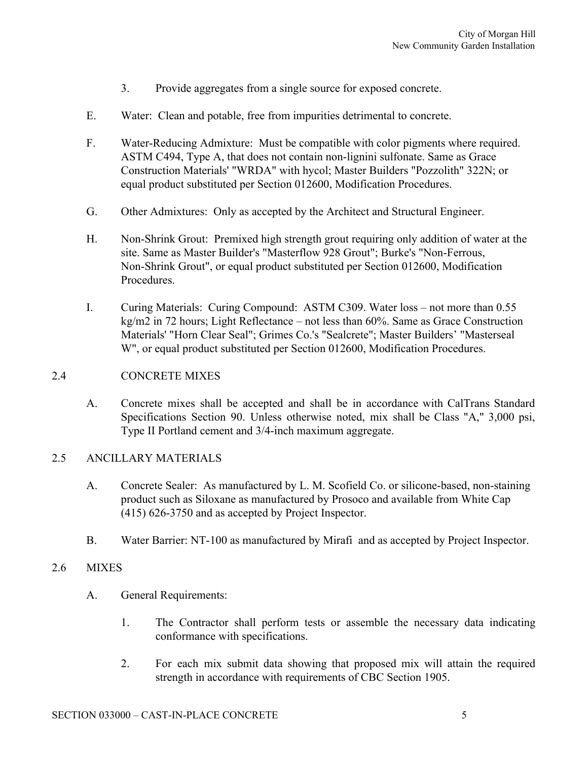3. Provide aggregates from a single source for exposed concrete.

E. Water: Clean and potable, free from impurities detrimental to concrete.

F. Water-Reducing Admixture: Must be compatible with color pigments where required. ASTM C494, Type A, that does not contain non-lignini sulfonate. Same as Grace Construction Materials' "WRDA" with hycol; Master Builders "Pozzolith" 322N; or equal product substituted per Section 012600, Modification Procedures.

G. Other Admixtures: Only as accepted by the Architect and Structural Engineer.

H. Non-Shrink Grout: Premixed high strength grout requiring only addition of water at the site. Same as Master Builder's "Masterflow 928 Grout"; Burke's "Non-Ferrous, Non-Shrink Grout", or equal product substituted per Section 012600, Modification Procedures.

I. Curing Materials: Curing Compound: ASTM C309. Water loss – not more than 0.55 kg/m2 in 72 hours; Light Reflectance – not less than 60%. Same as Grace Construction Materials' "Horn Clear Seal"; Grimes Co.'s "Sealcrete"; Master Builders' "Masterseal W", or equal product substituted per Section 012600, Modification Procedures.

## 2.4 CONCRETE MIXES

A. Concrete mixes shall be accepted and shall be in accordance with CalTrans Standard Specifications Section 90. Unless otherwise noted, mix shall be Class "A," 3,000 psi, Type II Portland cement and 3/4-inch maximum aggregate.

## 2.5 ANCILLARY MATERIALS

A. Concrete Sealer: As manufactured by L. M. Scofield Co. or silicone-based, non-staining product such as Siloxane as manufactured by Prosoco and available from White Cap (415) 626-3750 and as accepted by Project Inspector.

B. Water Barrier: NT-100 as manufactured by Mirafi and as accepted by Project Inspector.

## 2.6 MIXES

A. General Requirements:

1. The Contractor shall perform tests or assemble the necessary data indicating conformance with specifications.

2. For each mix submit data showing that proposed mix will attain the required strength in accordance with requirements of CBC Section 1905.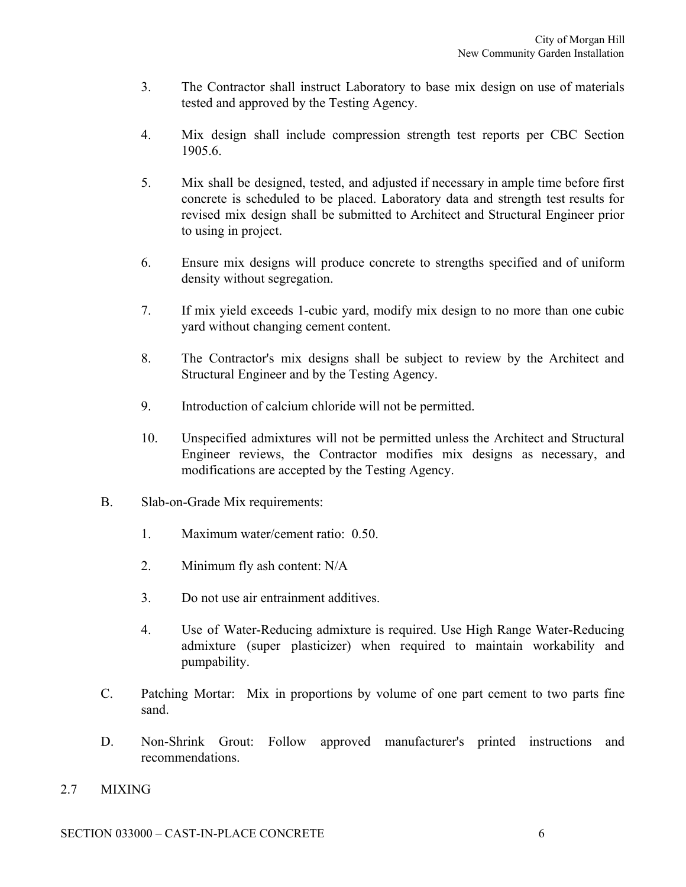3. The Contractor shall instruct Laboratory to base mix design on use of materials tested and approved by the Testing Agency.

4. Mix design shall include compression strength test reports per CBC Section 1905.6.

5. Mix shall be designed, tested, and adjusted if necessary in ample time before first concrete is scheduled to be placed. Laboratory data and strength test results for revised mix design shall be submitted to Architect and Structural Engineer prior to using in project.

6. Ensure mix designs will produce concrete to strengths specified and of uniform density without segregation.

7. If mix yield exceeds 1-cubic yard, modify mix design to no more than one cubic yard without changing cement content.

8. The Contractor's mix designs shall be subject to review by the Architect and Structural Engineer and by the Testing Agency.

9. Introduction of calcium chloride will not be permitted.

10. Unspecified admixtures will not be permitted unless the Architect and Structural Engineer reviews, the Contractor modifies mix designs as necessary, and modifications are accepted by the Testing Agency.

B. Slab-on-Grade Mix requirements:

1. Maximum water/cement ratio: 0.50.

2. Minimum fly ash content: N/A

3. Do not use air entrainment additives.

4. Use of Water-Reducing admixture is required. Use High Range Water-Reducing admixture (super plasticizer) when required to maintain workability and pumpability.

C. Patching Mortar: Mix in proportions by volume of one part cement to two parts fine sand.

D. Non-Shrink Grout: Follow approved manufacturer's printed instructions and recommendations.

## 2.7 MIXING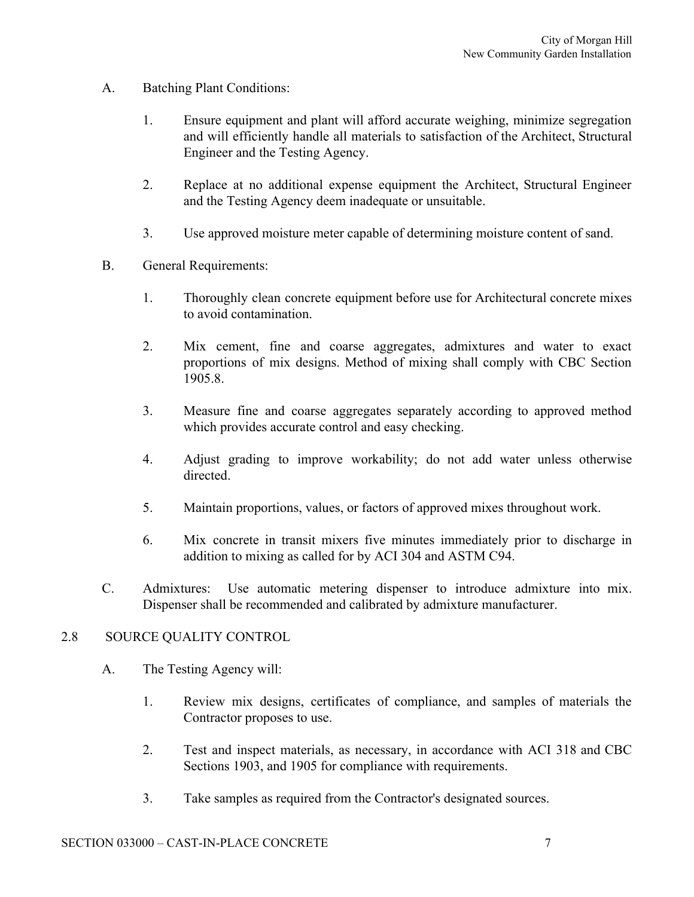A. Batching Plant Conditions:

1. Ensure equipment and plant will afford accurate weighing, minimize segregation and will efficiently handle all materials to satisfaction of the Architect, Structural Engineer and the Testing Agency.

2. Replace at no additional expense equipment the Architect, Structural Engineer and the Testing Agency deem inadequate or unsuitable.

3. Use approved moisture meter capable of determining moisture content of sand.

B. General Requirements:

1. Thoroughly clean concrete equipment before use for Architectural concrete mixes to avoid contamination.

2. Mix cement, fine and coarse aggregates, admixtures and water to exact proportions of mix designs. Method of mixing shall comply with CBC Section 1905.8.

3. Measure fine and coarse aggregates separately according to approved method which provides accurate control and easy checking.

4. Adjust grading to improve workability; do not add water unless otherwise directed.

5. Maintain proportions, values, or factors of approved mixes throughout work.

6. Mix concrete in transit mixers five minutes immediately prior to discharge in addition to mixing as called for by ACI 304 and ASTM C94.

C. Admixtures: Use automatic metering dispenser to introduce admixture into mix. Dispenser shall be recommended and calibrated by admixture manufacturer.

## 2.8 SOURCE QUALITY CONTROL

A. The Testing Agency will:

1. Review mix designs, certificates of compliance, and samples of materials the Contractor proposes to use.

2. Test and inspect materials, as necessary, in accordance with ACI 318 and CBC Sections 1903, and 1905 for compliance with requirements.

3. Take samples as required from the Contractor's designated sources.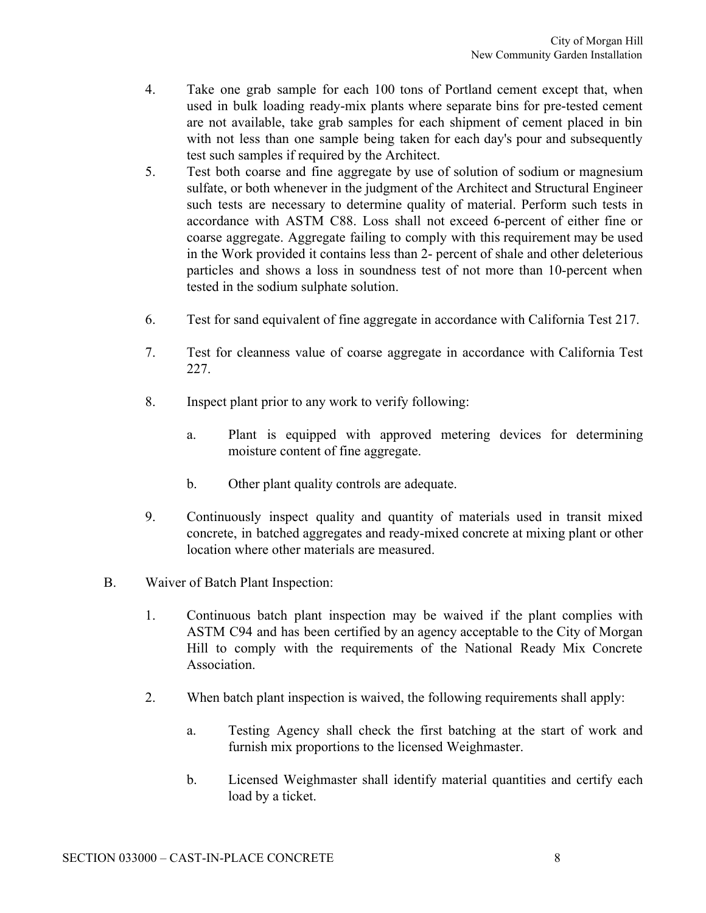4. Take one grab sample for each 100 tons of Portland cement except that, when used in bulk loading ready-mix plants where separate bins for pre-tested cement are not available, take grab samples for each shipment of cement placed in bin with not less than one sample being taken for each day's pour and subsequently test such samples if required by the Architect.

5. Test both coarse and fine aggregate by use of solution of sodium or magnesium sulfate, or both whenever in the judgment of the Architect and Structural Engineer such tests are necessary to determine quality of material. Perform such tests in accordance with ASTM C88. Loss shall not exceed 6-percent of either fine or coarse aggregate. Aggregate failing to comply with this requirement may be used in the Work provided it contains less than 2- percent of shale and other deleterious particles and shows a loss in soundness test of not more than 10-percent when tested in the sodium sulphate solution.

6. Test for sand equivalent of fine aggregate in accordance with California Test 217.

7. Test for cleanness value of coarse aggregate in accordance with California Test 227.

8. Inspect plant prior to any work to verify following:

   a. Plant is equipped with approved metering devices for determining moisture content of fine aggregate.

   b. Other plant quality controls are adequate.

9. Continuously inspect quality and quantity of materials used in transit mixed concrete, in batched aggregates and ready-mixed concrete at mixing plant or other location where other materials are measured.

B. Waiver of Batch Plant Inspection:

1. Continuous batch plant inspection may be waived if the plant complies with ASTM C94 and has been certified by an agency acceptable to the City of Morgan Hill to comply with the requirements of the National Ready Mix Concrete Association.

2. When batch plant inspection is waived, the following requirements shall apply:

   a. Testing Agency shall check the first batching at the start of work and furnish mix proportions to the licensed Weighmaster.

   b. Licensed Weighmaster shall identify material quantities and certify each load by a ticket.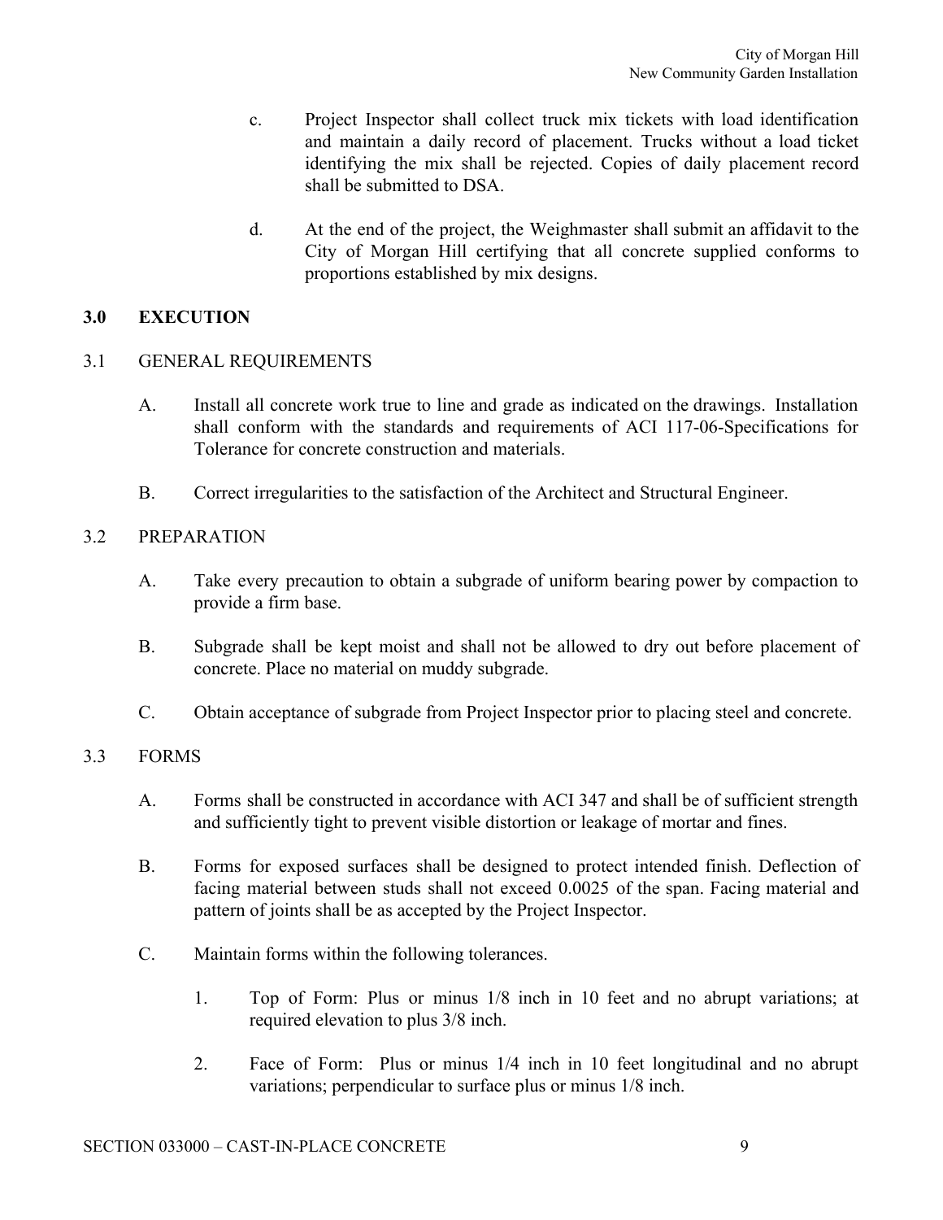c. Project Inspector shall collect truck mix tickets with load identification and maintain a daily record of placement. Trucks without a load ticket identifying the mix shall be rejected. Copies of daily placement record shall be submitted to DSA.

d. At the end of the project, the Weighmaster shall submit an affidavit to the City of Morgan Hill certifying that all concrete supplied conforms to proportions established by mix designs.

## 3.0 EXECUTION

### 3.1 GENERAL REQUIREMENTS

A. Install all concrete work true to line and grade as indicated on the drawings. Installation shall conform with the standards and requirements of ACI 117-06-Specifications for Tolerance for concrete construction and materials.

B. Correct irregularities to the satisfaction of the Architect and Structural Engineer.

### 3.2 PREPARATION

A. Take every precaution to obtain a subgrade of uniform bearing power by compaction to provide a firm base.

B. Subgrade shall be kept moist and shall not be allowed to dry out before placement of concrete. Place no material on muddy subgrade.

C. Obtain acceptance of subgrade from Project Inspector prior to placing steel and concrete.

### 3.3 FORMS

A. Forms shall be constructed in accordance with ACI 347 and shall be of sufficient strength and sufficiently tight to prevent visible distortion or leakage of mortar and fines.

B. Forms for exposed surfaces shall be designed to protect intended finish. Deflection of facing material between studs shall not exceed 0.0025 of the span. Facing material and pattern of joints shall be as accepted by the Project Inspector.

C. Maintain forms within the following tolerances.

1. Top of Form: Plus or minus 1/8 inch in 10 feet and no abrupt variations; at required elevation to plus 3/8 inch.

2. Face of Form: Plus or minus 1/4 inch in 10 feet longitudinal and no abrupt variations; perpendicular to surface plus or minus 1/8 inch.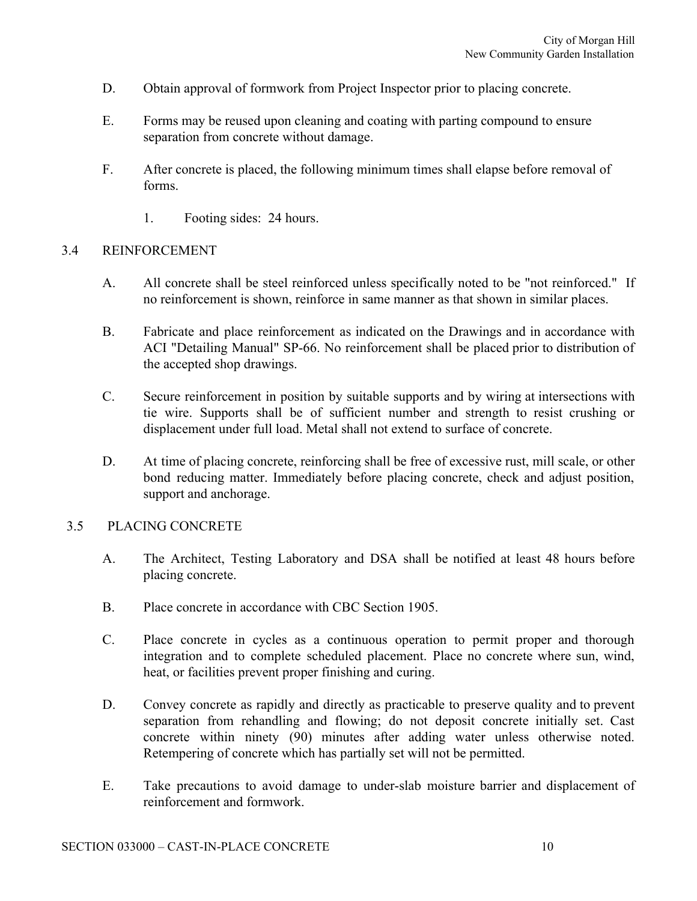D. Obtain approval of formwork from Project Inspector prior to placing concrete.

E. Forms may be reused upon cleaning and coating with parting compound to ensure separation from concrete without damage.

F. After concrete is placed, the following minimum times shall elapse before removal of forms.

   1. Footing sides: 24 hours.

## 3.4 REINFORCEMENT

A. All concrete shall be steel reinforced unless specifically noted to be "not reinforced." If no reinforcement is shown, reinforce in same manner as that shown in similar places.

B. Fabricate and place reinforcement as indicated on the Drawings and in accordance with ACI "Detailing Manual" SP-66. No reinforcement shall be placed prior to distribution of the accepted shop drawings.

C. Secure reinforcement in position by suitable supports and by wiring at intersections with tie wire. Supports shall be of sufficient number and strength to resist crushing or displacement under full load. Metal shall not extend to surface of concrete.

D. At time of placing concrete, reinforcing shall be free of excessive rust, mill scale, or other bond reducing matter. Immediately before placing concrete, check and adjust position, support and anchorage.

## 3.5 PLACING CONCRETE

A. The Architect, Testing Laboratory and DSA shall be notified at least 48 hours before placing concrete.

B. Place concrete in accordance with CBC Section 1905.

C. Place concrete in cycles as a continuous operation to permit proper and thorough integration and to complete scheduled placement. Place no concrete where sun, wind, heat, or facilities prevent proper finishing and curing.

D. Convey concrete as rapidly and directly as practicable to preserve quality and to prevent separation from rehandling and flowing; do not deposit concrete initially set. Cast concrete within ninety (90) minutes after adding water unless otherwise noted. Retempering of concrete which has partially set will not be permitted.

E. Take precautions to avoid damage to under-slab moisture barrier and displacement of reinforcement and formwork.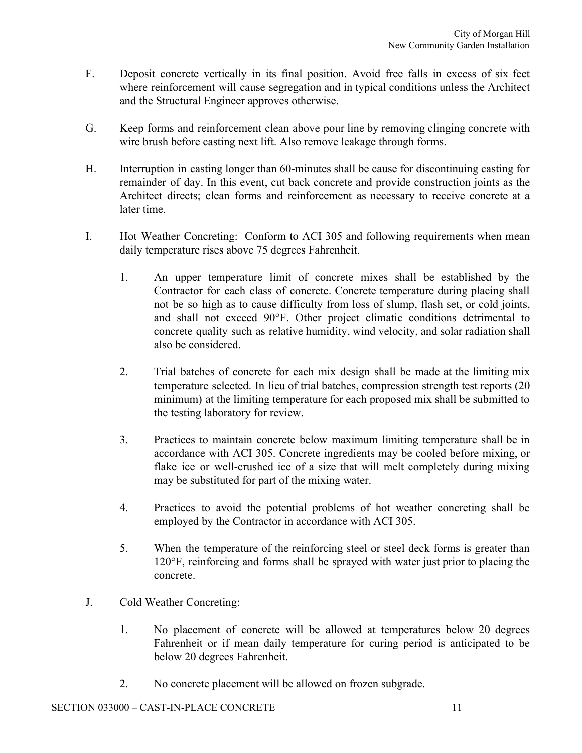F. Deposit concrete vertically in its final position. Avoid free falls in excess of six feet where reinforcement will cause segregation and in typical conditions unless the Architect and the Structural Engineer approves otherwise.

G. Keep forms and reinforcement clean above pour line by removing clinging concrete with wire brush before casting next lift. Also remove leakage through forms.

H. Interruption in casting longer than 60-minutes shall be cause for discontinuing casting for remainder of day. In this event, cut back concrete and provide construction joints as the Architect directs; clean forms and reinforcement as necessary to receive concrete at a later time.

I. Hot Weather Concreting: Conform to ACI 305 and following requirements when mean daily temperature rises above 75 degrees Fahrenheit.

1. An upper temperature limit of concrete mixes shall be established by the Contractor for each class of concrete. Concrete temperature during placing shall not be so high as to cause difficulty from loss of slump, flash set, or cold joints, and shall not exceed 90°F. Other project climatic conditions detrimental to concrete quality such as relative humidity, wind velocity, and solar radiation shall also be considered.

2. Trial batches of concrete for each mix design shall be made at the limiting mix temperature selected. In lieu of trial batches, compression strength test reports (20 minimum) at the limiting temperature for each proposed mix shall be submitted to the testing laboratory for review.

3. Practices to maintain concrete below maximum limiting temperature shall be in accordance with ACI 305. Concrete ingredients may be cooled before mixing, or flake ice or well-crushed ice of a size that will melt completely during mixing may be substituted for part of the mixing water.

4. Practices to avoid the potential problems of hot weather concreting shall be employed by the Contractor in accordance with ACI 305.

5. When the temperature of the reinforcing steel or steel deck forms is greater than 120°F, reinforcing and forms shall be sprayed with water just prior to placing the concrete.

J. Cold Weather Concreting:

1. No placement of concrete will be allowed at temperatures below 20 degrees Fahrenheit or if mean daily temperature for curing period is anticipated to be below 20 degrees Fahrenheit.

2. No concrete placement will be allowed on frozen subgrade.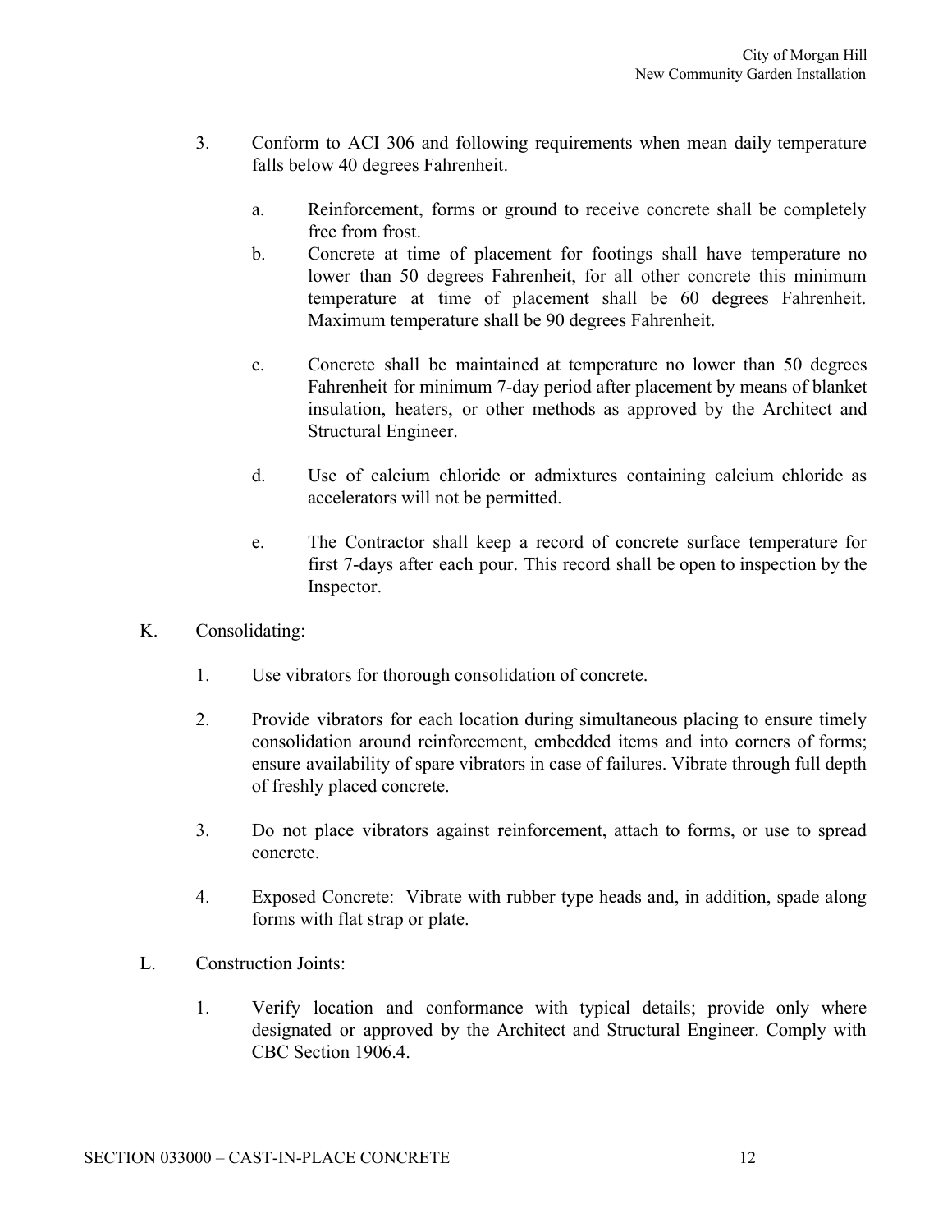3. Conform to ACI 306 and following requirements when mean daily temperature falls below 40 degrees Fahrenheit.

   a. Reinforcement, forms or ground to receive concrete shall be completely free from frost.

   b. Concrete at time of placement for footings shall have temperature no lower than 50 degrees Fahrenheit, for all other concrete this minimum temperature at time of placement shall be 60 degrees Fahrenheit. Maximum temperature shall be 90 degrees Fahrenheit.

   c. Concrete shall be maintained at temperature no lower than 50 degrees Fahrenheit for minimum 7-day period after placement by means of blanket insulation, heaters, or other methods as approved by the Architect and Structural Engineer.

   d. Use of calcium chloride or admixtures containing calcium chloride as accelerators will not be permitted.

   e. The Contractor shall keep a record of concrete surface temperature for first 7-days after each pour. This record shall be open to inspection by the Inspector.

K. Consolidating:

   1. Use vibrators for thorough consolidation of concrete.

   2. Provide vibrators for each location during simultaneous placing to ensure timely consolidation around reinforcement, embedded items and into corners of forms; ensure availability of spare vibrators in case of failures. Vibrate through full depth of freshly placed concrete.

   3. Do not place vibrators against reinforcement, attach to forms, or use to spread concrete.

   4. Exposed Concrete: Vibrate with rubber type heads and, in addition, spade along forms with flat strap or plate.

L. Construction Joints:

   1. Verify location and conformance with typical details; provide only where designated or approved by the Architect and Structural Engineer. Comply with CBC Section 1906.4.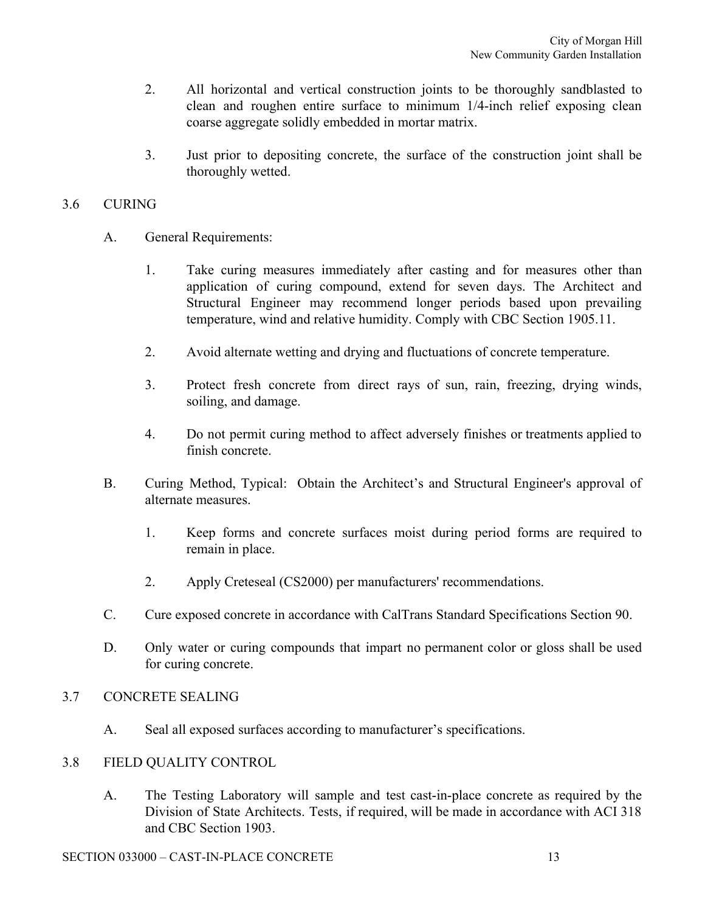2. All horizontal and vertical construction joints to be thoroughly sandblasted to clean and roughen entire surface to minimum 1/4-inch relief exposing clean coarse aggregate solidly embedded in mortar matrix.

3. Just prior to depositing concrete, the surface of the construction joint shall be thoroughly wetted.

## 3.6 CURING

A. General Requirements:

1. Take curing measures immediately after casting and for measures other than application of curing compound, extend for seven days. The Architect and Structural Engineer may recommend longer periods based upon prevailing temperature, wind and relative humidity. Comply with CBC Section 1905.11.

2. Avoid alternate wetting and drying and fluctuations of concrete temperature.

3. Protect fresh concrete from direct rays of sun, rain, freezing, drying winds, soiling, and damage.

4. Do not permit curing method to affect adversely finishes or treatments applied to finish concrete.

B. Curing Method, Typical: Obtain the Architect's and Structural Engineer's approval of alternate measures.

1. Keep forms and concrete surfaces moist during period forms are required to remain in place.

2. Apply Creteseal (CS2000) per manufacturers' recommendations.

C. Cure exposed concrete in accordance with CalTrans Standard Specifications Section 90.

D. Only water or curing compounds that impart no permanent color or gloss shall be used for curing concrete.

## 3.7 CONCRETE SEALING

A. Seal all exposed surfaces according to manufacturer's specifications.

## 3.8 FIELD QUALITY CONTROL

A. The Testing Laboratory will sample and test cast-in-place concrete as required by the Division of State Architects. Tests, if required, will be made in accordance with ACI 318 and CBC Section 1903.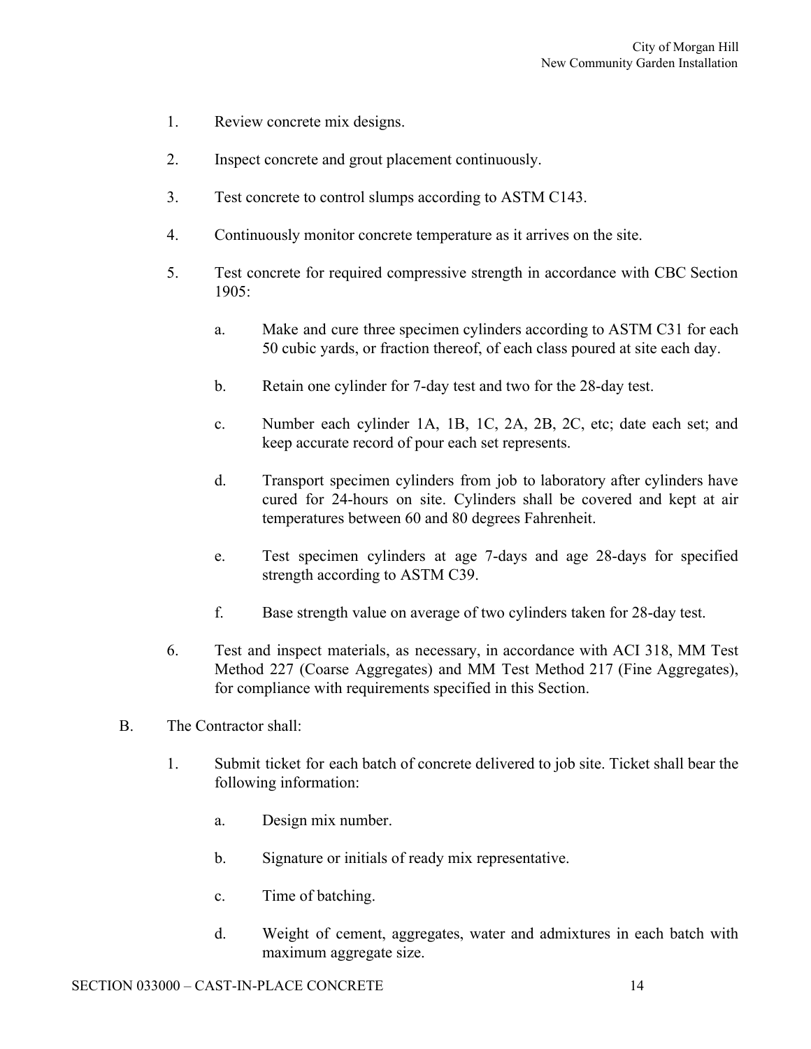1. Review concrete mix designs.

2. Inspect concrete and grout placement continuously.

3. Test concrete to control slumps according to ASTM C143.

4. Continuously monitor concrete temperature as it arrives on the site.

5. Test concrete for required compressive strength in accordance with CBC Section 1905:

    a. Make and cure three specimen cylinders according to ASTM C31 for each 50 cubic yards, or fraction thereof, of each class poured at site each day.

    b. Retain one cylinder for 7-day test and two for the 28-day test.

    c. Number each cylinder 1A, 1B, 1C, 2A, 2B, 2C, etc; date each set; and keep accurate record of pour each set represents.

    d. Transport specimen cylinders from job to laboratory after cylinders have cured for 24-hours on site. Cylinders shall be covered and kept at air temperatures between 60 and 80 degrees Fahrenheit.

    e. Test specimen cylinders at age 7-days and age 28-days for specified strength according to ASTM C39.

    f. Base strength value on average of two cylinders taken for 28-day test.

6. Test and inspect materials, as necessary, in accordance with ACI 318, MM Test Method 227 (Coarse Aggregates) and MM Test Method 217 (Fine Aggregates), for compliance with requirements specified in this Section.

B. The Contractor shall:

1. Submit ticket for each batch of concrete delivered to job site. Ticket shall bear the following information:

    a. Design mix number.

    b. Signature or initials of ready mix representative.

    c. Time of batching.

    d. Weight of cement, aggregates, water and admixtures in each batch with maximum aggregate size.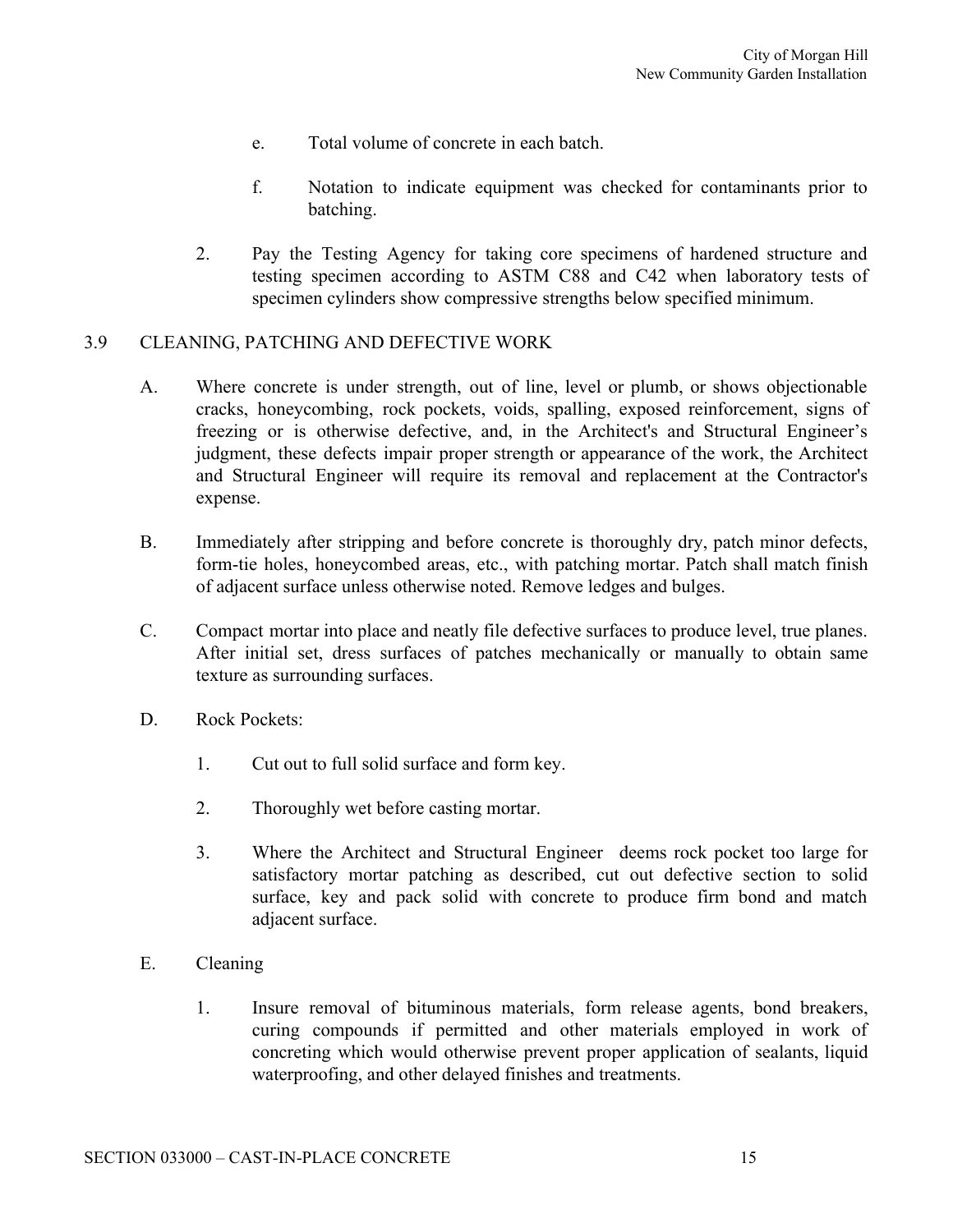e. Total volume of concrete in each batch.

f. Notation to indicate equipment was checked for contaminants prior to batching.

2. Pay the Testing Agency for taking core specimens of hardened structure and testing specimen according to ASTM C88 and C42 when laboratory tests of specimen cylinders show compressive strengths below specified minimum.

## 3.9 CLEANING, PATCHING AND DEFECTIVE WORK

A. Where concrete is under strength, out of line, level or plumb, or shows objectionable cracks, honeycombing, rock pockets, voids, spalling, exposed reinforcement, signs of freezing or is otherwise defective, and, in the Architect's and Structural Engineer's judgment, these defects impair proper strength or appearance of the work, the Architect and Structural Engineer will require its removal and replacement at the Contractor's expense.

B. Immediately after stripping and before concrete is thoroughly dry, patch minor defects, form-tie holes, honeycombed areas, etc., with patching mortar. Patch shall match finish of adjacent surface unless otherwise noted. Remove ledges and bulges.

C. Compact mortar into place and neatly file defective surfaces to produce level, true planes. After initial set, dress surfaces of patches mechanically or manually to obtain same texture as surrounding surfaces.

D. Rock Pockets:

1. Cut out to full solid surface and form key.

2. Thoroughly wet before casting mortar.

3. Where the Architect and Structural Engineer deems rock pocket too large for satisfactory mortar patching as described, cut out defective section to solid surface, key and pack solid with concrete to produce firm bond and match adjacent surface.

E. Cleaning

1. Insure removal of bituminous materials, form release agents, bond breakers, curing compounds if permitted and other materials employed in work of concreting which would otherwise prevent proper application of sealants, liquid waterproofing, and other delayed finishes and treatments.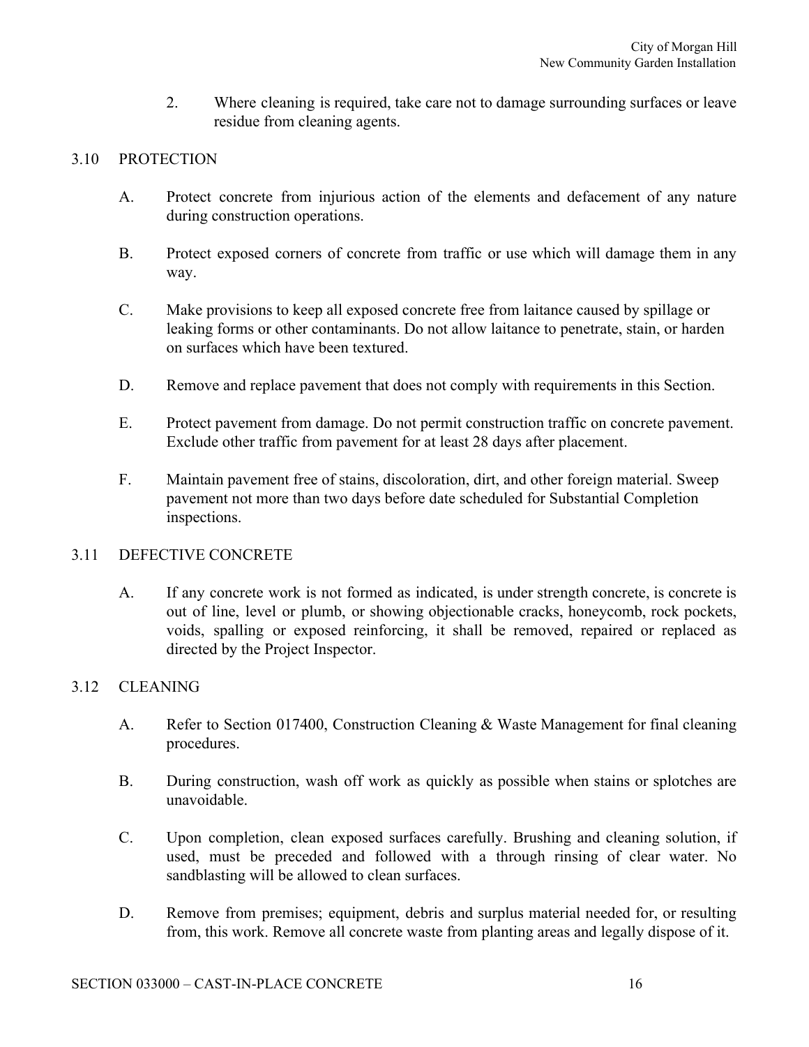2. Where cleaning is required, take care not to damage surrounding surfaces or leave residue from cleaning agents.

## 3.10 PROTECTION

A. Protect concrete from injurious action of the elements and defacement of any nature during construction operations.

B. Protect exposed corners of concrete from traffic or use which will damage them in any way.

C. Make provisions to keep all exposed concrete free from laitance caused by spillage or leaking forms or other contaminants. Do not allow laitance to penetrate, stain, or harden on surfaces which have been textured.

D. Remove and replace pavement that does not comply with requirements in this Section.

E. Protect pavement from damage. Do not permit construction traffic on concrete pavement. Exclude other traffic from pavement for at least 28 days after placement.

F. Maintain pavement free of stains, discoloration, dirt, and other foreign material. Sweep pavement not more than two days before date scheduled for Substantial Completion inspections.

## 3.11 DEFECTIVE CONCRETE

A. If any concrete work is not formed as indicated, is under strength concrete, is concrete is out of line, level or plumb, or showing objectionable cracks, honeycomb, rock pockets, voids, spalling or exposed reinforcing, it shall be removed, repaired or replaced as directed by the Project Inspector.

## 3.12 CLEANING

A. Refer to Section 017400, Construction Cleaning & Waste Management for final cleaning procedures.

B. During construction, wash off work as quickly as possible when stains or splotches are unavoidable.

C. Upon completion, clean exposed surfaces carefully. Brushing and cleaning solution, if used, must be preceded and followed with a through rinsing of clear water. No sandblasting will be allowed to clean surfaces.

D. Remove from premises; equipment, debris and surplus material needed for, or resulting from, this work. Remove all concrete waste from planting areas and legally dispose of it.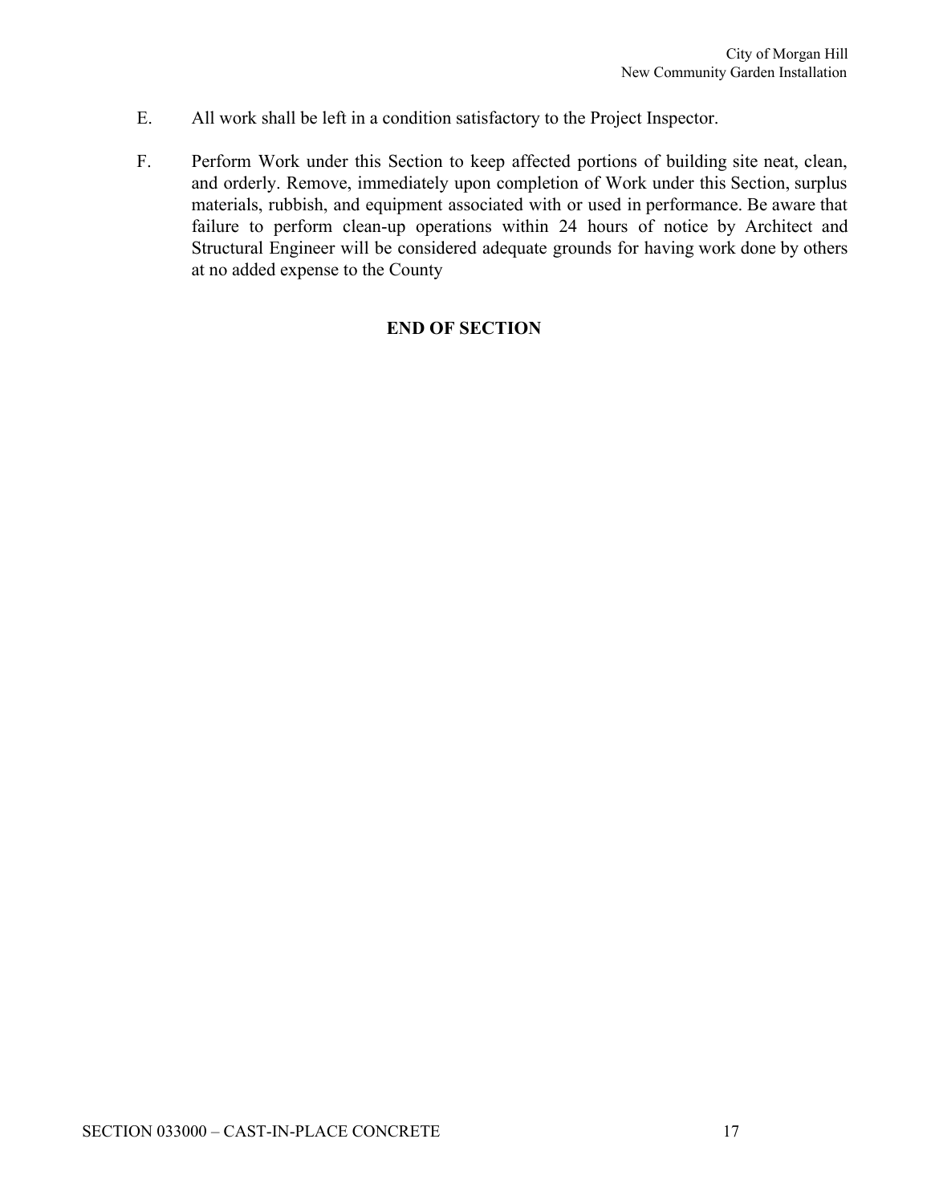E. All work shall be left in a condition satisfactory to the Project Inspector.

F. Perform Work under this Section to keep affected portions of building site neat, clean, and orderly. Remove, immediately upon completion of Work under this Section, surplus materials, rubbish, and equipment associated with or used in performance. Be aware that failure to perform clean-up operations within 24 hours of notice by Architect and Structural Engineer will be considered adequate grounds for having work done by others at no added expense to the County

**END OF SECTION**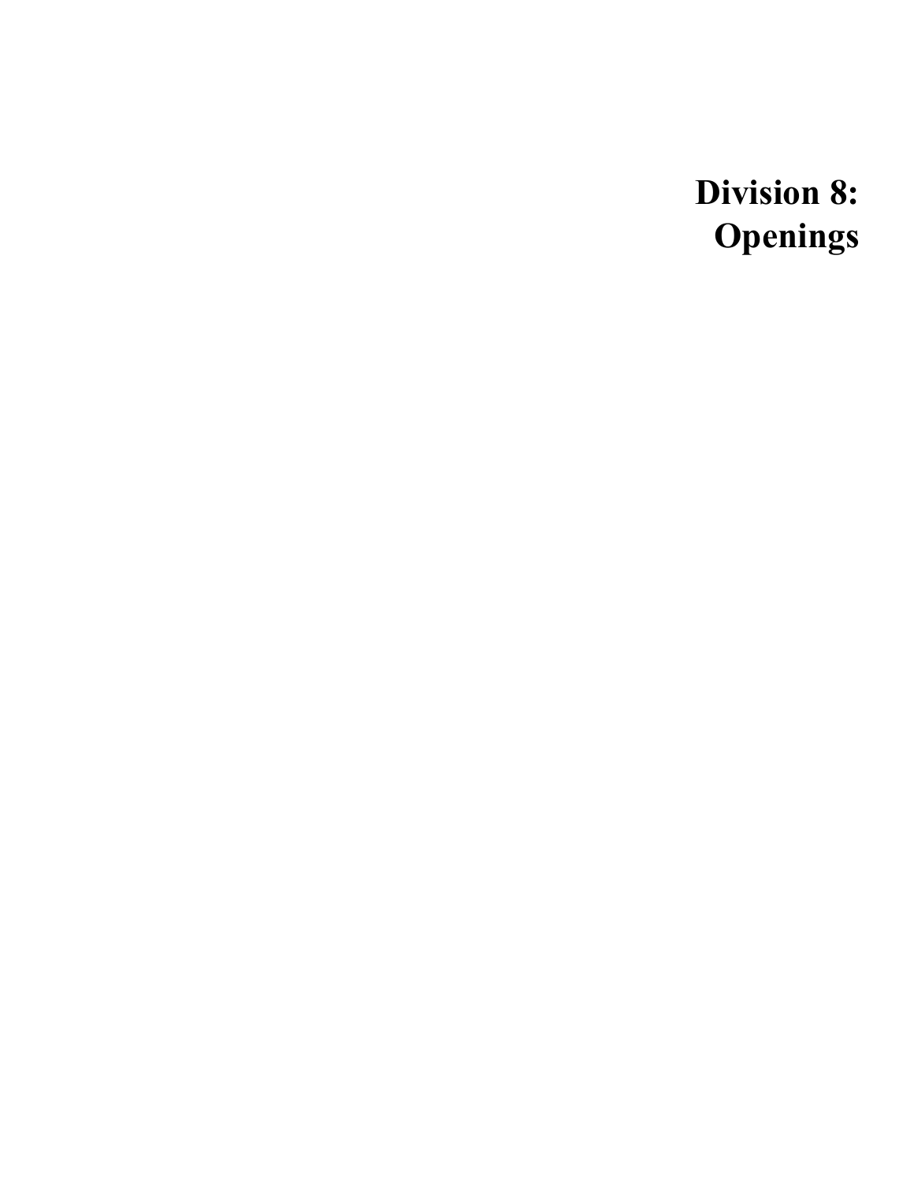# Division 8: Openings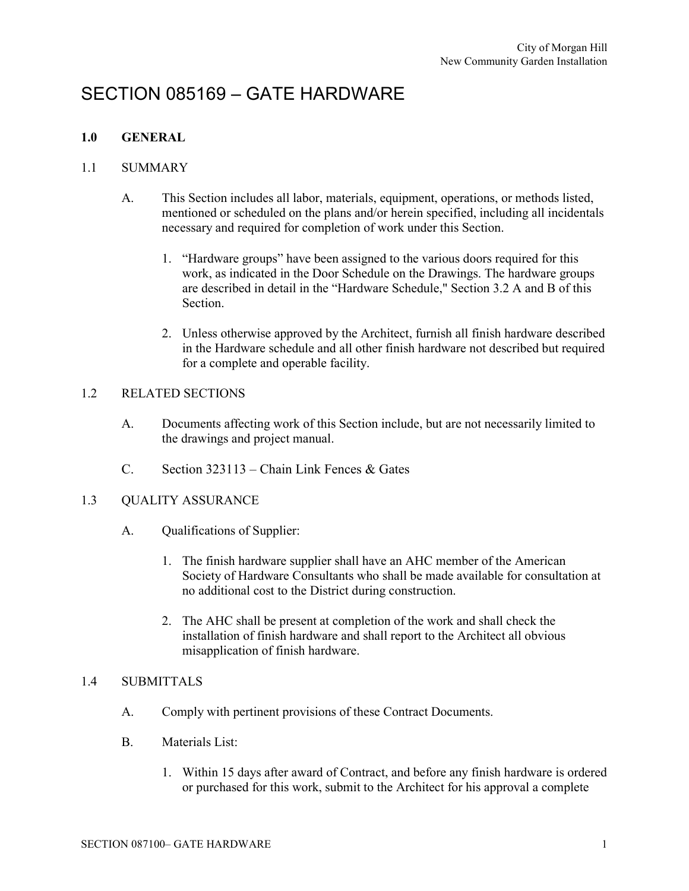# SECTION 085169 – GATE HARDWARE

## 1.0 GENERAL

### 1.1 SUMMARY

A. This Section includes all labor, materials, equipment, operations, or methods listed, mentioned or scheduled on the plans and/or herein specified, including all incidentals necessary and required for completion of work under this Section.

1. "Hardware groups" have been assigned to the various doors required for this work, as indicated in the Door Schedule on the Drawings. The hardware groups are described in detail in the "Hardware Schedule," Section 3.2 A and B of this Section.

2. Unless otherwise approved by the Architect, furnish all finish hardware described in the Hardware schedule and all other finish hardware not described but required for a complete and operable facility.

### 1.2 RELATED SECTIONS

A. Documents affecting work of this Section include, but are not necessarily limited to the drawings and project manual.

C. Section 323113 – Chain Link Fences & Gates

### 1.3 QUALITY ASSURANCE

A. Qualifications of Supplier:

1. The finish hardware supplier shall have an AHC member of the American Society of Hardware Consultants who shall be made available for consultation at no additional cost to the District during construction.

2. The AHC shall be present at completion of the work and shall check the installation of finish hardware and shall report to the Architect all obvious misapplication of finish hardware.

### 1.4 SUBMITTALS

A. Comply with pertinent provisions of these Contract Documents.

B. Materials List:

1. Within 15 days after award of Contract, and before any finish hardware is ordered or purchased for this work, submit to the Architect for his approval a complete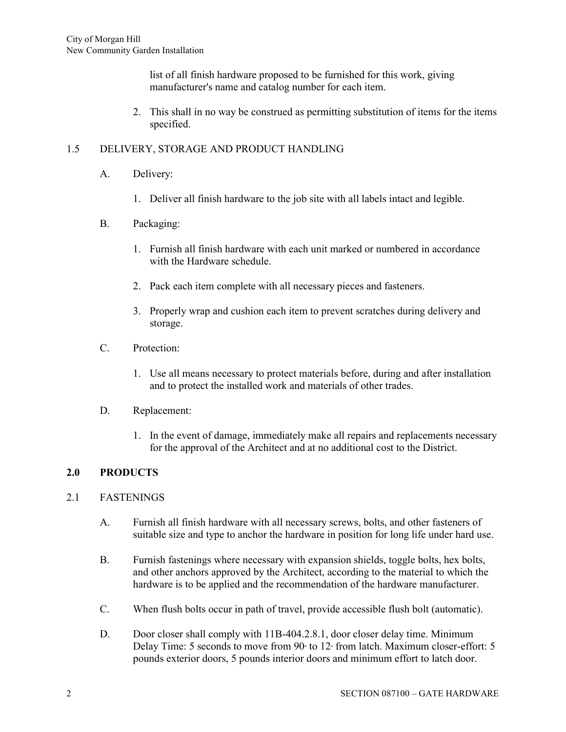list of all finish hardware proposed to be furnished for this work, giving manufacturer's name and catalog number for each item.

2. This shall in no way be construed as permitting substitution of items for the items specified.

1.5 DELIVERY, STORAGE AND PRODUCT HANDLING

A. Delivery:

1. Deliver all finish hardware to the job site with all labels intact and legible.

B. Packaging:

1. Furnish all finish hardware with each unit marked or numbered in accordance with the Hardware schedule.

2. Pack each item complete with all necessary pieces and fasteners.

3. Properly wrap and cushion each item to prevent scratches during delivery and storage.

C. Protection:

1. Use all means necessary to protect materials before, during and after installation and to protect the installed work and materials of other trades.

D. Replacement:

1. In the event of damage, immediately make all repairs and replacements necessary for the approval of the Architect and at no additional cost to the District.

## 2.0 PRODUCTS

2.1 FASTENINGS

A. Furnish all finish hardware with all necessary screws, bolts, and other fasteners of suitable size and type to anchor the hardware in position for long life under hard use.

B. Furnish fastenings where necessary with expansion shields, toggle bolts, hex bolts, and other anchors approved by the Architect, according to the material to which the hardware is to be applied and the recommendation of the hardware manufacturer.

C. When flush bolts occur in path of travel, provide accessible flush bolt (automatic).

D. Door closer shall comply with 11B-404.2.8.1, door closer delay time. Minimum Delay Time: 5 seconds to move from 90° to 12° from latch. Maximum closer-effort: 5 pounds exterior doors, 5 pounds interior doors and minimum effort to latch door.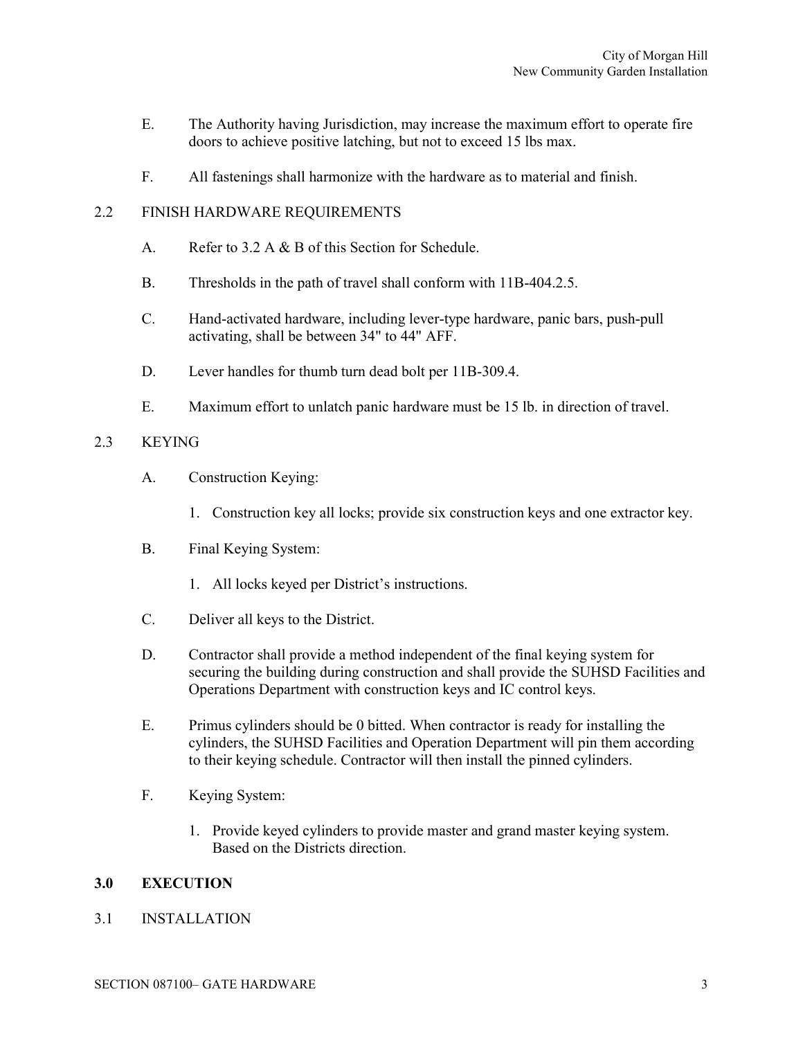E. The Authority having Jurisdiction, may increase the maximum effort to operate fire doors to achieve positive latching, but not to exceed 15 lbs max.

F. All fastenings shall harmonize with the hardware as to material and finish.

2.2 FINISH HARDWARE REQUIREMENTS

A. Refer to 3.2 A & B of this Section for Schedule.

B. Thresholds in the path of travel shall conform with 11B-404.2.5.

C. Hand-activated hardware, including lever-type hardware, panic bars, push-pull activating, shall be between 34" to 44" AFF.

D. Lever handles for thumb turn dead bolt per 11B-309.4.

E. Maximum effort to unlatch panic hardware must be 15 lb. in direction of travel.

2.3 KEYING

A. Construction Keying:

1. Construction key all locks; provide six construction keys and one extractor key.

B. Final Keying System:

1. All locks keyed per District's instructions.

C. Deliver all keys to the District.

D. Contractor shall provide a method independent of the final keying system for securing the building during construction and shall provide the SUHSD Facilities and Operations Department with construction keys and IC control keys.

E. Primus cylinders should be 0 bitted. When contractor is ready for installing the cylinders, the SUHSD Facilities and Operation Department will pin them according to their keying schedule. Contractor will then install the pinned cylinders.

F. Keying System:

1. Provide keyed cylinders to provide master and grand master keying system. Based on the Districts direction.

## 3.0 EXECUTION

3.1 INSTALLATION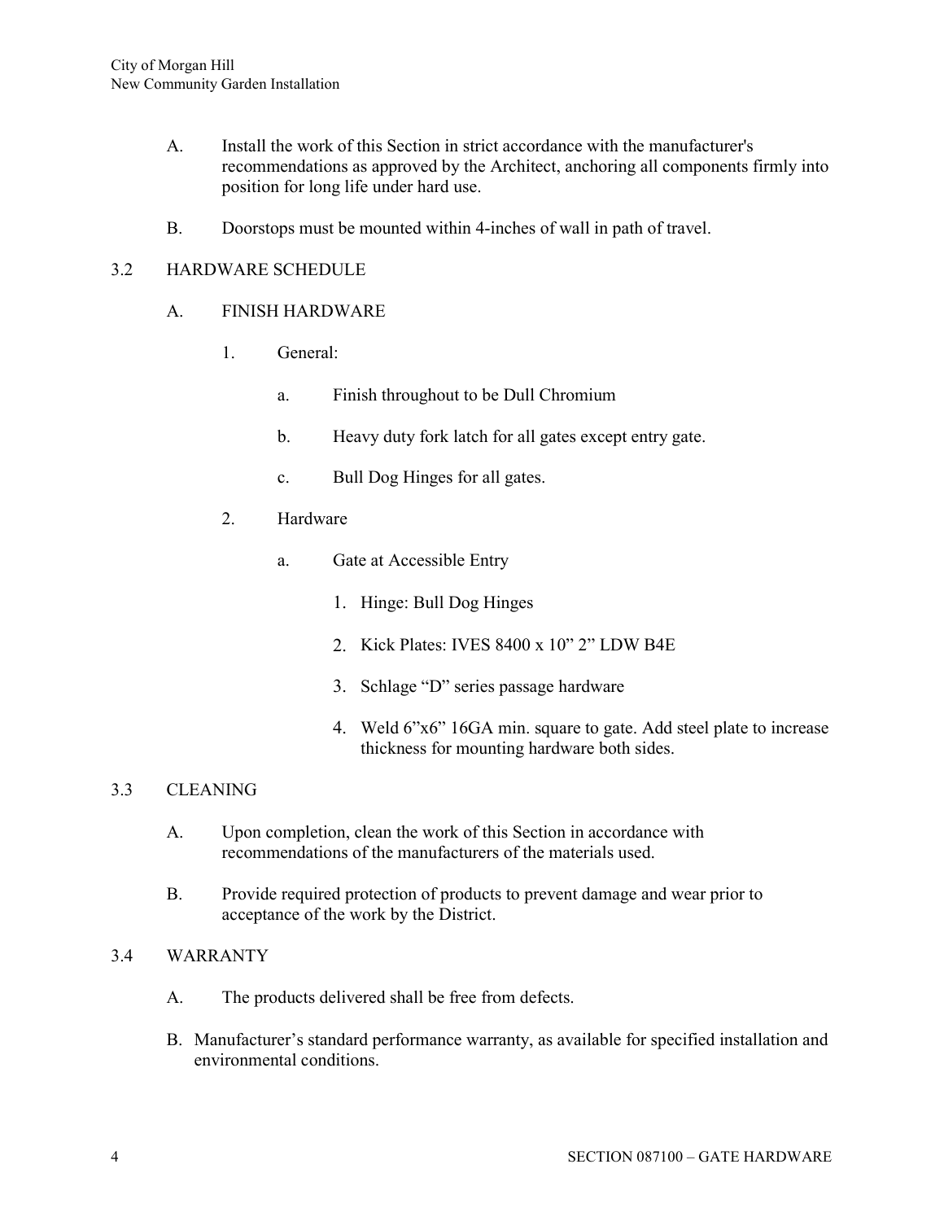A. Install the work of this Section in strict accordance with the manufacturer's recommendations as approved by the Architect, anchoring all components firmly into position for long life under hard use.

B. Doorstops must be mounted within 4-inches of wall in path of travel.

## 3.2 HARDWARE SCHEDULE

A. FINISH HARDWARE

1. General:

   a. Finish throughout to be Dull Chromium

   b. Heavy duty fork latch for all gates except entry gate.

   c. Bull Dog Hinges for all gates.

2. Hardware

   a. Gate at Accessible Entry

      1. Hinge: Bull Dog Hinges
      2. Kick Plates: IVES 8400 x 10" 2" LDW B4E
      3. Schlage "D" series passage hardware
      4. Weld 6"x6" 16GA min. square to gate. Add steel plate to increase thickness for mounting hardware both sides.

## 3.3 CLEANING

A. Upon completion, clean the work of this Section in accordance with recommendations of the manufacturers of the materials used.

B. Provide required protection of products to prevent damage and wear prior to acceptance of the work by the District.

## 3.4 WARRANTY

A. The products delivered shall be free from defects.

B. Manufacturer's standard performance warranty, as available for specified installation and environmental conditions.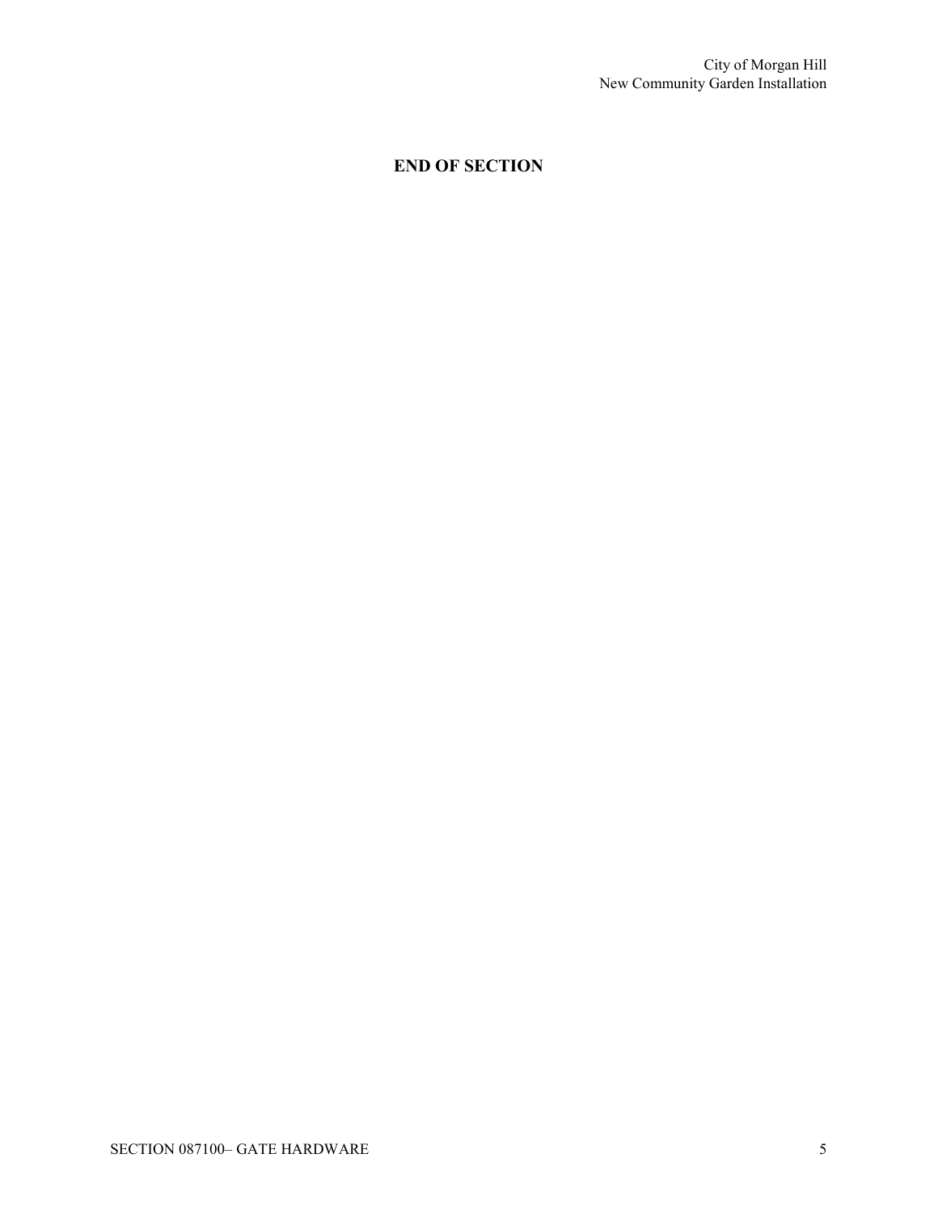**END OF SECTION**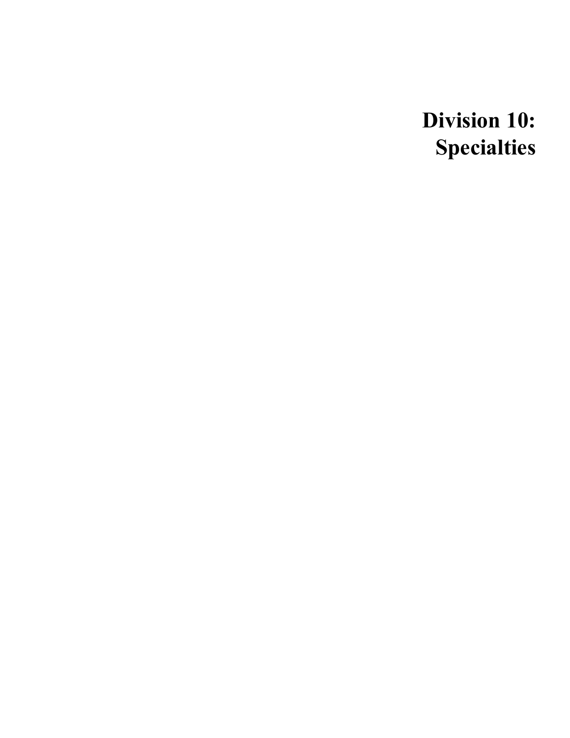# Division 10: Specialties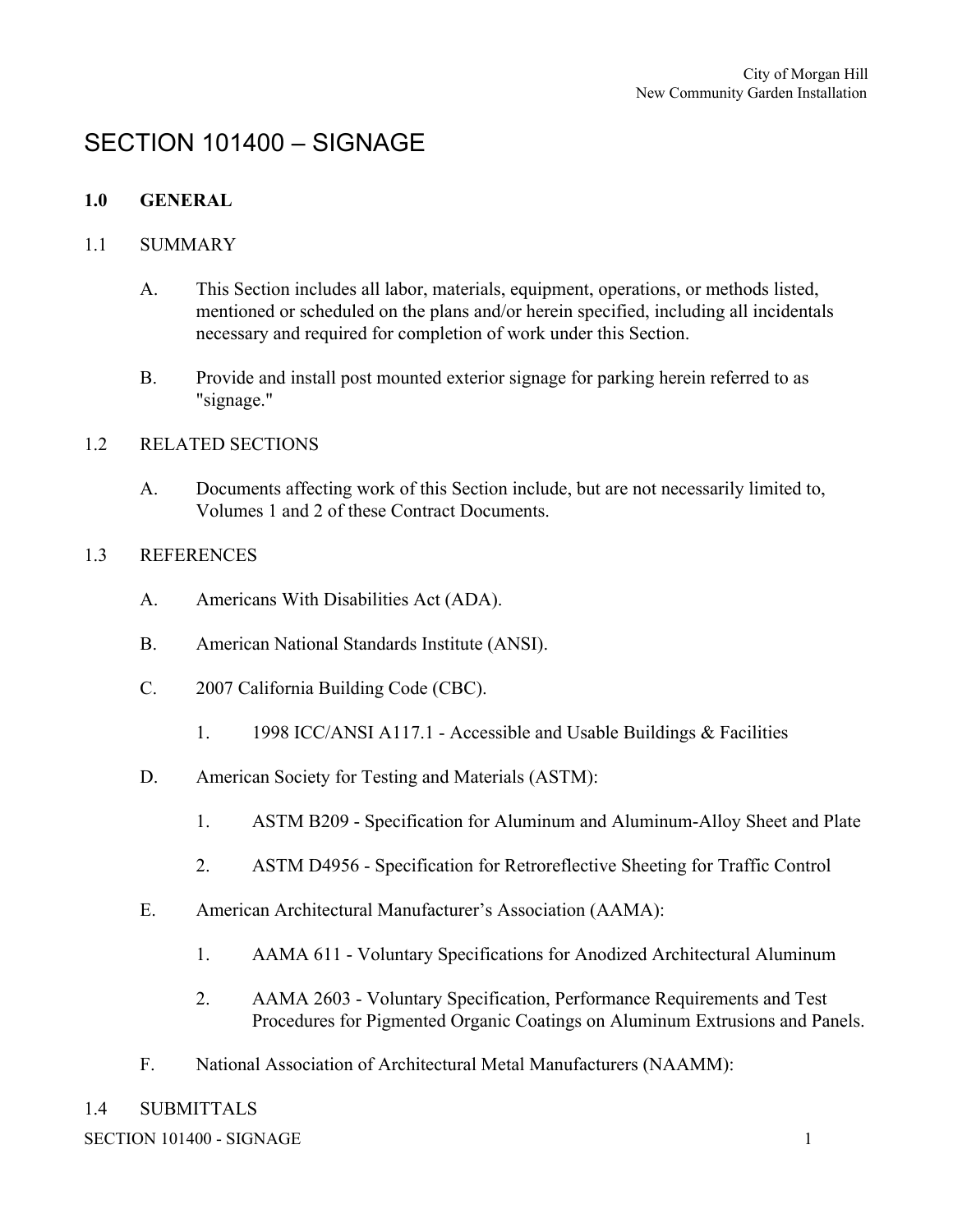# SECTION 101400 – SIGNAGE

## 1.0 GENERAL

### 1.1 SUMMARY

A. This Section includes all labor, materials, equipment, operations, or methods listed, mentioned or scheduled on the plans and/or herein specified, including all incidentals necessary and required for completion of work under this Section.

B. Provide and install post mounted exterior signage for parking herein referred to as "signage."

### 1.2 RELATED SECTIONS

A. Documents affecting work of this Section include, but are not necessarily limited to, Volumes 1 and 2 of these Contract Documents.

### 1.3 REFERENCES

A. Americans With Disabilities Act (ADA).

B. American National Standards Institute (ANSI).

C. 2007 California Building Code (CBC).

   1. 1998 ICC/ANSI A117.1 - Accessible and Usable Buildings & Facilities

D. American Society for Testing and Materials (ASTM):

   1. ASTM B209 - Specification for Aluminum and Aluminum-Alloy Sheet and Plate

   2. ASTM D4956 - Specification for Retroreflective Sheeting for Traffic Control

E. American Architectural Manufacturer's Association (AAMA):

   1. AAMA 611 - Voluntary Specifications for Anodized Architectural Aluminum

   2. AAMA 2603 - Voluntary Specification, Performance Requirements and Test Procedures for Pigmented Organic Coatings on Aluminum Extrusions and Panels.

F. National Association of Architectural Metal Manufacturers (NAAMM):

### 1.4 SUBMITTALS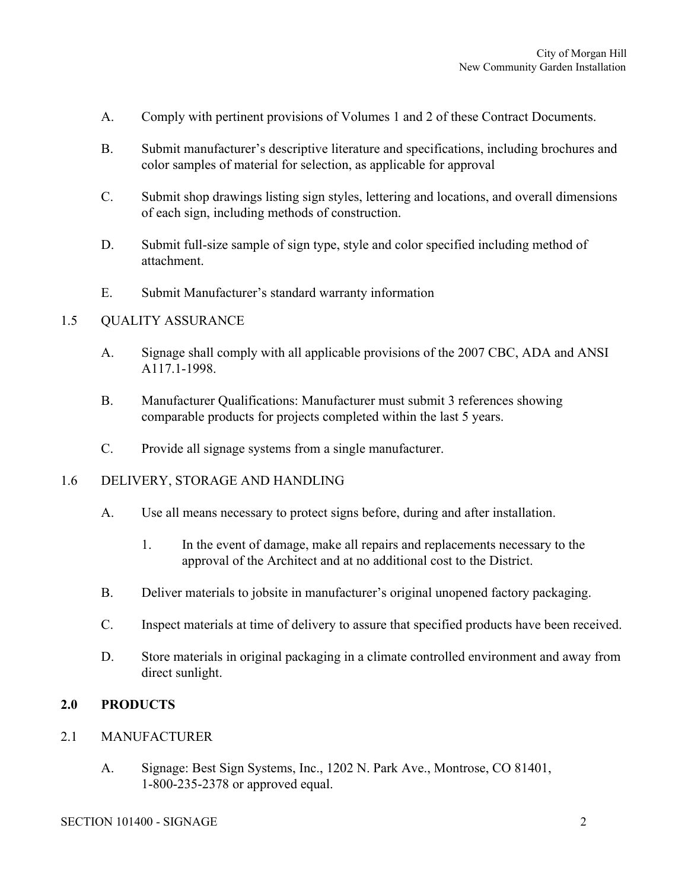A. Comply with pertinent provisions of Volumes 1 and 2 of these Contract Documents.

B. Submit manufacturer's descriptive literature and specifications, including brochures and color samples of material for selection, as applicable for approval

C. Submit shop drawings listing sign styles, lettering and locations, and overall dimensions of each sign, including methods of construction.

D. Submit full-size sample of sign type, style and color specified including method of attachment.

E. Submit Manufacturer's standard warranty information

1.5 QUALITY ASSURANCE

A. Signage shall comply with all applicable provisions of the 2007 CBC, ADA and ANSI A117.1-1998.

B. Manufacturer Qualifications: Manufacturer must submit 3 references showing comparable products for projects completed within the last 5 years.

C. Provide all signage systems from a single manufacturer.

1.6 DELIVERY, STORAGE AND HANDLING

A. Use all means necessary to protect signs before, during and after installation.

   1. In the event of damage, make all repairs and replacements necessary to the approval of the Architect and at no additional cost to the District.

B. Deliver materials to jobsite in manufacturer's original unopened factory packaging.

C. Inspect materials at time of delivery to assure that specified products have been received.

D. Store materials in original packaging in a climate controlled environment and away from direct sunlight.

## 2.0 PRODUCTS

2.1 MANUFACTURER

A. Signage: Best Sign Systems, Inc., 1202 N. Park Ave., Montrose, CO 81401, 1-800-235-2378 or approved equal.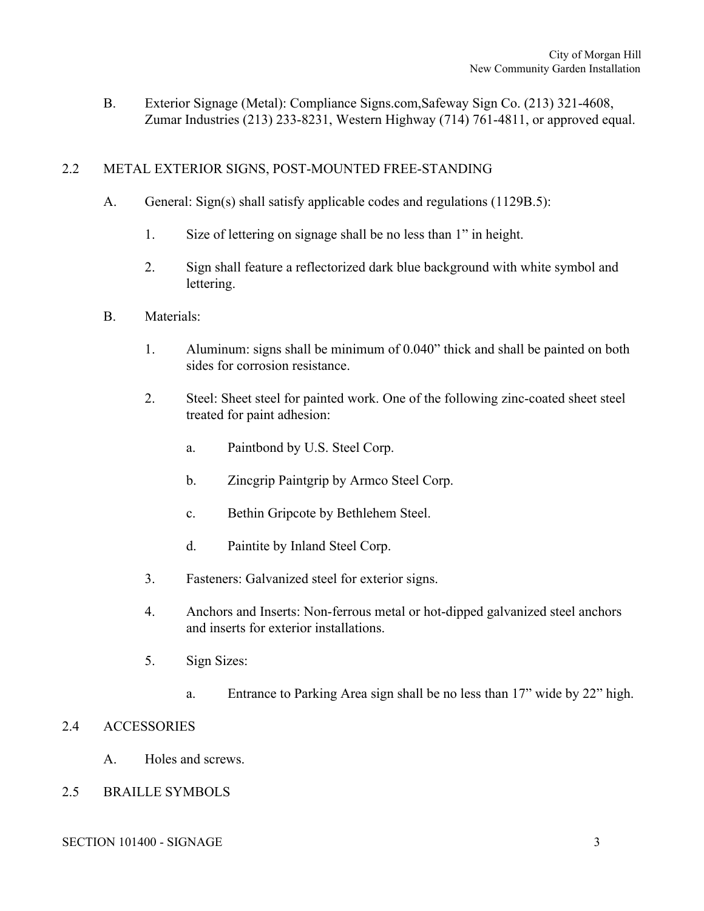B. Exterior Signage (Metal): Compliance Signs.com,Safeway Sign Co. (213) 321-4608, Zumar Industries (213) 233-8231, Western Highway (714) 761-4811, or approved equal.

## 2.2 METAL EXTERIOR SIGNS, POST-MOUNTED FREE-STANDING

A. General: Sign(s) shall satisfy applicable codes and regulations (1129B.5):

1. Size of lettering on signage shall be no less than 1” in height.

2. Sign shall feature a reflectorized dark blue background with white symbol and lettering.

B. Materials:

1. Aluminum: signs shall be minimum of 0.040” thick and shall be painted on both sides for corrosion resistance.

2. Steel: Sheet steel for painted work. One of the following zinc-coated sheet steel treated for paint adhesion:

   a. Paintbond by U.S. Steel Corp.

   b. Zincgrip Paintgrip by Armco Steel Corp.

   c. Bethin Gripcote by Bethlehem Steel.

   d. Paintite by Inland Steel Corp.

3. Fasteners: Galvanized steel for exterior signs.

4. Anchors and Inserts: Non-ferrous metal or hot-dipped galvanized steel anchors and inserts for exterior installations.

5. Sign Sizes:

   a. Entrance to Parking Area sign shall be no less than 17” wide by 22” high.

## 2.4 ACCESSORIES

A. Holes and screws.

## 2.5 BRAILLE SYMBOLS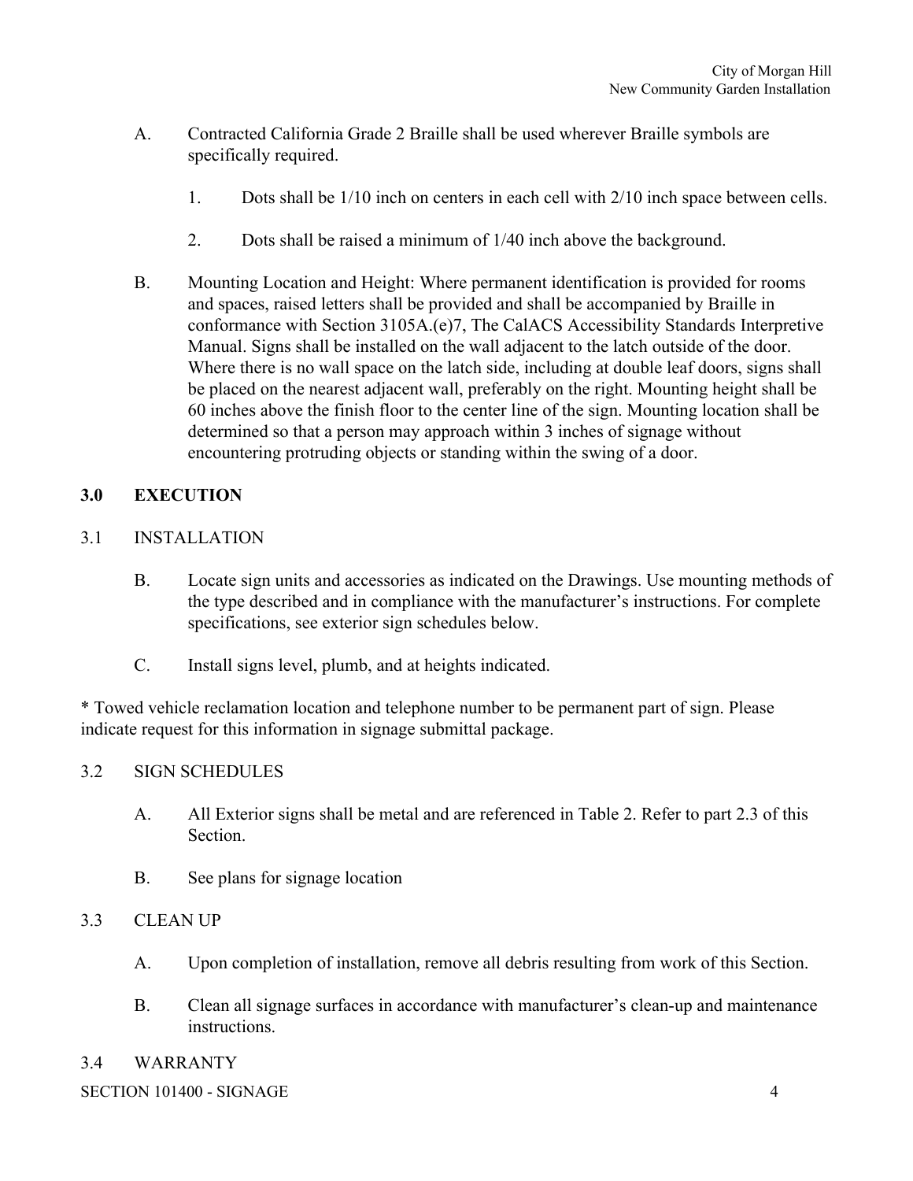A. Contracted California Grade 2 Braille shall be used wherever Braille symbols are specifically required.

   1. Dots shall be 1/10 inch on centers in each cell with 2/10 inch space between cells.

   2. Dots shall be raised a minimum of 1/40 inch above the background.

B. Mounting Location and Height: Where permanent identification is provided for rooms and spaces, raised letters shall be provided and shall be accompanied by Braille in conformance with Section 3105A.(e)7, The CalACS Accessibility Standards Interpretive Manual. Signs shall be installed on the wall adjacent to the latch outside of the door. Where there is no wall space on the latch side, including at double leaf doors, signs shall be placed on the nearest adjacent wall, preferably on the right. Mounting height shall be 60 inches above the finish floor to the center line of the sign. Mounting location shall be determined so that a person may approach within 3 inches of signage without encountering protruding objects or standing within the swing of a door.

## 3.0 EXECUTION

### 3.1 INSTALLATION

B. Locate sign units and accessories as indicated on the Drawings. Use mounting methods of the type described and in compliance with the manufacturer's instructions. For complete specifications, see exterior sign schedules below.

C. Install signs level, plumb, and at heights indicated.

* Towed vehicle reclamation location and telephone number to be permanent part of sign. Please indicate request for this information in signage submittal package.

### 3.2 SIGN SCHEDULES

A. All Exterior signs shall be metal and are referenced in Table 2. Refer to part 2.3 of this Section.

B. See plans for signage location

### 3.3 CLEAN UP

A. Upon completion of installation, remove all debris resulting from work of this Section.

B. Clean all signage surfaces in accordance with manufacturer's clean-up and maintenance instructions.

### 3.4 WARRANTY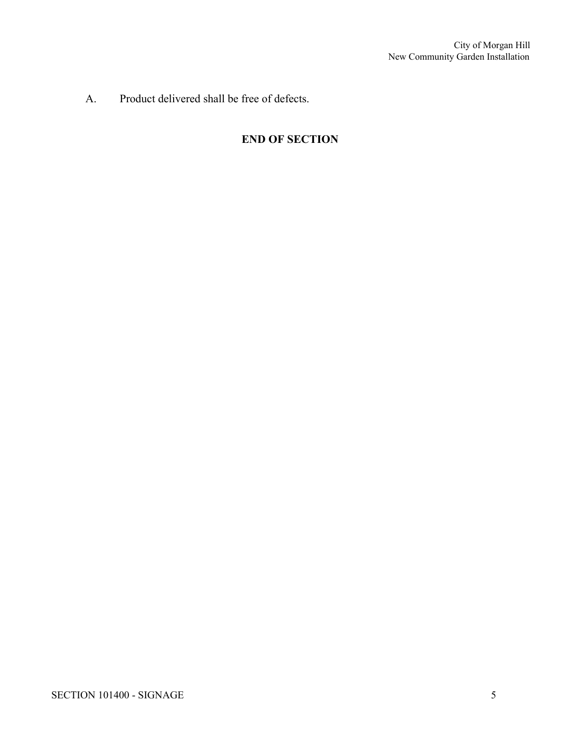A. Product delivered shall be free of defects.

**END OF SECTION**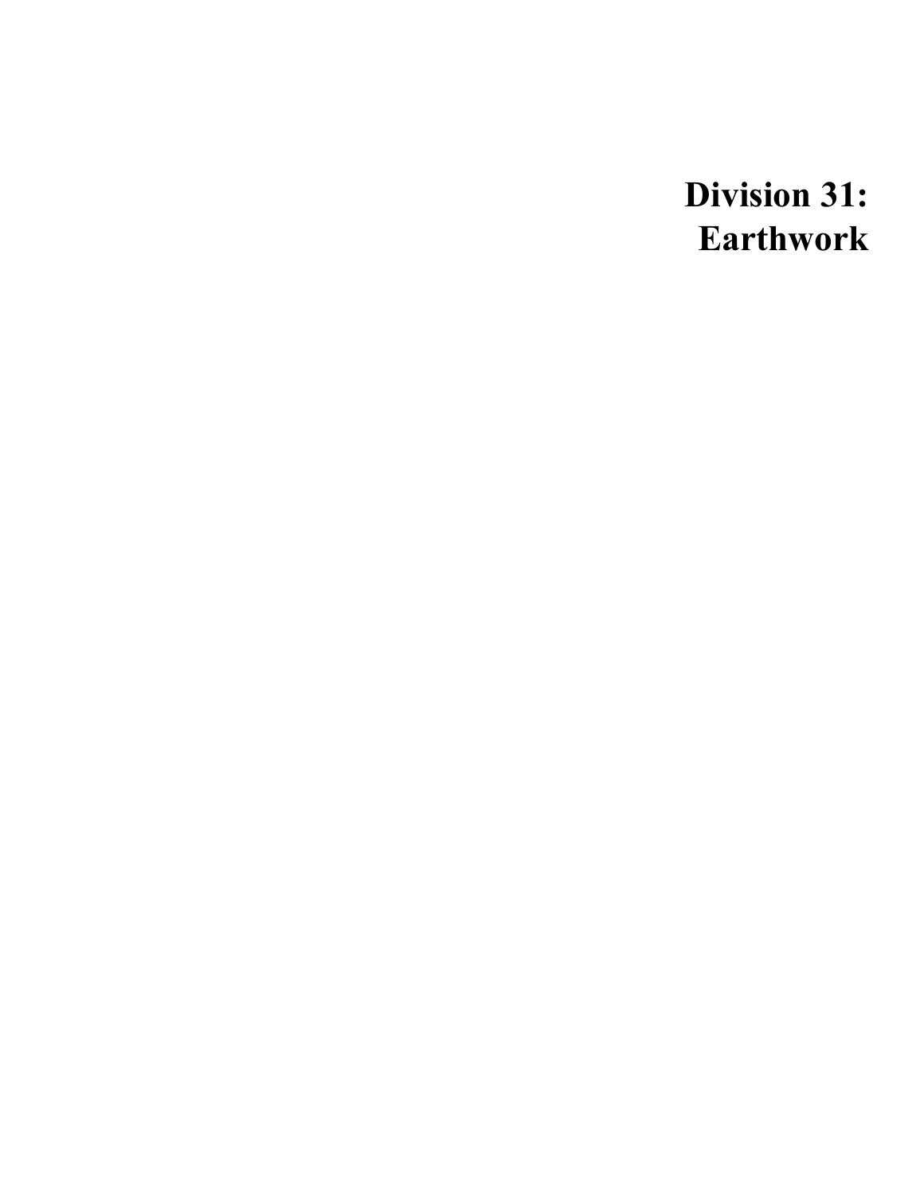# Division 31: Earthwork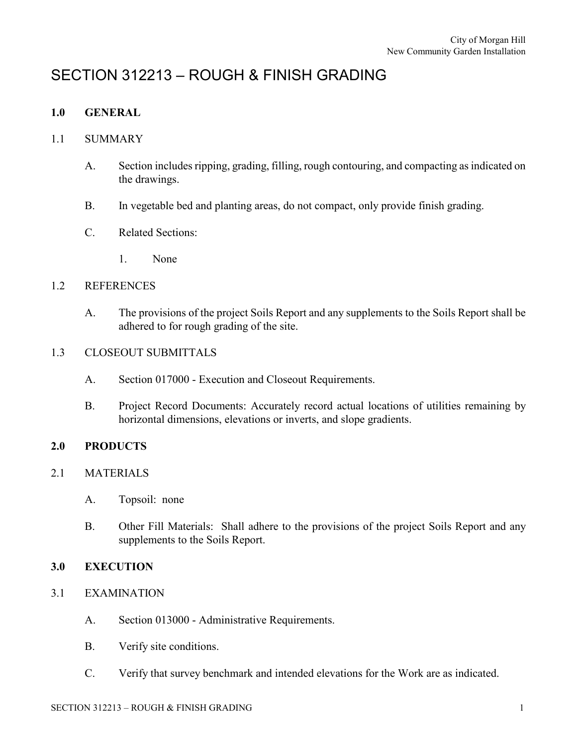# SECTION 312213 – ROUGH & FINISH GRADING

## 1.0 GENERAL

### 1.1 SUMMARY

A. Section includes ripping, grading, filling, rough contouring, and compacting as indicated on the drawings.

B. In vegetable bed and planting areas, do not compact, only provide finish grading.

C. Related Sections:

1. None

### 1.2 REFERENCES

A. The provisions of the project Soils Report and any supplements to the Soils Report shall be adhered to for rough grading of the site.

### 1.3 CLOSEOUT SUBMITTALS

A. Section 017000 - Execution and Closeout Requirements.

B. Project Record Documents: Accurately record actual locations of utilities remaining by horizontal dimensions, elevations or inverts, and slope gradients.

## 2.0 PRODUCTS

### 2.1 MATERIALS

A. Topsoil: none

B. Other Fill Materials: Shall adhere to the provisions of the project Soils Report and any supplements to the Soils Report.

## 3.0 EXECUTION

### 3.1 EXAMINATION

A. Section 013000 - Administrative Requirements.

B. Verify site conditions.

C. Verify that survey benchmark and intended elevations for the Work are as indicated.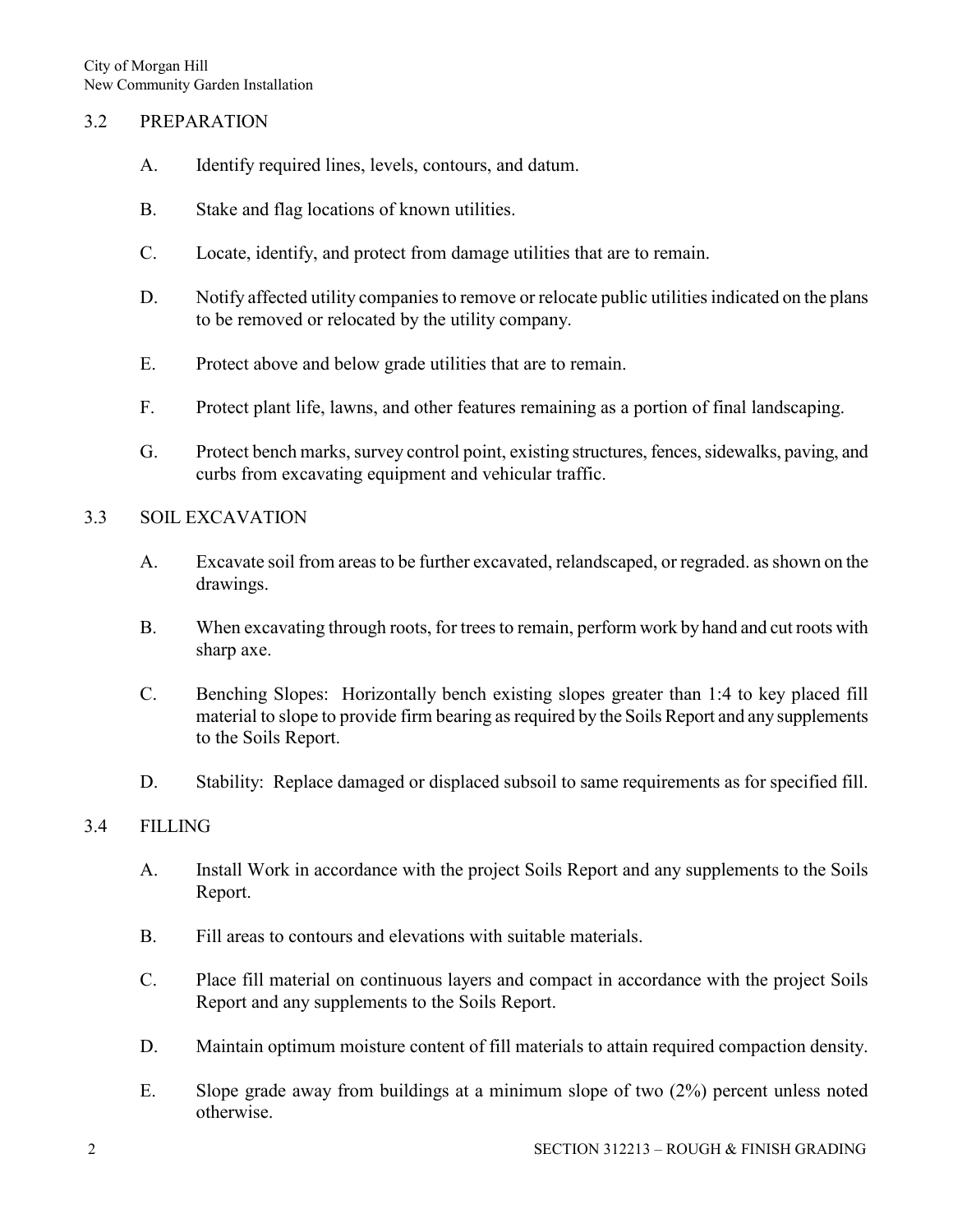### 3.2 PREPARATION

A. Identify required lines, levels, contours, and datum.

B. Stake and flag locations of known utilities.

C. Locate, identify, and protect from damage utilities that are to remain.

D. Notify affected utility companies to remove or relocate public utilities indicated on the plans to be removed or relocated by the utility company.

E. Protect above and below grade utilities that are to remain.

F. Protect plant life, lawns, and other features remaining as a portion of final landscaping.

G. Protect bench marks, survey control point, existing structures, fences, sidewalks, paving, and curbs from excavating equipment and vehicular traffic.

### 3.3 SOIL EXCAVATION

A. Excavate soil from areas to be further excavated, relandscaped, or regraded. as shown on the drawings.

B. When excavating through roots, for trees to remain, perform work by hand and cut roots with sharp axe.

C. Benching Slopes: Horizontally bench existing slopes greater than 1:4 to key placed fill material to slope to provide firm bearing as required by the Soils Report and any supplements to the Soils Report.

D. Stability: Replace damaged or displaced subsoil to same requirements as for specified fill.

### 3.4 FILLING

A. Install Work in accordance with the project Soils Report and any supplements to the Soils Report.

B. Fill areas to contours and elevations with suitable materials.

C. Place fill material on continuous layers and compact in accordance with the project Soils Report and any supplements to the Soils Report.

D. Maintain optimum moisture content of fill materials to attain required compaction density.

E. Slope grade away from buildings at a minimum slope of two (2%) percent unless noted otherwise.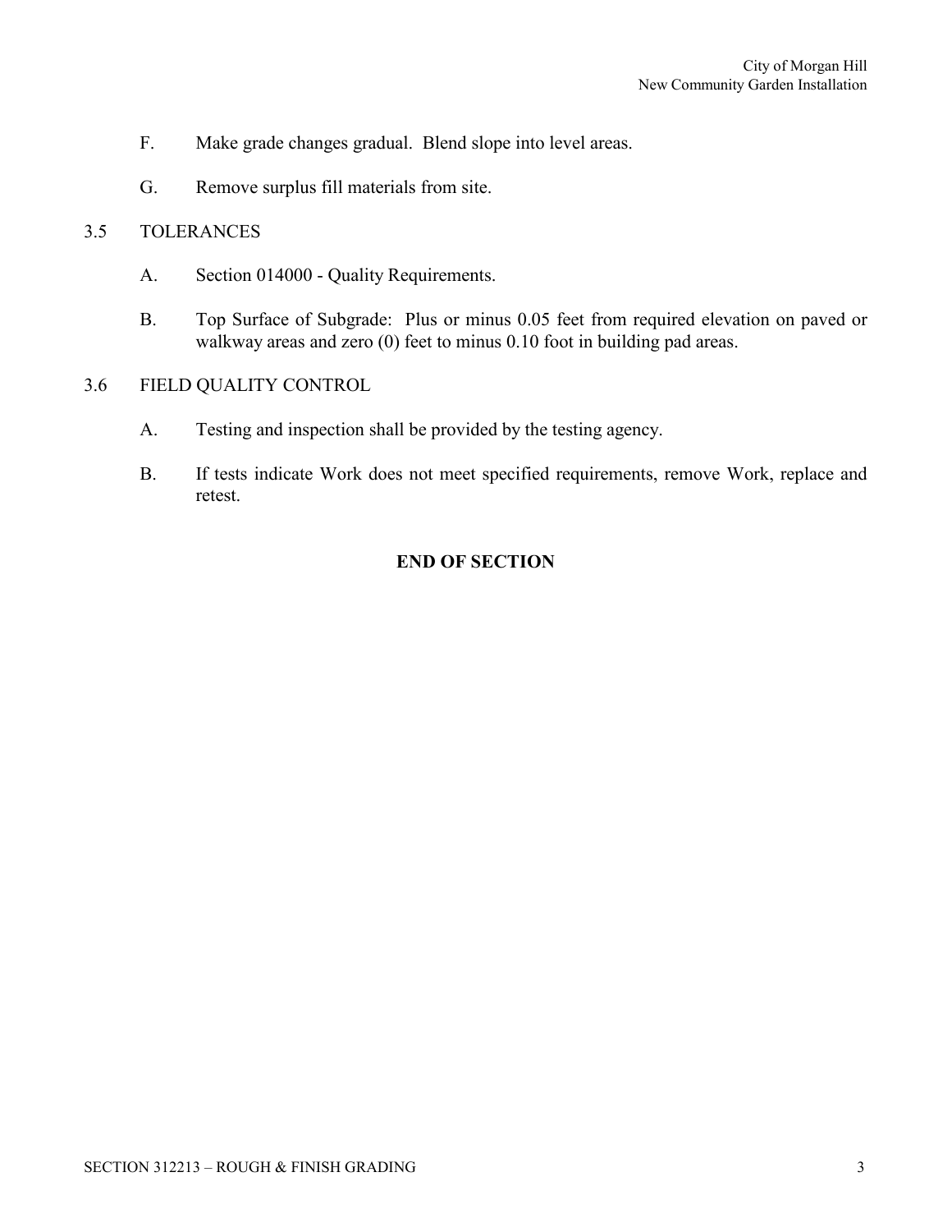F. Make grade changes gradual. Blend slope into level areas.

G. Remove surplus fill materials from site.

3.5 TOLERANCES

A. Section 014000 - Quality Requirements.

B. Top Surface of Subgrade: Plus or minus 0.05 feet from required elevation on paved or walkway areas and zero (0) feet to minus 0.10 foot in building pad areas.

3.6 FIELD QUALITY CONTROL

A. Testing and inspection shall be provided by the testing agency.

B. If tests indicate Work does not meet specified requirements, remove Work, replace and retest.

**END OF SECTION**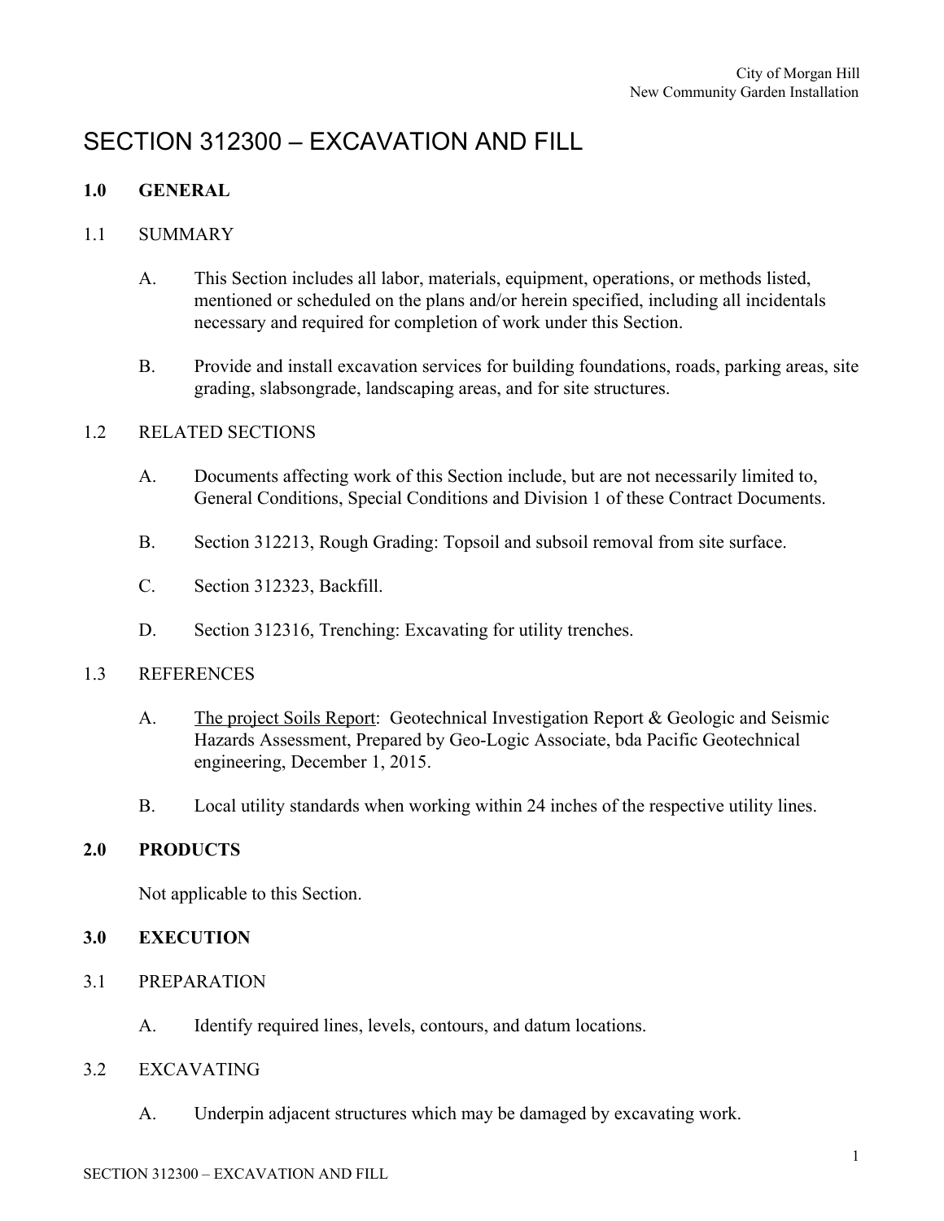# SECTION 312300 – EXCAVATION AND FILL

## 1.0 GENERAL

### 1.1 SUMMARY

A. This Section includes all labor, materials, equipment, operations, or methods listed, mentioned or scheduled on the plans and/or herein specified, including all incidentals necessary and required for completion of work under this Section.

B. Provide and install excavation services for building foundations, roads, parking areas, site grading, slabsongrade, landscaping areas, and for site structures.

### 1.2 RELATED SECTIONS

A. Documents affecting work of this Section include, but are not necessarily limited to, General Conditions, Special Conditions and Division 1 of these Contract Documents.

B. Section 312213, Rough Grading: Topsoil and subsoil removal from site surface.

C. Section 312323, Backfill.

D. Section 312316, Trenching: Excavating for utility trenches.

### 1.3 REFERENCES

A. The project Soils Report: Geotechnical Investigation Report & Geologic and Seismic Hazards Assessment, Prepared by Geo-Logic Associate, bda Pacific Geotechnical engineering, December 1, 2015.

B. Local utility standards when working within 24 inches of the respective utility lines.

## 2.0 PRODUCTS

Not applicable to this Section.

## 3.0 EXECUTION

### 3.1 PREPARATION

A. Identify required lines, levels, contours, and datum locations.

### 3.2 EXCAVATING

A. Underpin adjacent structures which may be damaged by excavating work.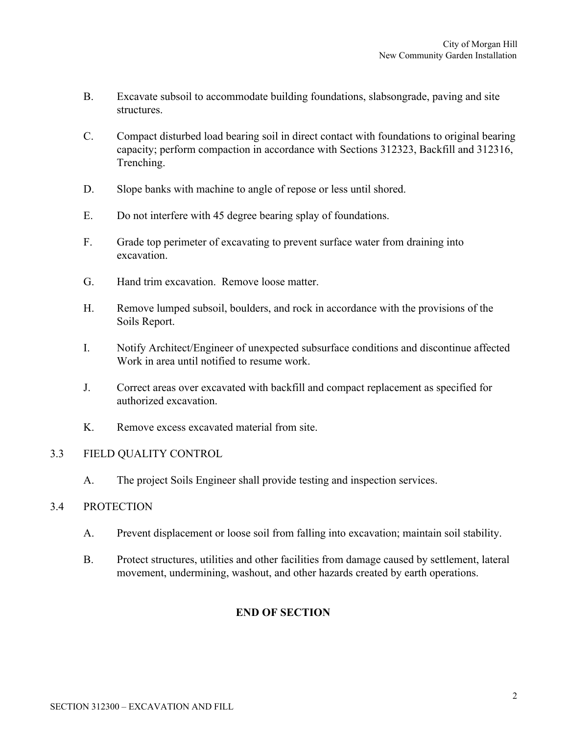B. Excavate subsoil to accommodate building foundations, slabsongrade, paving and site structures.

C. Compact disturbed load bearing soil in direct contact with foundations to original bearing capacity; perform compaction in accordance with Sections 312323, Backfill and 312316, Trenching.

D. Slope banks with machine to angle of repose or less until shored.

E. Do not interfere with 45 degree bearing splay of foundations.

F. Grade top perimeter of excavating to prevent surface water from draining into excavation.

G. Hand trim excavation. Remove loose matter.

H. Remove lumped subsoil, boulders, and rock in accordance with the provisions of the Soils Report.

I. Notify Architect/Engineer of unexpected subsurface conditions and discontinue affected Work in area until notified to resume work.

J. Correct areas over excavated with backfill and compact replacement as specified for authorized excavation.

K. Remove excess excavated material from site.

## 3.3 FIELD QUALITY CONTROL

A. The project Soils Engineer shall provide testing and inspection services.

## 3.4 PROTECTION

A. Prevent displacement or loose soil from falling into excavation; maintain soil stability.

B. Protect structures, utilities and other facilities from damage caused by settlement, lateral movement, undermining, washout, and other hazards created by earth operations.

**END OF SECTION**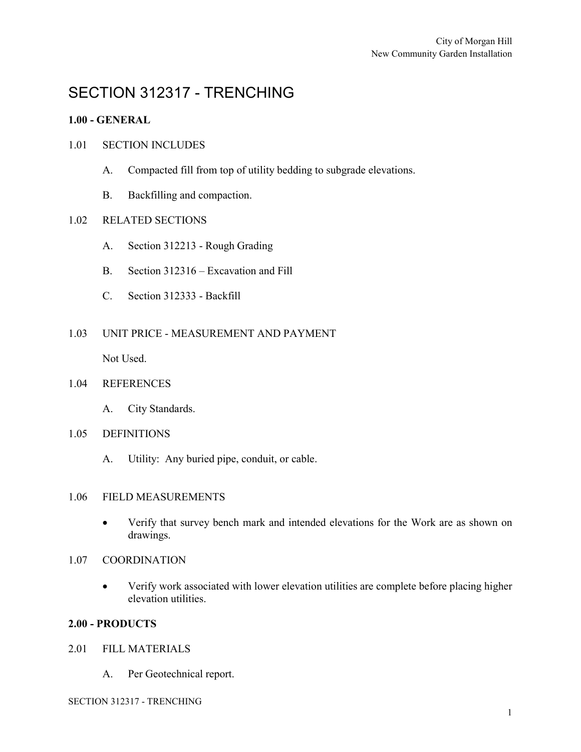# SECTION 312317 - TRENCHING

**1.00 - GENERAL**

1.01 SECTION INCLUDES

A. Compacted fill from top of utility bedding to subgrade elevations.

B. Backfilling and compaction.

1.02 RELATED SECTIONS

A. Section 312213 - Rough Grading

B. Section 312316 – Excavation and Fill

C. Section 312333 - Backfill

1.03 UNIT PRICE - MEASUREMENT AND PAYMENT

Not Used.

1.04 REFERENCES

A. City Standards.

1.05 DEFINITIONS

A. Utility: Any buried pipe, conduit, or cable.

1.06 FIELD MEASUREMENTS

- Verify that survey bench mark and intended elevations for the Work are as shown on drawings.

1.07 COORDINATION

- Verify work associated with lower elevation utilities are complete before placing higher elevation utilities.

**2.00 - PRODUCTS**

2.01 FILL MATERIALS

A. Per Geotechnical report.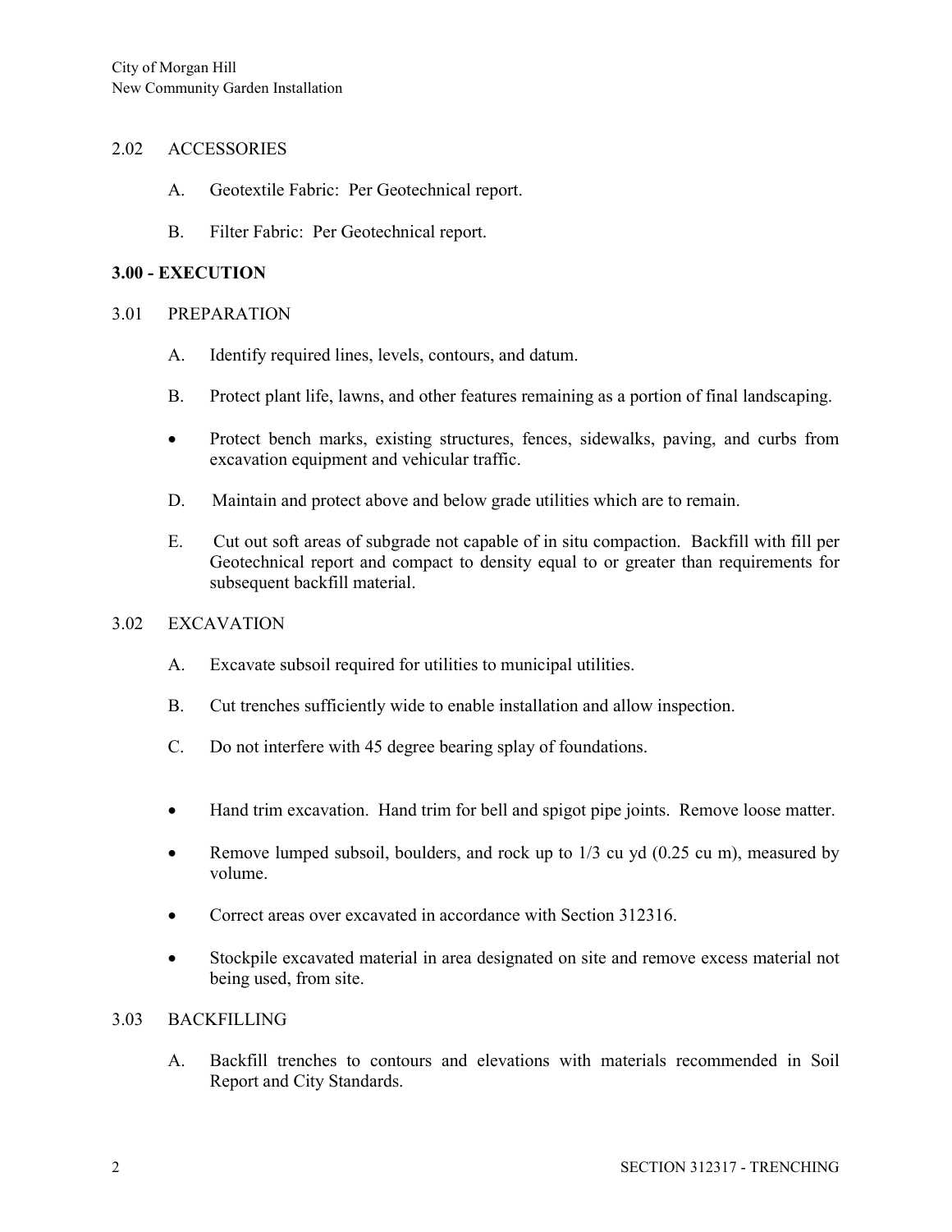## 2.02 ACCESSORIES

A. Geotextile Fabric: Per Geotechnical report.

B. Filter Fabric: Per Geotechnical report.

## 3.00 - EXECUTION

## 3.01 PREPARATION

A. Identify required lines, levels, contours, and datum.

B. Protect plant life, lawns, and other features remaining as a portion of final landscaping.

- Protect bench marks, existing structures, fences, sidewalks, paving, and curbs from excavation equipment and vehicular traffic.

D. Maintain and protect above and below grade utilities which are to remain.

E. Cut out soft areas of subgrade not capable of in situ compaction. Backfill with fill per Geotechnical report and compact to density equal to or greater than requirements for subsequent backfill material.

## 3.02 EXCAVATION

A. Excavate subsoil required for utilities to municipal utilities.

B. Cut trenches sufficiently wide to enable installation and allow inspection.

C. Do not interfere with 45 degree bearing splay of foundations.

- Hand trim excavation. Hand trim for bell and spigot pipe joints. Remove loose matter.
- Remove lumped subsoil, boulders, and rock up to 1/3 cu yd (0.25 cu m), measured by volume.
- Correct areas over excavated in accordance with Section 312316.
- Stockpile excavated material in area designated on site and remove excess material not being used, from site.

## 3.03 BACKFILLING

A. Backfill trenches to contours and elevations with materials recommended in Soil Report and City Standards.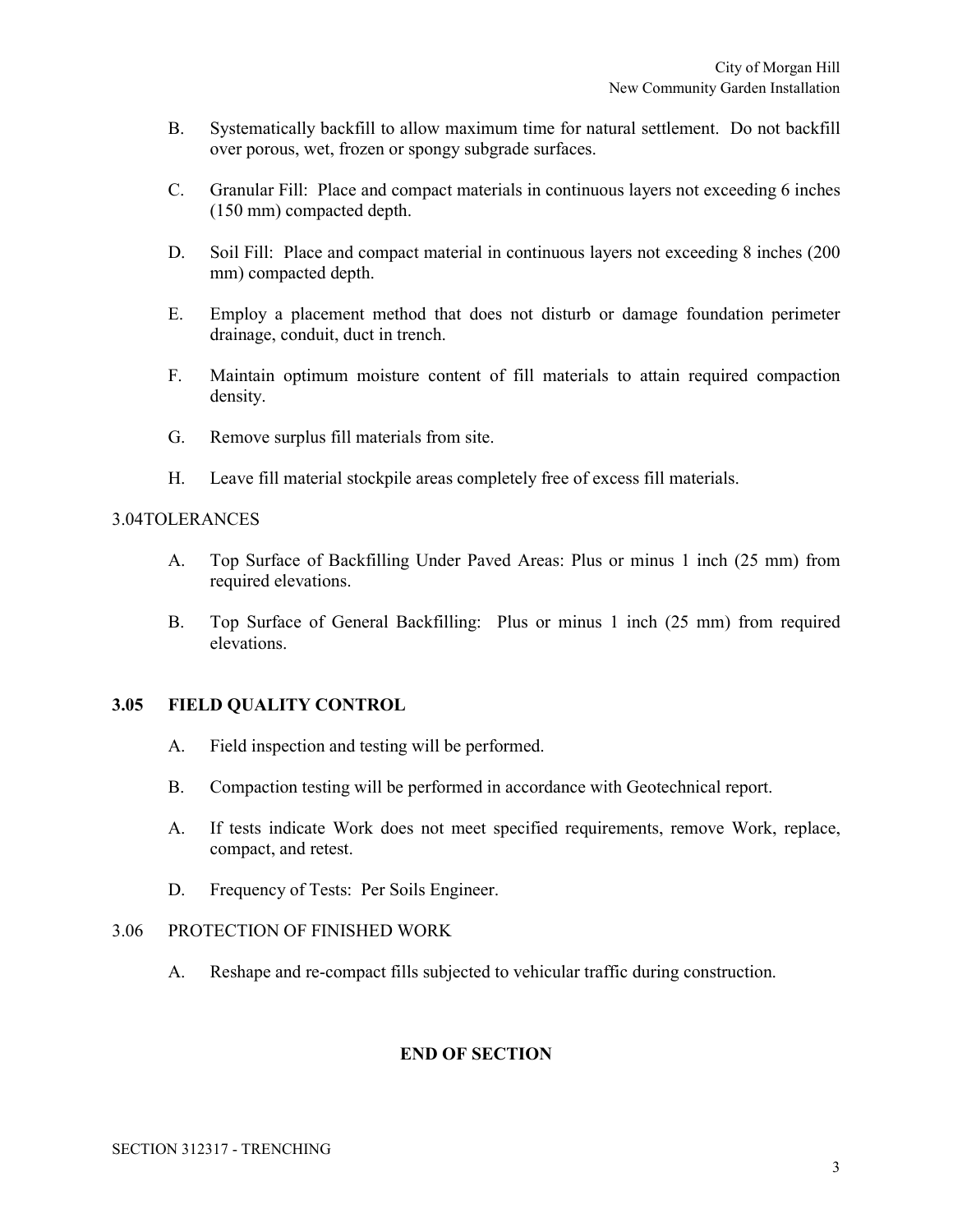B. Systematically backfill to allow maximum time for natural settlement. Do not backfill over porous, wet, frozen or spongy subgrade surfaces.

C. Granular Fill: Place and compact materials in continuous layers not exceeding 6 inches (150 mm) compacted depth.

D. Soil Fill: Place and compact material in continuous layers not exceeding 8 inches (200 mm) compacted depth.

E. Employ a placement method that does not disturb or damage foundation perimeter drainage, conduit, duct in trench.

F. Maintain optimum moisture content of fill materials to attain required compaction density.

G. Remove surplus fill materials from site.

H. Leave fill material stockpile areas completely free of excess fill materials.

3.04TOLERANCES

A. Top Surface of Backfilling Under Paved Areas: Plus or minus 1 inch (25 mm) from required elevations.

B. Top Surface of General Backfilling: Plus or minus 1 inch (25 mm) from required elevations.

**3.05 FIELD QUALITY CONTROL**

A. Field inspection and testing will be performed.

B. Compaction testing will be performed in accordance with Geotechnical report.

A. If tests indicate Work does not meet specified requirements, remove Work, replace, compact, and retest.

D. Frequency of Tests: Per Soils Engineer.

3.06 PROTECTION OF FINISHED WORK

A. Reshape and re-compact fills subjected to vehicular traffic during construction.

**END OF SECTION**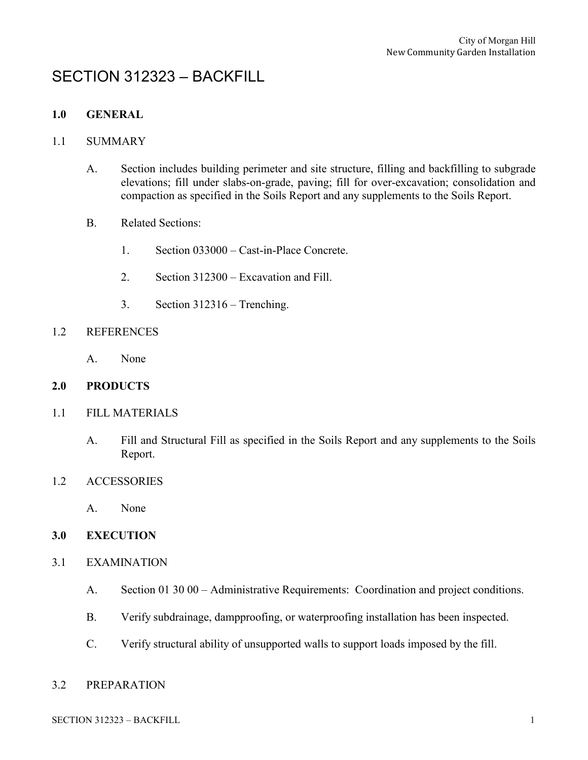# SECTION 312323 – BACKFILL

## 1.0 GENERAL

### 1.1 SUMMARY

A. Section includes building perimeter and site structure, filling and backfilling to subgrade elevations; fill under slabs-on-grade, paving; fill for over-excavation; consolidation and compaction as specified in the Soils Report and any supplements to the Soils Report.

B. Related Sections:

1. Section 033000 – Cast-in-Place Concrete.
2. Section 312300 – Excavation and Fill.
3. Section 312316 – Trenching.

### 1.2 REFERENCES

A. None

## 2.0 PRODUCTS

### 1.1 FILL MATERIALS

A. Fill and Structural Fill as specified in the Soils Report and any supplements to the Soils Report.

### 1.2 ACCESSORIES

A. None

## 3.0 EXECUTION

### 3.1 EXAMINATION

A. Section 01 30 00 – Administrative Requirements: Coordination and project conditions.

B. Verify subdrainage, dampproofing, or waterproofing installation has been inspected.

C. Verify structural ability of unsupported walls to support loads imposed by the fill.

### 3.2 PREPARATION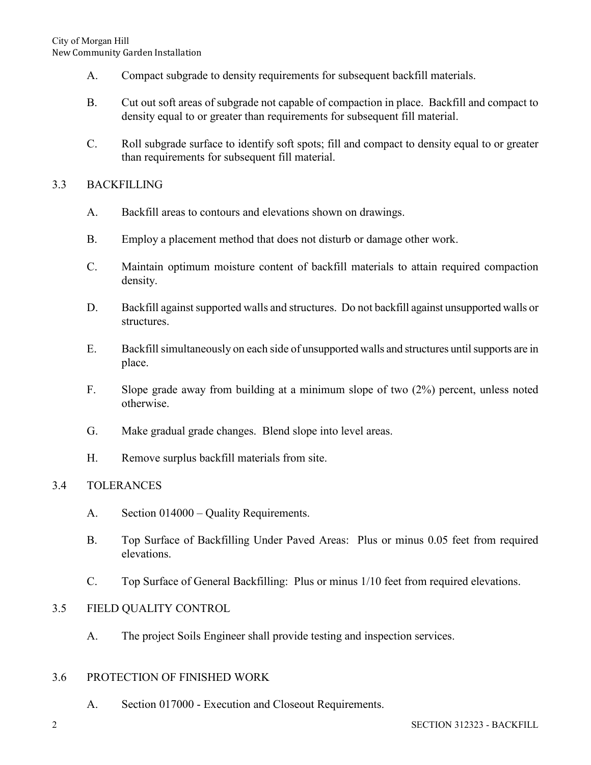A. Compact subgrade to density requirements for subsequent backfill materials.

B. Cut out soft areas of subgrade not capable of compaction in place. Backfill and compact to density equal to or greater than requirements for subsequent fill material.

C. Roll subgrade surface to identify soft spots; fill and compact to density equal to or greater than requirements for subsequent fill material.

## 3.3 BACKFILLING

A. Backfill areas to contours and elevations shown on drawings.

B. Employ a placement method that does not disturb or damage other work.

C. Maintain optimum moisture content of backfill materials to attain required compaction density.

D. Backfill against supported walls and structures. Do not backfill against unsupported walls or structures.

E. Backfill simultaneously on each side of unsupported walls and structures until supports are in place.

F. Slope grade away from building at a minimum slope of two (2%) percent, unless noted otherwise.

G. Make gradual grade changes. Blend slope into level areas.

H. Remove surplus backfill materials from site.

## 3.4 TOLERANCES

A. Section 014000 – Quality Requirements.

B. Top Surface of Backfilling Under Paved Areas: Plus or minus 0.05 feet from required elevations.

C. Top Surface of General Backfilling: Plus or minus 1/10 feet from required elevations.

## 3.5 FIELD QUALITY CONTROL

A. The project Soils Engineer shall provide testing and inspection services.

## 3.6 PROTECTION OF FINISHED WORK

A. Section 017000 - Execution and Closeout Requirements.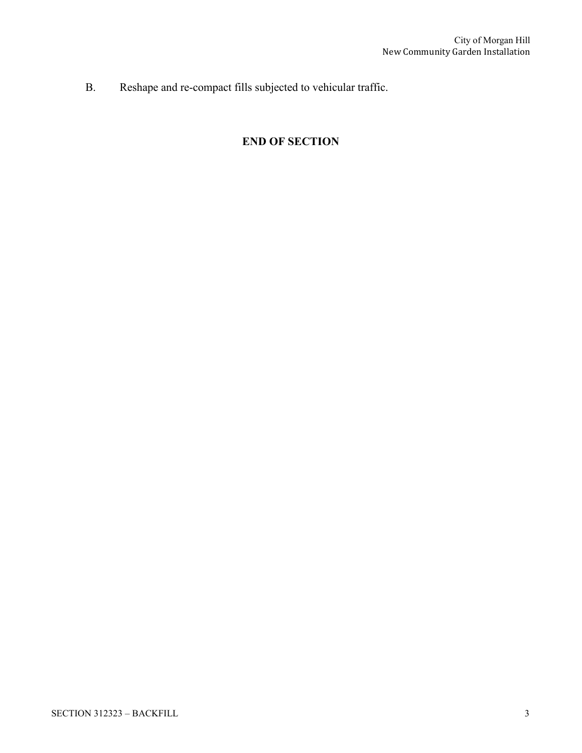B. Reshape and re-compact fills subjected to vehicular traffic.

**END OF SECTION**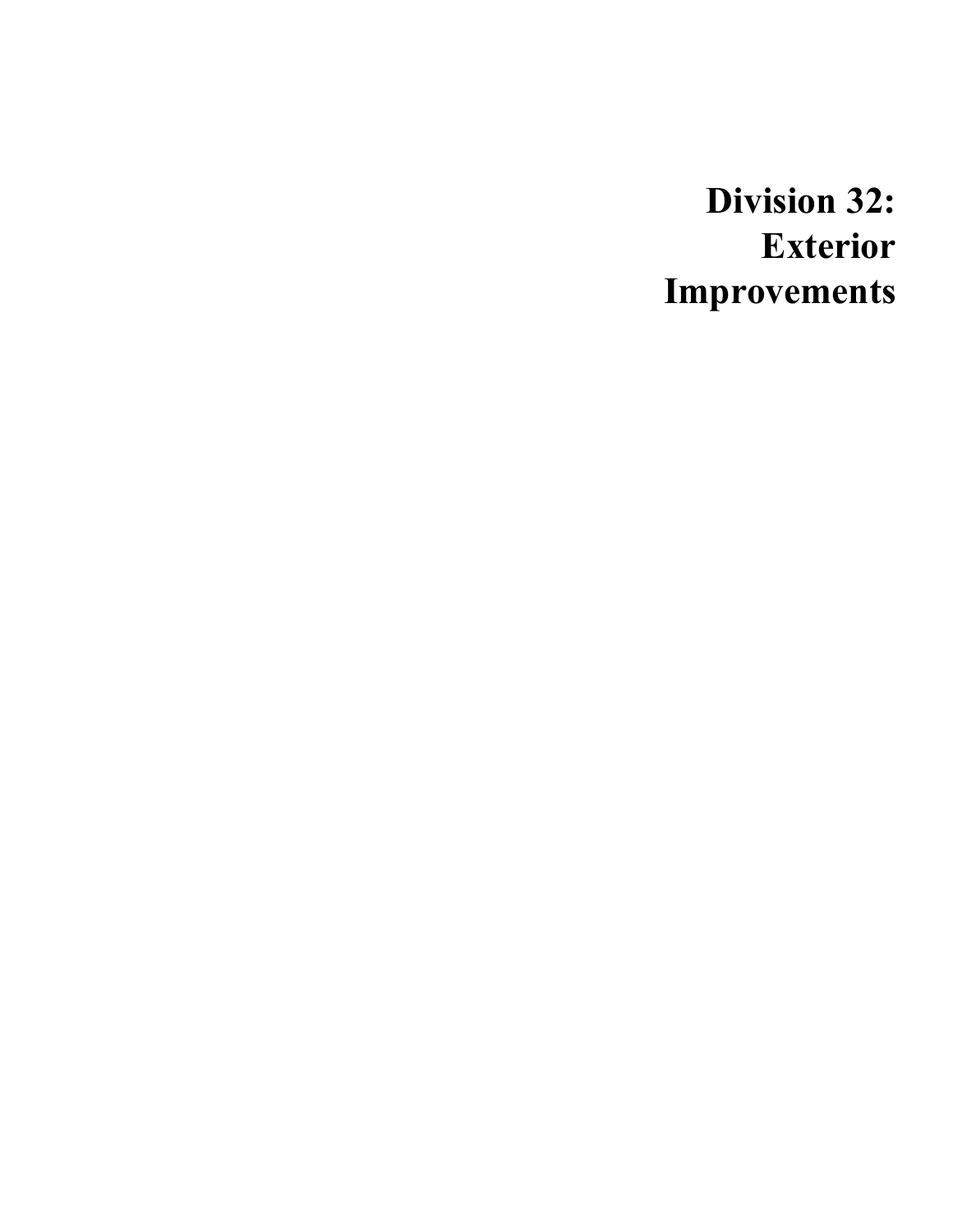# Division 32: Exterior Improvements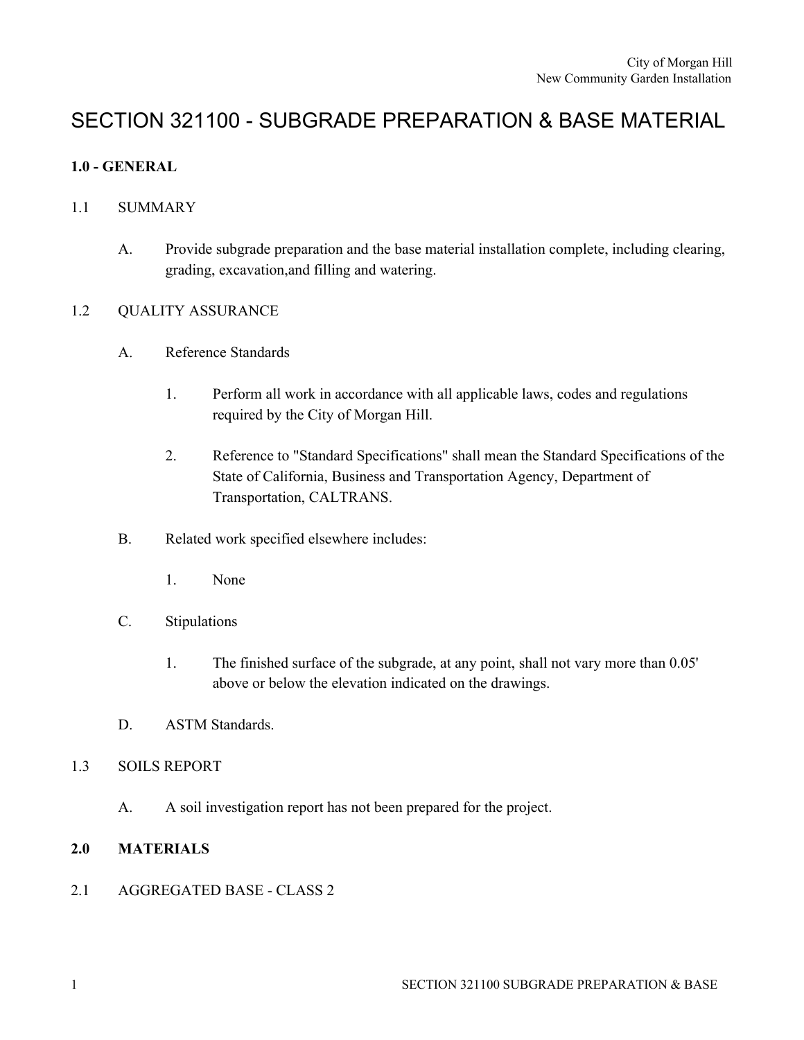# SECTION 321100 - SUBGRADE PREPARATION & BASE MATERIAL

## 1.0 - GENERAL

1.1 SUMMARY

A. Provide subgrade preparation and the base material installation complete, including clearing, grading, excavation,and filling and watering.

1.2 QUALITY ASSURANCE

A. Reference Standards

1. Perform all work in accordance with all applicable laws, codes and regulations required by the City of Morgan Hill.

2. Reference to "Standard Specifications" shall mean the Standard Specifications of the State of California, Business and Transportation Agency, Department of Transportation, CALTRANS.

B. Related work specified elsewhere includes:

1. None

C. Stipulations

1. The finished surface of the subgrade, at any point, shall not vary more than 0.05' above or below the elevation indicated on the drawings.

D. ASTM Standards.

1.3 SOILS REPORT

A. A soil investigation report has not been prepared for the project.

## 2.0 MATERIALS

2.1 AGGREGATED BASE - CLASS 2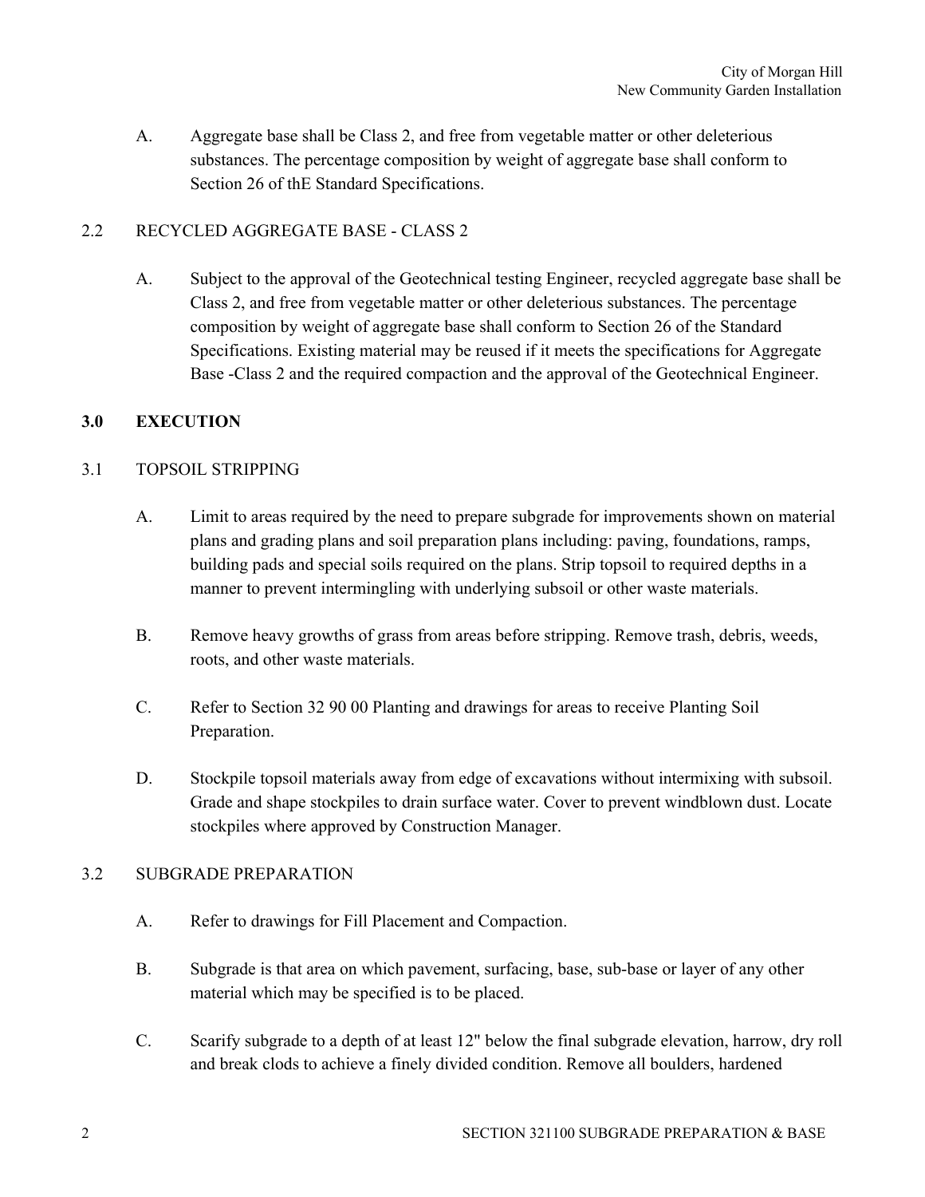A. Aggregate base shall be Class 2, and free from vegetable matter or other deleterious substances. The percentage composition by weight of aggregate base shall conform to Section 26 of thE Standard Specifications.

### 2.2 RECYCLED AGGREGATE BASE - CLASS 2

A. Subject to the approval of the Geotechnical testing Engineer, recycled aggregate base shall be Class 2, and free from vegetable matter or other deleterious substances. The percentage composition by weight of aggregate base shall conform to Section 26 of the Standard Specifications. Existing material may be reused if it meets the specifications for Aggregate Base -Class 2 and the required compaction and the approval of the Geotechnical Engineer.

## 3.0 EXECUTION

### 3.1 TOPSOIL STRIPPING

A. Limit to areas required by the need to prepare subgrade for improvements shown on material plans and grading plans and soil preparation plans including: paving, foundations, ramps, building pads and special soils required on the plans. Strip topsoil to required depths in a manner to prevent intermingling with underlying subsoil or other waste materials.

B. Remove heavy growths of grass from areas before stripping. Remove trash, debris, weeds, roots, and other waste materials.

C. Refer to Section 32 90 00 Planting and drawings for areas to receive Planting Soil Preparation.

D. Stockpile topsoil materials away from edge of excavations without intermixing with subsoil. Grade and shape stockpiles to drain surface water. Cover to prevent windblown dust. Locate stockpiles where approved by Construction Manager.

### 3.2 SUBGRADE PREPARATION

A. Refer to drawings for Fill Placement and Compaction.

B. Subgrade is that area on which pavement, surfacing, base, sub-base or layer of any other material which may be specified is to be placed.

C. Scarify subgrade to a depth of at least 12" below the final subgrade elevation, harrow, dry roll and break clods to achieve a finely divided condition. Remove all boulders, hardened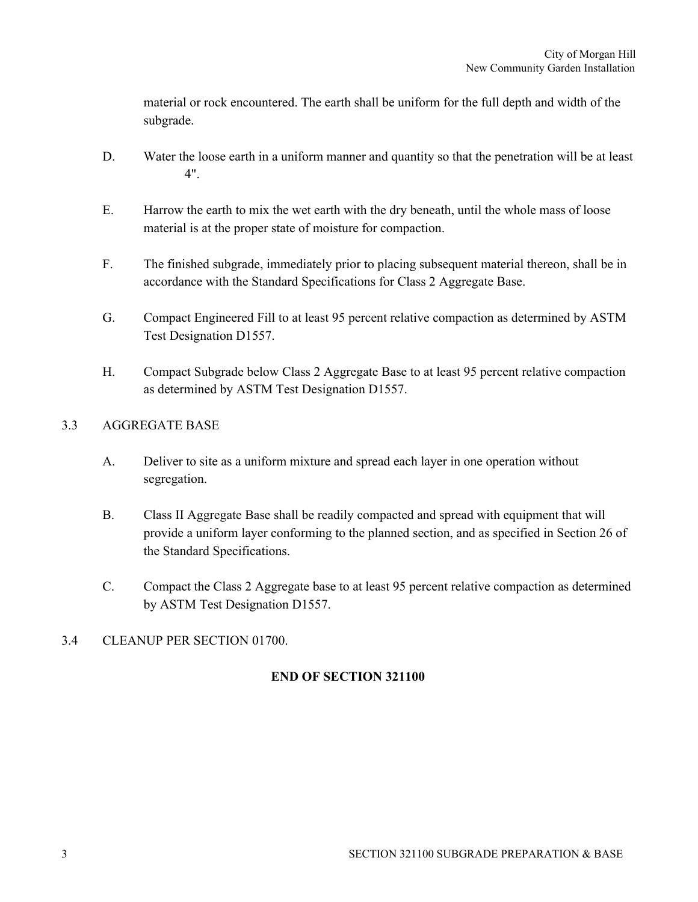material or rock encountered. The earth shall be uniform for the full depth and width of the subgrade.

D. Water the loose earth in a uniform manner and quantity so that the penetration will be at least 4".

E. Harrow the earth to mix the wet earth with the dry beneath, until the whole mass of loose material is at the proper state of moisture for compaction.

F. The finished subgrade, immediately prior to placing subsequent material thereon, shall be in accordance with the Standard Specifications for Class 2 Aggregate Base.

G. Compact Engineered Fill to at least 95 percent relative compaction as determined by ASTM Test Designation D1557.

H. Compact Subgrade below Class 2 Aggregate Base to at least 95 percent relative compaction as determined by ASTM Test Designation D1557.

## 3.3 AGGREGATE BASE

A. Deliver to site as a uniform mixture and spread each layer in one operation without segregation.

B. Class II Aggregate Base shall be readily compacted and spread with equipment that will provide a uniform layer conforming to the planned section, and as specified in Section 26 of the Standard Specifications.

C. Compact the Class 2 Aggregate base to at least 95 percent relative compaction as determined by ASTM Test Designation D1557.

## 3.4 CLEANUP PER SECTION 01700.

**END OF SECTION 321100**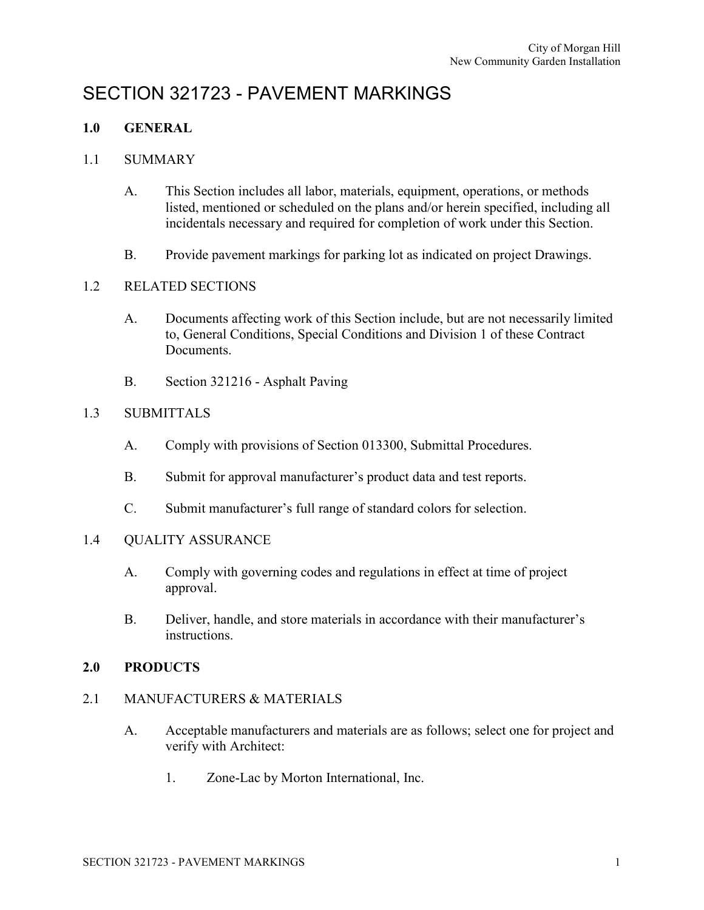# SECTION 321723 - PAVEMENT MARKINGS

## 1.0 GENERAL

### 1.1 SUMMARY

A. This Section includes all labor, materials, equipment, operations, or methods listed, mentioned or scheduled on the plans and/or herein specified, including all incidentals necessary and required for completion of work under this Section.

B. Provide pavement markings for parking lot as indicated on project Drawings.

### 1.2 RELATED SECTIONS

A. Documents affecting work of this Section include, but are not necessarily limited to, General Conditions, Special Conditions and Division 1 of these Contract Documents.

B. Section 321216 - Asphalt Paving

### 1.3 SUBMITTALS

A. Comply with provisions of Section 013300, Submittal Procedures.

B. Submit for approval manufacturer's product data and test reports.

C. Submit manufacturer's full range of standard colors for selection.

### 1.4 QUALITY ASSURANCE

A. Comply with governing codes and regulations in effect at time of project approval.

B. Deliver, handle, and store materials in accordance with their manufacturer's instructions.

## 2.0 PRODUCTS

### 2.1 MANUFACTURERS & MATERIALS

A. Acceptable manufacturers and materials are as follows; select one for project and verify with Architect:

1. Zone-Lac by Morton International, Inc.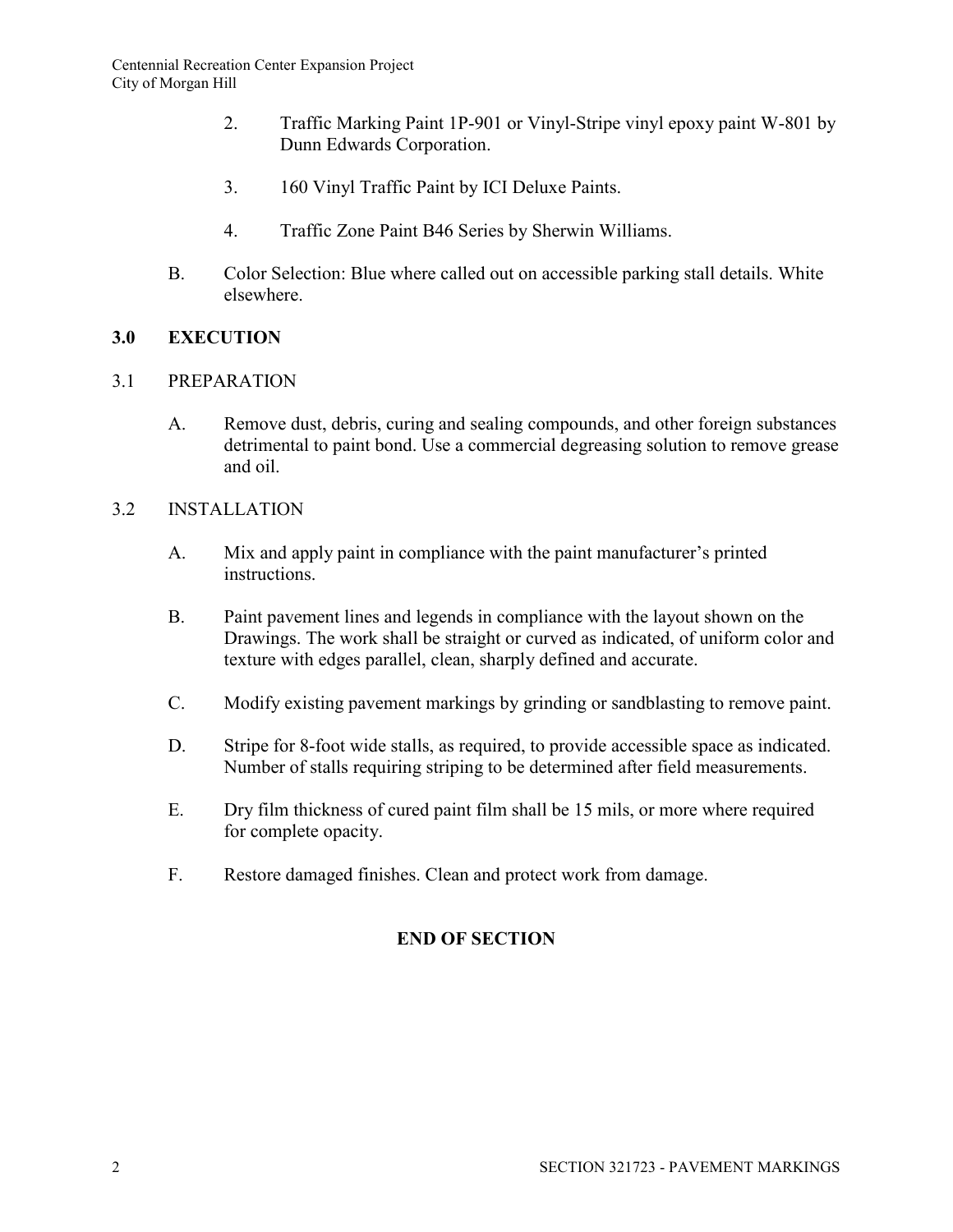2. Traffic Marking Paint 1P-901 or Vinyl-Stripe vinyl epoxy paint W-801 by Dunn Edwards Corporation.

3. 160 Vinyl Traffic Paint by ICI Deluxe Paints.

4. Traffic Zone Paint B46 Series by Sherwin Williams.

B. Color Selection: Blue where called out on accessible parking stall details. White elsewhere.

## 3.0 EXECUTION

### 3.1 PREPARATION

A. Remove dust, debris, curing and sealing compounds, and other foreign substances detrimental to paint bond. Use a commercial degreasing solution to remove grease and oil.

### 3.2 INSTALLATION

A. Mix and apply paint in compliance with the paint manufacturer's printed instructions.

B. Paint pavement lines and legends in compliance with the layout shown on the Drawings. The work shall be straight or curved as indicated, of uniform color and texture with edges parallel, clean, sharply defined and accurate.

C. Modify existing pavement markings by grinding or sandblasting to remove paint.

D. Stripe for 8-foot wide stalls, as required, to provide accessible space as indicated. Number of stalls requiring striping to be determined after field measurements.

E. Dry film thickness of cured paint film shall be 15 mils, or more where required for complete opacity.

F. Restore damaged finishes. Clean and protect work from damage.

**END OF SECTION**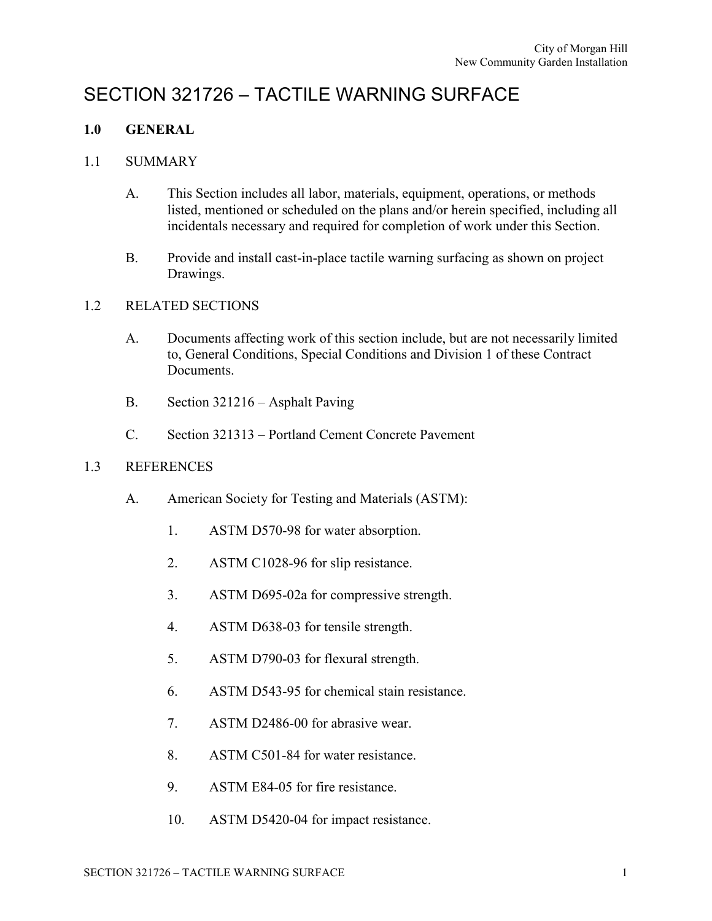# SECTION 321726 – TACTILE WARNING SURFACE

## 1.0 GENERAL

### 1.1 SUMMARY

A. This Section includes all labor, materials, equipment, operations, or methods listed, mentioned or scheduled on the plans and/or herein specified, including all incidentals necessary and required for completion of work under this Section.

B. Provide and install cast-in-place tactile warning surfacing as shown on project Drawings.

### 1.2 RELATED SECTIONS

A. Documents affecting work of this section include, but are not necessarily limited to, General Conditions, Special Conditions and Division 1 of these Contract Documents.

B. Section 321216 – Asphalt Paving

C. Section 321313 – Portland Cement Concrete Pavement

### 1.3 REFERENCES

A. American Society for Testing and Materials (ASTM):

1. ASTM D570-98 for water absorption.
2. ASTM C1028-96 for slip resistance.
3. ASTM D695-02a for compressive strength.
4. ASTM D638-03 for tensile strength.
5. ASTM D790-03 for flexural strength.
6. ASTM D543-95 for chemical stain resistance.
7. ASTM D2486-00 for abrasive wear.
8. ASTM C501-84 for water resistance.
9. ASTM E84-05 for fire resistance.
10. ASTM D5420-04 for impact resistance.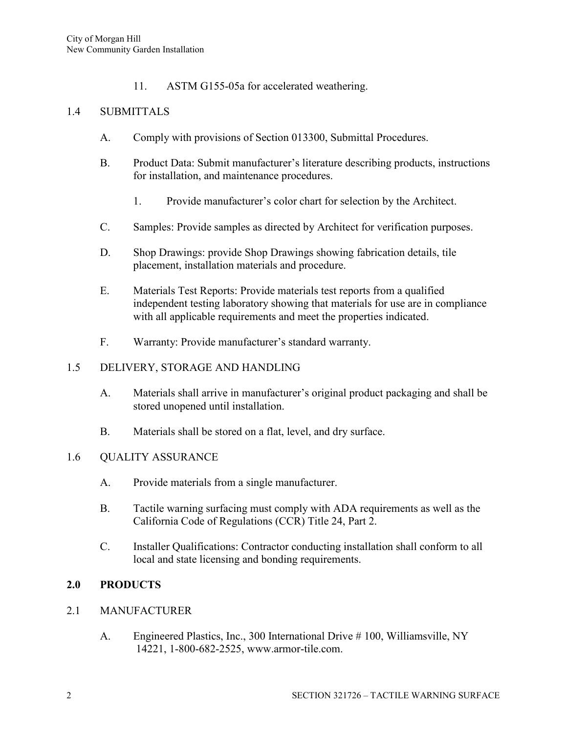11. ASTM G155-05a for accelerated weathering.

## 1.4 SUBMITTALS

A. Comply with provisions of Section 013300, Submittal Procedures.

B. Product Data: Submit manufacturer's literature describing products, instructions for installation, and maintenance procedures.

   1. Provide manufacturer's color chart for selection by the Architect.

C. Samples: Provide samples as directed by Architect for verification purposes.

D. Shop Drawings: provide Shop Drawings showing fabrication details, tile placement, installation materials and procedure.

E. Materials Test Reports: Provide materials test reports from a qualified independent testing laboratory showing that materials for use are in compliance with all applicable requirements and meet the properties indicated.

F. Warranty: Provide manufacturer's standard warranty.

## 1.5 DELIVERY, STORAGE AND HANDLING

A. Materials shall arrive in manufacturer's original product packaging and shall be stored unopened until installation.

B. Materials shall be stored on a flat, level, and dry surface.

## 1.6 QUALITY ASSURANCE

A. Provide materials from a single manufacturer.

B. Tactile warning surfacing must comply with ADA requirements as well as the California Code of Regulations (CCR) Title 24, Part 2.

C. Installer Qualifications: Contractor conducting installation shall conform to all local and state licensing and bonding requirements.

# 2.0 PRODUCTS

## 2.1 MANUFACTURER

A. Engineered Plastics, Inc., 300 International Drive # 100, Williamsville, NY 14221, 1-800-682-2525, www.armor-tile.com.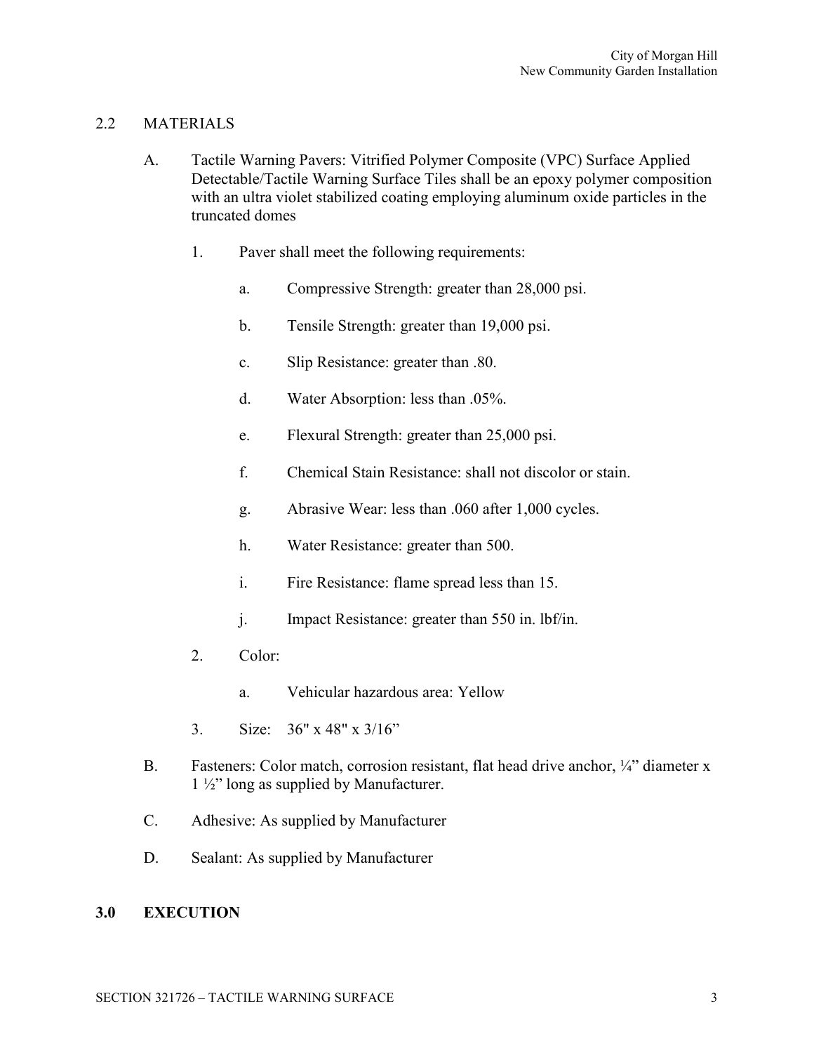## 2.2 MATERIALS

A. Tactile Warning Pavers: Vitrified Polymer Composite (VPC) Surface Applied Detectable/Tactile Warning Surface Tiles shall be an epoxy polymer composition with an ultra violet stabilized coating employing aluminum oxide particles in the truncated domes

   1. Paver shall meet the following requirements:

      a. Compressive Strength: greater than 28,000 psi.

      b. Tensile Strength: greater than 19,000 psi.

      c. Slip Resistance: greater than .80.

      d. Water Absorption: less than .05%.

      e. Flexural Strength: greater than 25,000 psi.

      f. Chemical Stain Resistance: shall not discolor or stain.

      g. Abrasive Wear: less than .060 after 1,000 cycles.

      h. Water Resistance: greater than 500.

      i. Fire Resistance: flame spread less than 15.

      j. Impact Resistance: greater than 550 in. lbf/in.

   2. Color:

      a. Vehicular hazardous area: Yellow

   3. Size: 36" x 48" x 3/16"

B. Fasteners: Color match, corrosion resistant, flat head drive anchor, ¼" diameter x 1 ½" long as supplied by Manufacturer.

C. Adhesive: As supplied by Manufacturer

D. Sealant: As supplied by Manufacturer

## 3.0 EXECUTION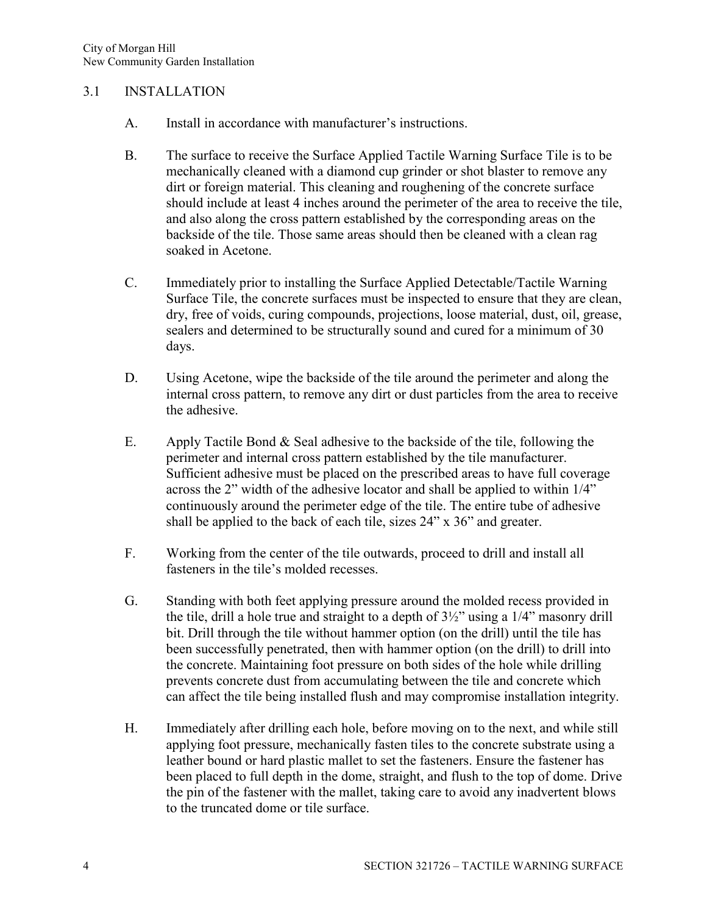## 3.1 INSTALLATION

A. Install in accordance with manufacturer's instructions.

B. The surface to receive the Surface Applied Tactile Warning Surface Tile is to be mechanically cleaned with a diamond cup grinder or shot blaster to remove any dirt or foreign material. This cleaning and roughening of the concrete surface should include at least 4 inches around the perimeter of the area to receive the tile, and also along the cross pattern established by the corresponding areas on the backside of the tile. Those same areas should then be cleaned with a clean rag soaked in Acetone.

C. Immediately prior to installing the Surface Applied Detectable/Tactile Warning Surface Tile, the concrete surfaces must be inspected to ensure that they are clean, dry, free of voids, curing compounds, projections, loose material, dust, oil, grease, sealers and determined to be structurally sound and cured for a minimum of 30 days.

D. Using Acetone, wipe the backside of the tile around the perimeter and along the internal cross pattern, to remove any dirt or dust particles from the area to receive the adhesive.

E. Apply Tactile Bond & Seal adhesive to the backside of the tile, following the perimeter and internal cross pattern established by the tile manufacturer. Sufficient adhesive must be placed on the prescribed areas to have full coverage across the 2" width of the adhesive locator and shall be applied to within 1/4" continuously around the perimeter edge of the tile. The entire tube of adhesive shall be applied to the back of each tile, sizes 24" x 36" and greater.

F. Working from the center of the tile outwards, proceed to drill and install all fasteners in the tile's molded recesses.

G. Standing with both feet applying pressure around the molded recess provided in the tile, drill a hole true and straight to a depth of 3½" using a 1/4" masonry drill bit. Drill through the tile without hammer option (on the drill) until the tile has been successfully penetrated, then with hammer option (on the drill) to drill into the concrete. Maintaining foot pressure on both sides of the hole while drilling prevents concrete dust from accumulating between the tile and concrete which can affect the tile being installed flush and may compromise installation integrity.

H. Immediately after drilling each hole, before moving on to the next, and while still applying foot pressure, mechanically fasten tiles to the concrete substrate using a leather bound or hard plastic mallet to set the fasteners. Ensure the fastener has been placed to full depth in the dome, straight, and flush to the top of dome. Drive the pin of the fastener with the mallet, taking care to avoid any inadvertent blows to the truncated dome or tile surface.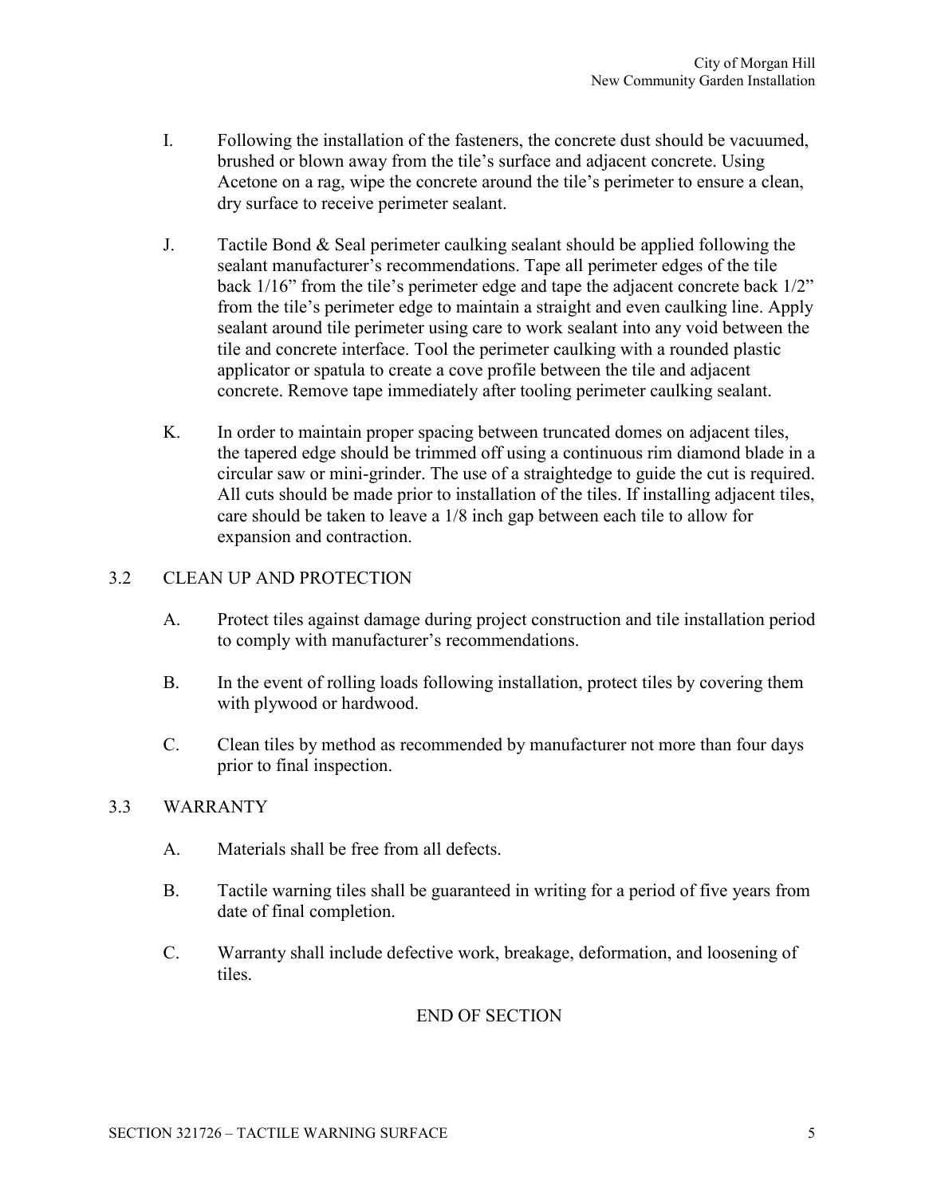I. Following the installation of the fasteners, the concrete dust should be vacuumed, brushed or blown away from the tile's surface and adjacent concrete. Using Acetone on a rag, wipe the concrete around the tile's perimeter to ensure a clean, dry surface to receive perimeter sealant.

J. Tactile Bond & Seal perimeter caulking sealant should be applied following the sealant manufacturer's recommendations. Tape all perimeter edges of the tile back 1/16" from the tile's perimeter edge and tape the adjacent concrete back 1/2" from the tile's perimeter edge to maintain a straight and even caulking line. Apply sealant around tile perimeter using care to work sealant into any void between the tile and concrete interface. Tool the perimeter caulking with a rounded plastic applicator or spatula to create a cove profile between the tile and adjacent concrete. Remove tape immediately after tooling perimeter caulking sealant.

K. In order to maintain proper spacing between truncated domes on adjacent tiles, the tapered edge should be trimmed off using a continuous rim diamond blade in a circular saw or mini-grinder. The use of a straightedge to guide the cut is required. All cuts should be made prior to installation of the tiles. If installing adjacent tiles, care should be taken to leave a 1/8 inch gap between each tile to allow for expansion and contraction.

## 3.2 CLEAN UP AND PROTECTION

A. Protect tiles against damage during project construction and tile installation period to comply with manufacturer's recommendations.

B. In the event of rolling loads following installation, protect tiles by covering them with plywood or hardwood.

C. Clean tiles by method as recommended by manufacturer not more than four days prior to final inspection.

## 3.3 WARRANTY

A. Materials shall be free from all defects.

B. Tactile warning tiles shall be guaranteed in writing for a period of five years from date of final completion.

C. Warranty shall include defective work, breakage, deformation, and loosening of tiles.

END OF SECTION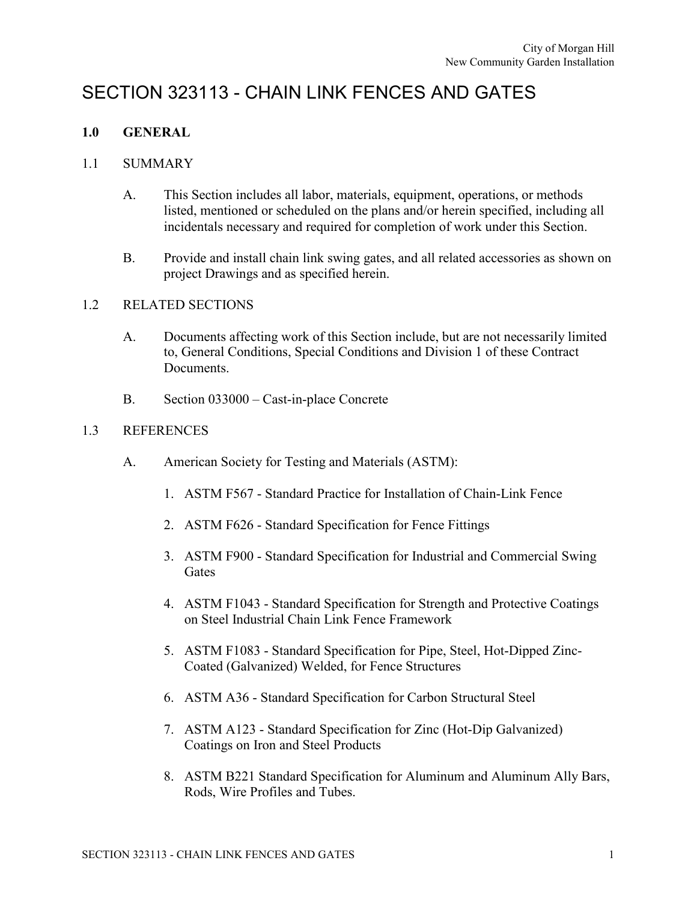# SECTION 323113 - CHAIN LINK FENCES AND GATES

## 1.0 GENERAL

### 1.1 SUMMARY

A. This Section includes all labor, materials, equipment, operations, or methods listed, mentioned or scheduled on the plans and/or herein specified, including all incidentals necessary and required for completion of work under this Section.

B. Provide and install chain link swing gates, and all related accessories as shown on project Drawings and as specified herein.

### 1.2 RELATED SECTIONS

A. Documents affecting work of this Section include, but are not necessarily limited to, General Conditions, Special Conditions and Division 1 of these Contract Documents.

B. Section 033000 – Cast-in-place Concrete

### 1.3 REFERENCES

A. American Society for Testing and Materials (ASTM):

1. ASTM F567 - Standard Practice for Installation of Chain-Link Fence
2. ASTM F626 - Standard Specification for Fence Fittings
3. ASTM F900 - Standard Specification for Industrial and Commercial Swing Gates
4. ASTM F1043 - Standard Specification for Strength and Protective Coatings on Steel Industrial Chain Link Fence Framework
5. ASTM F1083 - Standard Specification for Pipe, Steel, Hot-Dipped Zinc-Coated (Galvanized) Welded, for Fence Structures
6. ASTM A36 - Standard Specification for Carbon Structural Steel
7. ASTM A123 - Standard Specification for Zinc (Hot-Dip Galvanized) Coatings on Iron and Steel Products
8. ASTM B221 Standard Specification for Aluminum and Aluminum Ally Bars, Rods, Wire Profiles and Tubes.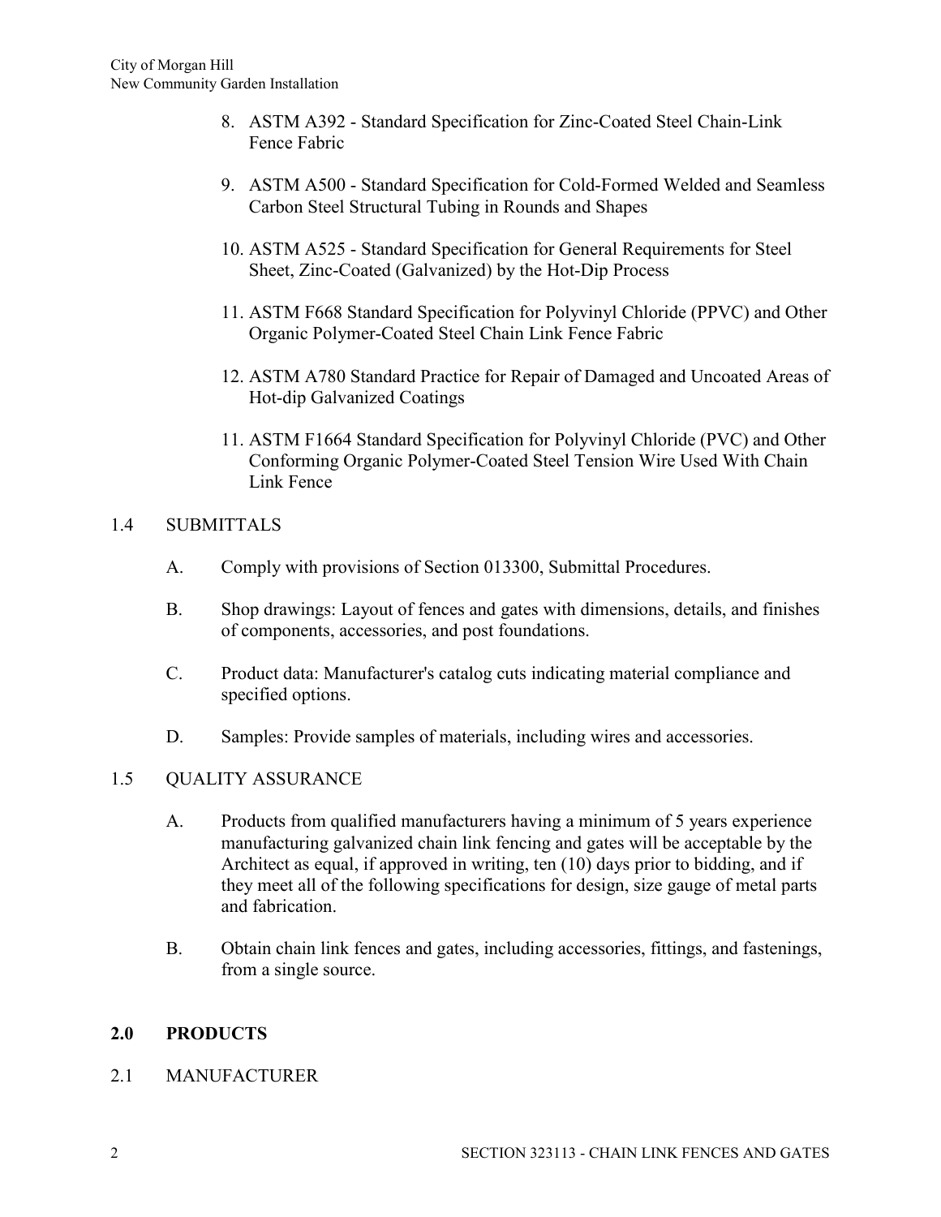8. ASTM A392 - Standard Specification for Zinc-Coated Steel Chain-Link Fence Fabric

9. ASTM A500 - Standard Specification for Cold-Formed Welded and Seamless Carbon Steel Structural Tubing in Rounds and Shapes

10. ASTM A525 - Standard Specification for General Requirements for Steel Sheet, Zinc-Coated (Galvanized) by the Hot-Dip Process

11. ASTM F668 Standard Specification for Polyvinyl Chloride (PPVC) and Other Organic Polymer-Coated Steel Chain Link Fence Fabric

12. ASTM A780 Standard Practice for Repair of Damaged and Uncoated Areas of Hot-dip Galvanized Coatings

11. ASTM F1664 Standard Specification for Polyvinyl Chloride (PVC) and Other Conforming Organic Polymer-Coated Steel Tension Wire Used With Chain Link Fence

1.4 SUBMITTALS

A. Comply with provisions of Section 013300, Submittal Procedures.

B. Shop drawings: Layout of fences and gates with dimensions, details, and finishes of components, accessories, and post foundations.

C. Product data: Manufacturer's catalog cuts indicating material compliance and specified options.

D. Samples: Provide samples of materials, including wires and accessories.

1.5 QUALITY ASSURANCE

A. Products from qualified manufacturers having a minimum of 5 years experience manufacturing galvanized chain link fencing and gates will be acceptable by the Architect as equal, if approved in writing, ten (10) days prior to bidding, and if they meet all of the following specifications for design, size gauge of metal parts and fabrication.

B. Obtain chain link fences and gates, including accessories, fittings, and fastenings, from a single source.

## 2.0 PRODUCTS

2.1 MANUFACTURER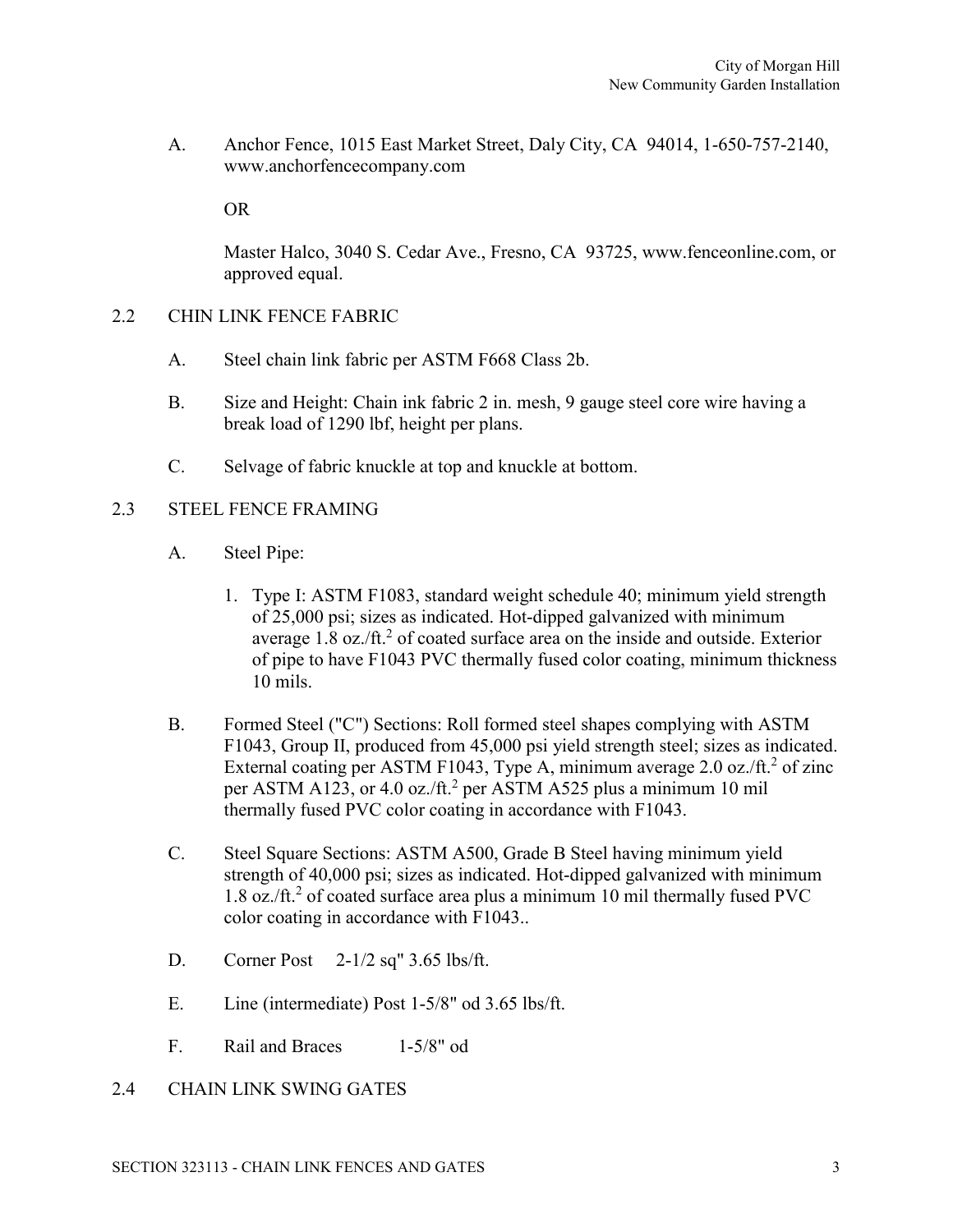A. Anchor Fence, 1015 East Market Street, Daly City, CA 94014, 1-650-757-2140, www.anchorfencecompany.com

OR

Master Halco, 3040 S. Cedar Ave., Fresno, CA 93725, www.fenceonline.com, or approved equal.

## 2.2 CHIN LINK FENCE FABRIC

A. Steel chain link fabric per ASTM F668 Class 2b.

B. Size and Height: Chain ink fabric 2 in. mesh, 9 gauge steel core wire having a break load of 1290 lbf, height per plans.

C. Selvage of fabric knuckle at top and knuckle at bottom.

## 2.3 STEEL FENCE FRAMING

A. Steel Pipe:

1. Type I: ASTM F1083, standard weight schedule 40; minimum yield strength of 25,000 psi; sizes as indicated. Hot-dipped galvanized with minimum average 1.8 oz./ft.$^2$ of coated surface area on the inside and outside. Exterior of pipe to have F1043 PVC thermally fused color coating, minimum thickness 10 mils.

B. Formed Steel ("C") Sections: Roll formed steel shapes complying with ASTM F1043, Group II, produced from 45,000 psi yield strength steel; sizes as indicated. External coating per ASTM F1043, Type A, minimum average 2.0 oz./ft.$^2$ of zinc per ASTM A123, or 4.0 oz./ft.$^2$ per ASTM A525 plus a minimum 10 mil thermally fused PVC color coating in accordance with F1043.

C. Steel Square Sections: ASTM A500, Grade B Steel having minimum yield strength of 40,000 psi; sizes as indicated. Hot-dipped galvanized with minimum 1.8 oz./ft.$^2$ of coated surface area plus a minimum 10 mil thermally fused PVC color coating in accordance with F1043..

D. Corner Post 2-1/2 sq" 3.65 lbs/ft.

E. Line (intermediate) Post 1-5/8" od 3.65 lbs/ft.

F. Rail and Braces 1-5/8" od

## 2.4 CHAIN LINK SWING GATES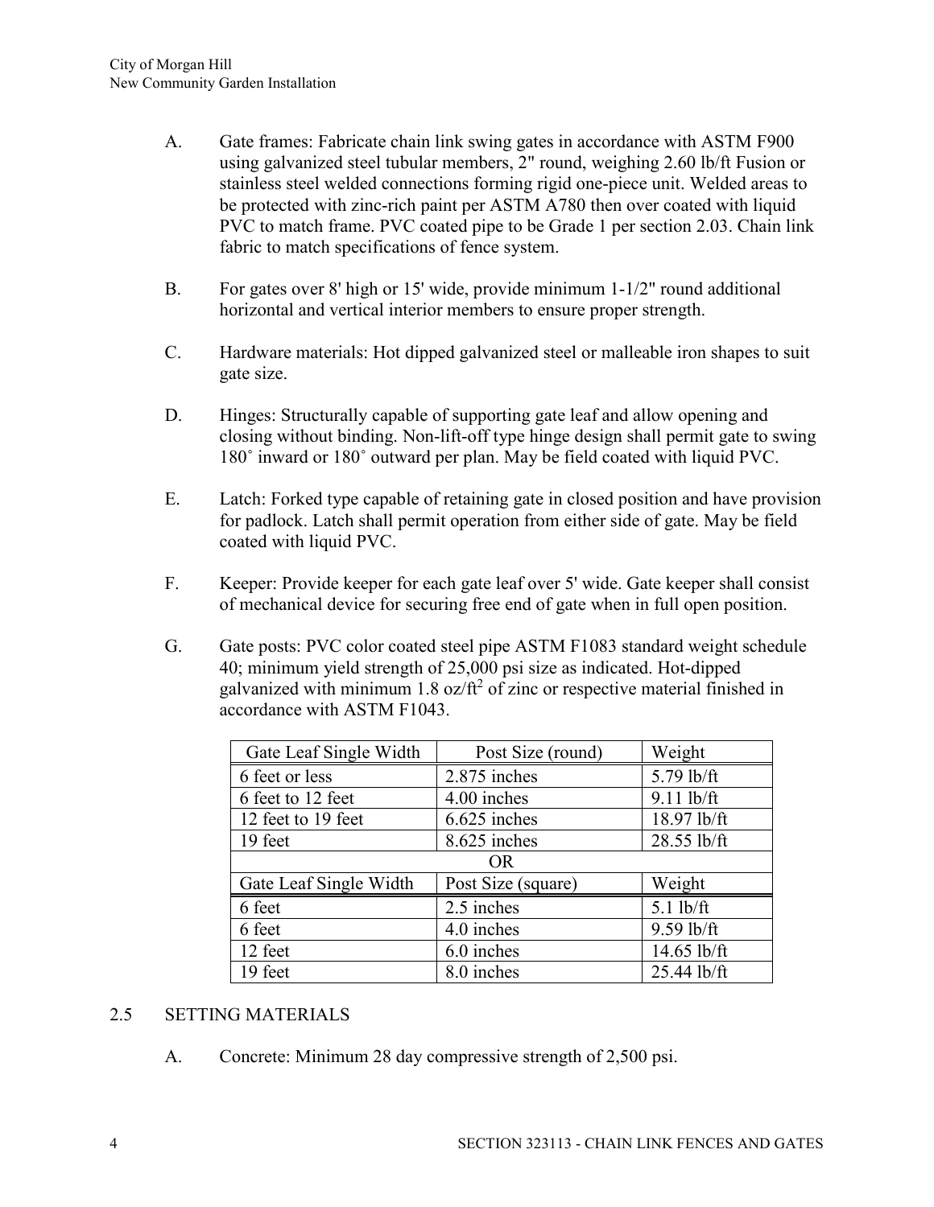A. Gate frames: Fabricate chain link swing gates in accordance with ASTM F900 using galvanized steel tubular members, 2" round, weighing 2.60 lb/ft Fusion or stainless steel welded connections forming rigid one-piece unit. Welded areas to be protected with zinc-rich paint per ASTM A780 then over coated with liquid PVC to match frame. PVC coated pipe to be Grade 1 per section 2.03. Chain link fabric to match specifications of fence system.

B. For gates over 8' high or 15' wide, provide minimum 1-1/2" round additional horizontal and vertical interior members to ensure proper strength.

C. Hardware materials: Hot dipped galvanized steel or malleable iron shapes to suit gate size.

D. Hinges: Structurally capable of supporting gate leaf and allow opening and closing without binding. Non-lift-off type hinge design shall permit gate to swing 180˚ inward or 180˚ outward per plan. May be field coated with liquid PVC.

E. Latch: Forked type capable of retaining gate in closed position and have provision for padlock. Latch shall permit operation from either side of gate. May be field coated with liquid PVC.

F. Keeper: Provide keeper for each gate leaf over 5' wide. Gate keeper shall consist of mechanical device for securing free end of gate when in full open position.

G. Gate posts: PVC color coated steel pipe ASTM F1083 standard weight schedule 40; minimum yield strength of 25,000 psi size as indicated. Hot-dipped galvanized with minimum 1.8 oz/ft$^2$ of zinc or respective material finished in accordance with ASTM F1043.

| Gate Leaf Single Width | Post Size (round) | Weight |
|---|---|---|
| 6 feet or less | 2.875 inches | 5.79 lb/ft |
| 6 feet to 12 feet | 4.00 inches | 9.11 lb/ft |
| 12 feet to 19 feet | 6.625 inches | 18.97 lb/ft |
| 19 feet | 8.625 inches | 28.55 lb/ft |
| OR | | |
| Gate Leaf Single Width | Post Size (square) | Weight |
| 6 feet | 2.5 inches | 5.1 lb/ft |
| 6 feet | 4.0 inches | 9.59 lb/ft |
| 12 feet | 6.0 inches | 14.65 lb/ft |
| 19 feet | 8.0 inches | 25.44 lb/ft |

## 2.5 SETTING MATERIALS

A. Concrete: Minimum 28 day compressive strength of 2,500 psi.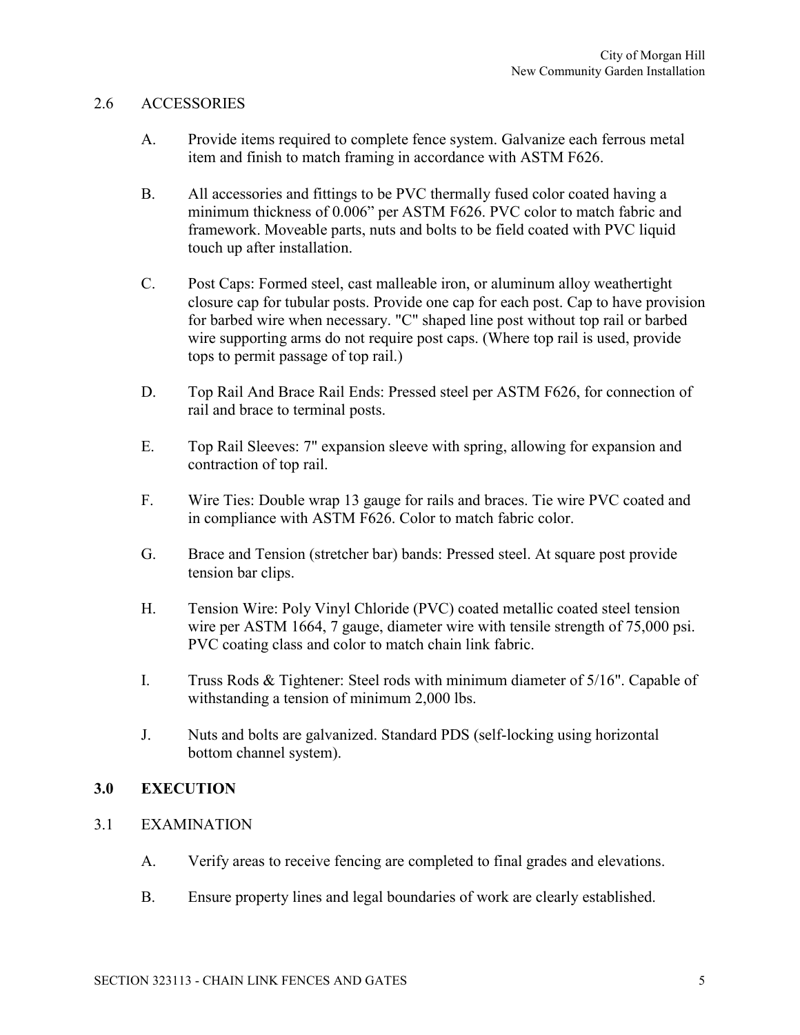## 2.6 ACCESSORIES

A. Provide items required to complete fence system. Galvanize each ferrous metal item and finish to match framing in accordance with ASTM F626.

B. All accessories and fittings to be PVC thermally fused color coated having a minimum thickness of 0.006" per ASTM F626. PVC color to match fabric and framework. Moveable parts, nuts and bolts to be field coated with PVC liquid touch up after installation.

C. Post Caps: Formed steel, cast malleable iron, or aluminum alloy weathertight closure cap for tubular posts. Provide one cap for each post. Cap to have provision for barbed wire when necessary. "C" shaped line post without top rail or barbed wire supporting arms do not require post caps. (Where top rail is used, provide tops to permit passage of top rail.)

D. Top Rail And Brace Rail Ends: Pressed steel per ASTM F626, for connection of rail and brace to terminal posts.

E. Top Rail Sleeves: 7" expansion sleeve with spring, allowing for expansion and contraction of top rail.

F. Wire Ties: Double wrap 13 gauge for rails and braces. Tie wire PVC coated and in compliance with ASTM F626. Color to match fabric color.

G. Brace and Tension (stretcher bar) bands: Pressed steel. At square post provide tension bar clips.

H. Tension Wire: Poly Vinyl Chloride (PVC) coated metallic coated steel tension wire per ASTM 1664, 7 gauge, diameter wire with tensile strength of 75,000 psi. PVC coating class and color to match chain link fabric.

I. Truss Rods & Tightener: Steel rods with minimum diameter of 5/16". Capable of withstanding a tension of minimum 2,000 lbs.

J. Nuts and bolts are galvanized. Standard PDS (self-locking using horizontal bottom channel system).

# 3.0 EXECUTION

## 3.1 EXAMINATION

A. Verify areas to receive fencing are completed to final grades and elevations.

B. Ensure property lines and legal boundaries of work are clearly established.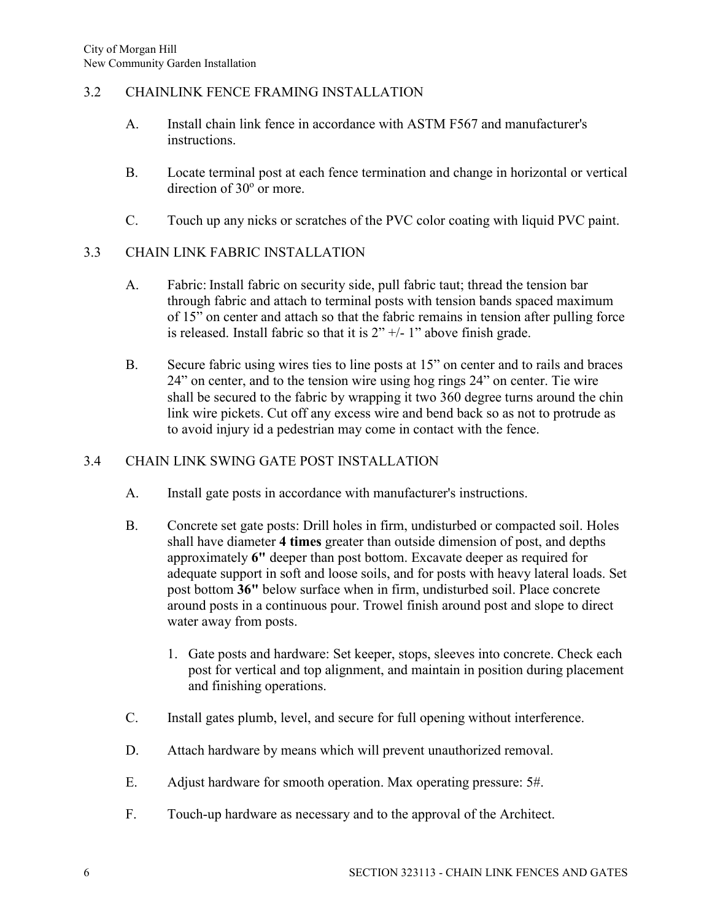### 3.2 CHAINLINK FENCE FRAMING INSTALLATION

A. Install chain link fence in accordance with ASTM F567 and manufacturer's instructions.

B. Locate terminal post at each fence termination and change in horizontal or vertical direction of 30º or more.

C. Touch up any nicks or scratches of the PVC color coating with liquid PVC paint.

### 3.3 CHAIN LINK FABRIC INSTALLATION

A. Fabric: Install fabric on security side, pull fabric taut; thread the tension bar through fabric and attach to terminal posts with tension bands spaced maximum of 15" on center and attach so that the fabric remains in tension after pulling force is released. Install fabric so that it is 2" +/- 1" above finish grade.

B. Secure fabric using wires ties to line posts at 15" on center and to rails and braces 24" on center, and to the tension wire using hog rings 24" on center. Tie wire shall be secured to the fabric by wrapping it two 360 degree turns around the chin link wire pickets. Cut off any excess wire and bend back so as not to protrude as to avoid injury id a pedestrian may come in contact with the fence.

### 3.4 CHAIN LINK SWING GATE POST INSTALLATION

A. Install gate posts in accordance with manufacturer's instructions.

B. Concrete set gate posts: Drill holes in firm, undisturbed or compacted soil. Holes shall have diameter **4 times** greater than outside dimension of post, and depths approximately **6"** deeper than post bottom. Excavate deeper as required for adequate support in soft and loose soils, and for posts with heavy lateral loads. Set post bottom **36"** below surface when in firm, undisturbed soil. Place concrete around posts in a continuous pour. Trowel finish around post and slope to direct water away from posts.

   1. Gate posts and hardware: Set keeper, stops, sleeves into concrete. Check each post for vertical and top alignment, and maintain in position during placement and finishing operations.

C. Install gates plumb, level, and secure for full opening without interference.

D. Attach hardware by means which will prevent unauthorized removal.

E. Adjust hardware for smooth operation. Max operating pressure: 5#.

F. Touch-up hardware as necessary and to the approval of the Architect.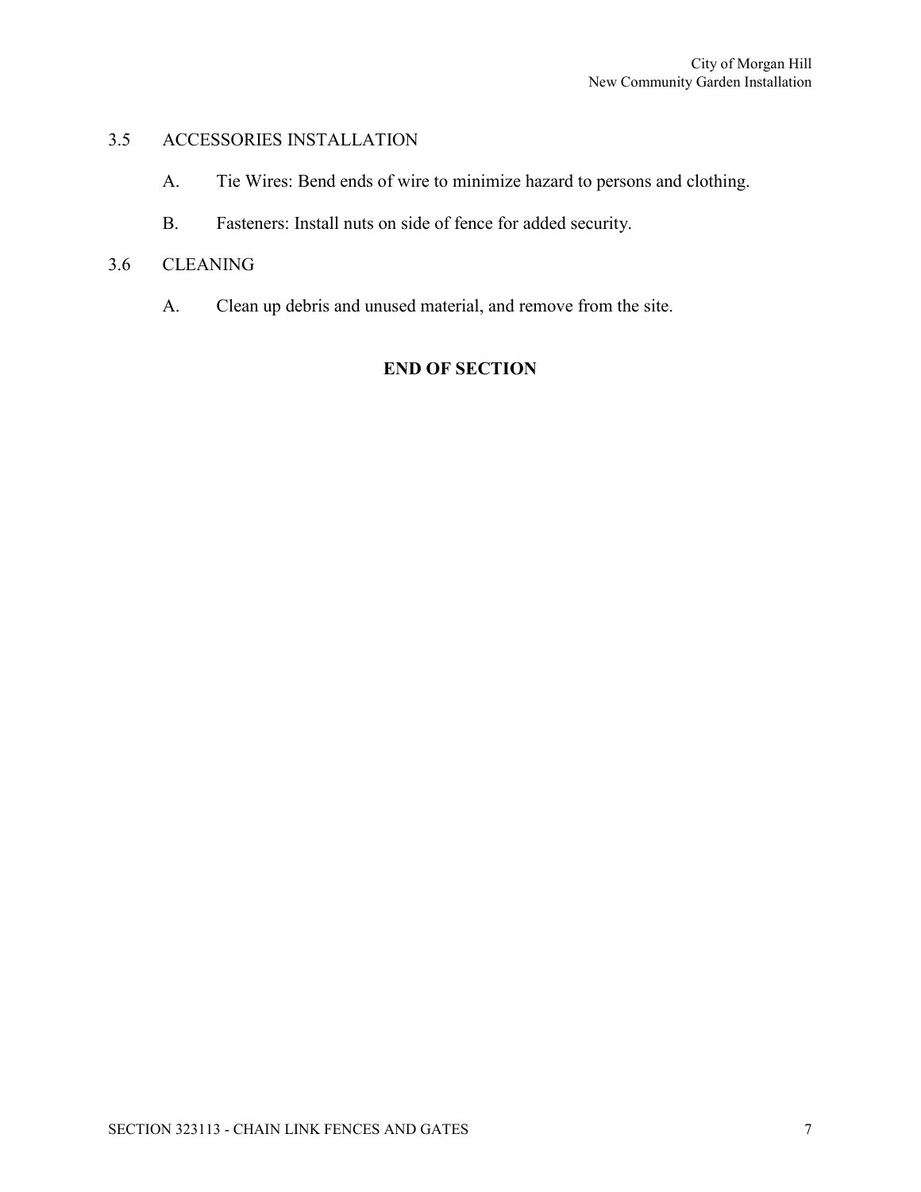## 3.5 ACCESSORIES INSTALLATION

A. Tie Wires: Bend ends of wire to minimize hazard to persons and clothing.

B. Fasteners: Install nuts on side of fence for added security.

## 3.6 CLEANING

A. Clean up debris and unused material, and remove from the site.

**END OF SECTION**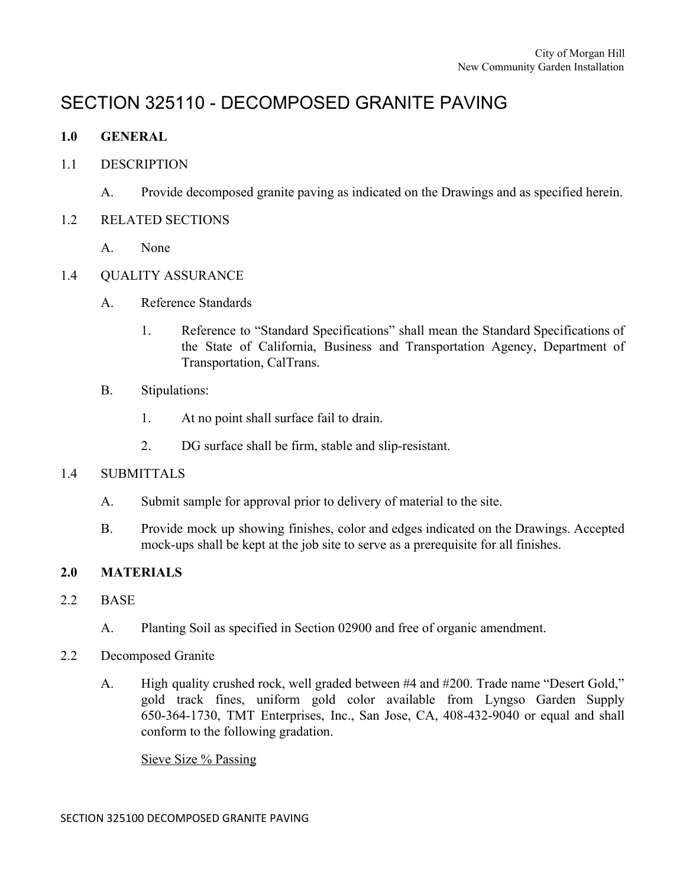# SECTION 325110 - DECOMPOSED GRANITE PAVING

## 1.0 GENERAL

### 1.1 DESCRIPTION

A. Provide decomposed granite paving as indicated on the Drawings and as specified herein.

### 1.2 RELATED SECTIONS

A. None

### 1.4 QUALITY ASSURANCE

A. Reference Standards

1. Reference to "Standard Specifications" shall mean the Standard Specifications of the State of California, Business and Transportation Agency, Department of Transportation, CalTrans.

B. Stipulations:

1. At no point shall surface fail to drain.
2. DG surface shall be firm, stable and slip-resistant.

### 1.4 SUBMITTALS

A. Submit sample for approval prior to delivery of material to the site.

B. Provide mock up showing finishes, color and edges indicated on the Drawings. Accepted mock-ups shall be kept at the job site to serve as a prerequisite for all finishes.

## 2.0 MATERIALS

### 2.2 BASE

A. Planting Soil as specified in Section 02900 and free of organic amendment.

### 2.2 Decomposed Granite

A. High quality crushed rock, well graded between #4 and #200. Trade name "Desert Gold," gold track fines, uniform gold color available from Lyngso Garden Supply 650-364-1730, TMT Enterprises, Inc., San Jose, CA, 408-432-9040 or equal and shall conform to the following gradation.

Sieve Size % Passing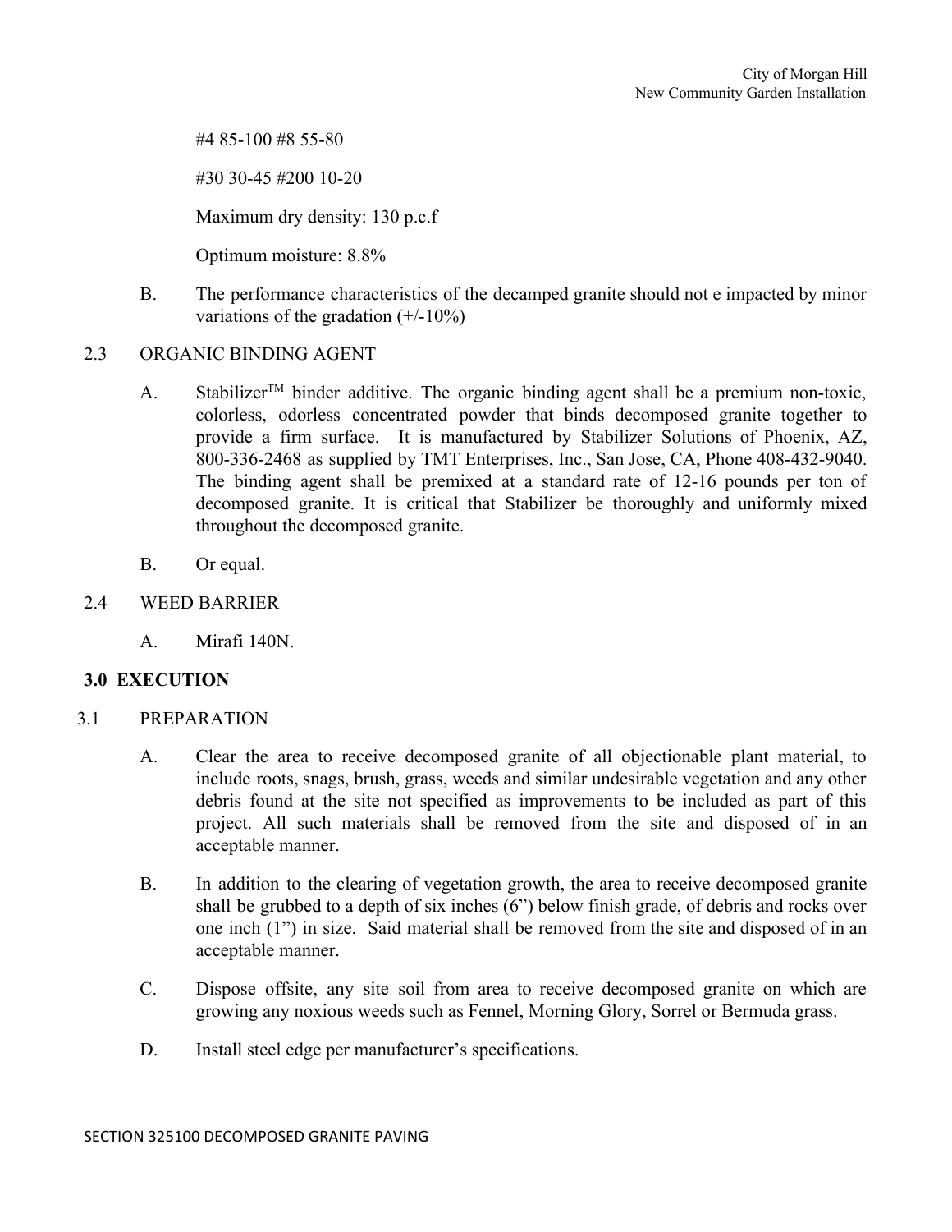#4 85-100 #8 55-80

#30 30-45 #200 10-20

Maximum dry density: 130 p.c.f

Optimum moisture: 8.8%

B. The performance characteristics of the decamped granite should not e impacted by minor variations of the gradation (+/-10%)

2.3 ORGANIC BINDING AGENT

A. Stabilizer[TM] binder additive. The organic binding agent shall be a premium non-toxic, colorless, odorless concentrated powder that binds decomposed granite together to provide a firm surface. It is manufactured by Stabilizer Solutions of Phoenix, AZ, 800-336-2468 as supplied by TMT Enterprises, Inc., San Jose, CA, Phone 408-432-9040. The binding agent shall be premixed at a standard rate of 12-16 pounds per ton of decomposed granite. It is critical that Stabilizer be thoroughly and uniformly mixed throughout the decomposed granite.

B. Or equal.

2.4 WEED BARRIER

A. Mirafi 140N.

## 3.0 EXECUTION

3.1 PREPARATION

A. Clear the area to receive decomposed granite of all objectionable plant material, to include roots, snags, brush, grass, weeds and similar undesirable vegetation and any other debris found at the site not specified as improvements to be included as part of this project. All such materials shall be removed from the site and disposed of in an acceptable manner.

B. In addition to the clearing of vegetation growth, the area to receive decomposed granite shall be grubbed to a depth of six inches (6") below finish grade, of debris and rocks over one inch (1") in size. Said material shall be removed from the site and disposed of in an acceptable manner.

C. Dispose offsite, any site soil from area to receive decomposed granite on which are growing any noxious weeds such as Fennel, Morning Glory, Sorrel or Bermuda grass.

D. Install steel edge per manufacturer's specifications.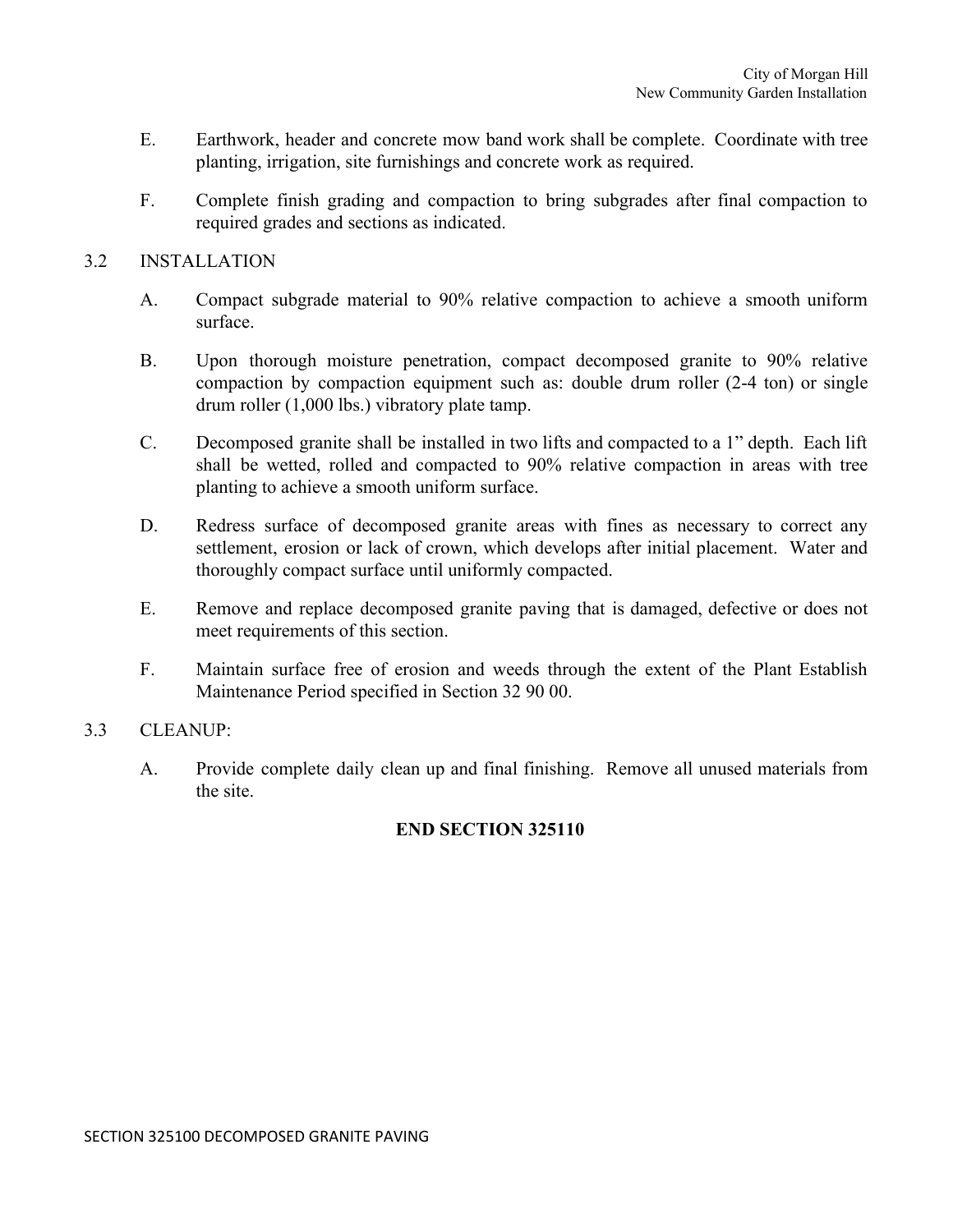E. Earthwork, header and concrete mow band work shall be complete. Coordinate with tree planting, irrigation, site furnishings and concrete work as required.

F. Complete finish grading and compaction to bring subgrades after final compaction to required grades and sections as indicated.

## 3.2 INSTALLATION

A. Compact subgrade material to 90% relative compaction to achieve a smooth uniform surface.

B. Upon thorough moisture penetration, compact decomposed granite to 90% relative compaction by compaction equipment such as: double drum roller (2-4 ton) or single drum roller (1,000 lbs.) vibratory plate tamp.

C. Decomposed granite shall be installed in two lifts and compacted to a 1" depth. Each lift shall be wetted, rolled and compacted to 90% relative compaction in areas with tree planting to achieve a smooth uniform surface.

D. Redress surface of decomposed granite areas with fines as necessary to correct any settlement, erosion or lack of crown, which develops after initial placement. Water and thoroughly compact surface until uniformly compacted.

E. Remove and replace decomposed granite paving that is damaged, defective or does not meet requirements of this section.

F. Maintain surface free of erosion and weeds through the extent of the Plant Establish Maintenance Period specified in Section 32 90 00.

## 3.3 CLEANUP:

A. Provide complete daily clean up and final finishing. Remove all unused materials from the site.

**END SECTION 325110**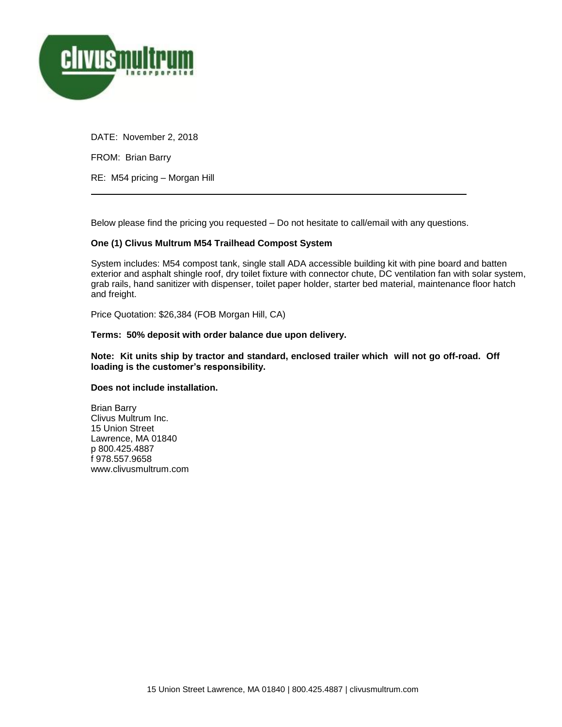DATE: November 2, 2018

FROM: Brian Barry

RE: M54 pricing – Morgan Hill

---

Below please find the pricing you requested – Do not hesitate to call/email with any questions.

**One (1) Clivus Multrum M54 Trailhead Compost System**

System includes: M54 compost tank, single stall ADA accessible building kit with pine board and batten exterior and asphalt shingle roof, dry toilet fixture with connector chute, DC ventilation fan with solar system, grab rails, hand sanitizer with dispenser, toilet paper holder, starter bed material, maintenance floor hatch and freight.

Price Quotation: $26,384 (FOB Morgan Hill, CA)

**Terms: 50% deposit with order balance due upon delivery.**

**Note: Kit units ship by tractor and standard, enclosed trailer which will not go off-road. Off loading is the customer's responsibility.**

**Does not include installation.**

Brian Barry
Clivus Multrum Inc.
15 Union Street
Lawrence, MA 01840
p 800.425.4887
f 978.557.9658
www.clivusmultrum.com